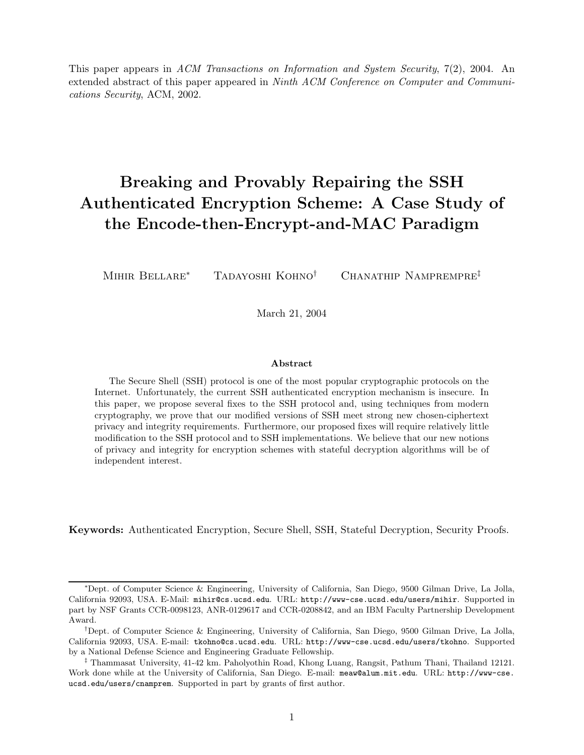This paper appears in *ACM Transactions on Information and System Security*, 7(2), 2004. An extended abstract of this paper appeared in *Ninth ACM Conference on Computer and Communications Security*, ACM, 2002.

# Breaking and Provably Repairing the SSH Authenticated Encryption Scheme: A Case Study of the Encode-then-Encrypt-and-MAC Paradigm

Mihir Bellare[*] Tadayoshi Kohno[†] Chanathip Namprempre[‡]

March 21, 2004

### Abstract

The Secure Shell (SSH) protocol is one of the most popular cryptographic protocols on the Internet. Unfortunately, the current SSH authenticated encryption mechanism is insecure. In this paper, we propose several fixes to the SSH protocol and, using techniques from modern cryptography, we prove that our modified versions of SSH meet strong new chosen-ciphertext privacy and integrity requirements. Furthermore, our proposed fixes will require relatively little modification to the SSH protocol and to SSH implementations. We believe that our new notions of privacy and integrity for encryption schemes with stateful decryption algorithms will be of independent interest.

**Keywords:** Authenticated Encryption, Secure Shell, SSH, Stateful Decryption, Security Proofs.

---

[*] Dept. of Computer Science & Engineering, University of California, San Diego, 9500 Gilman Drive, La Jolla, California 92093, USA. E-Mail: mihir@cs.ucsd.edu. URL: http://www-cse.ucsd.edu/users/mihir. Supported in part by NSF Grants CCR-0098123, ANR-0129617 and CCR-0208842, and an IBM Faculty Partnership Development Award.

[†] Dept. of Computer Science & Engineering, University of California, San Diego, 9500 Gilman Drive, La Jolla, California 92093, USA. E-mail: tkohno@cs.ucsd.edu. URL: http://www-cse.ucsd.edu/users/tkohno. Supported by a National Defense Science and Engineering Graduate Fellowship.

[‡] Thammasat University, 41-42 km. Paholyothin Road, Khong Luang, Rangsit, Pathum Thani, Thailand 12121. Work done while at the University of California, San Diego. E-mail: meaw@alum.mit.edu. URL: http://www-cse.ucsd.edu/users/cnamprem. Supported in part by grants of first author.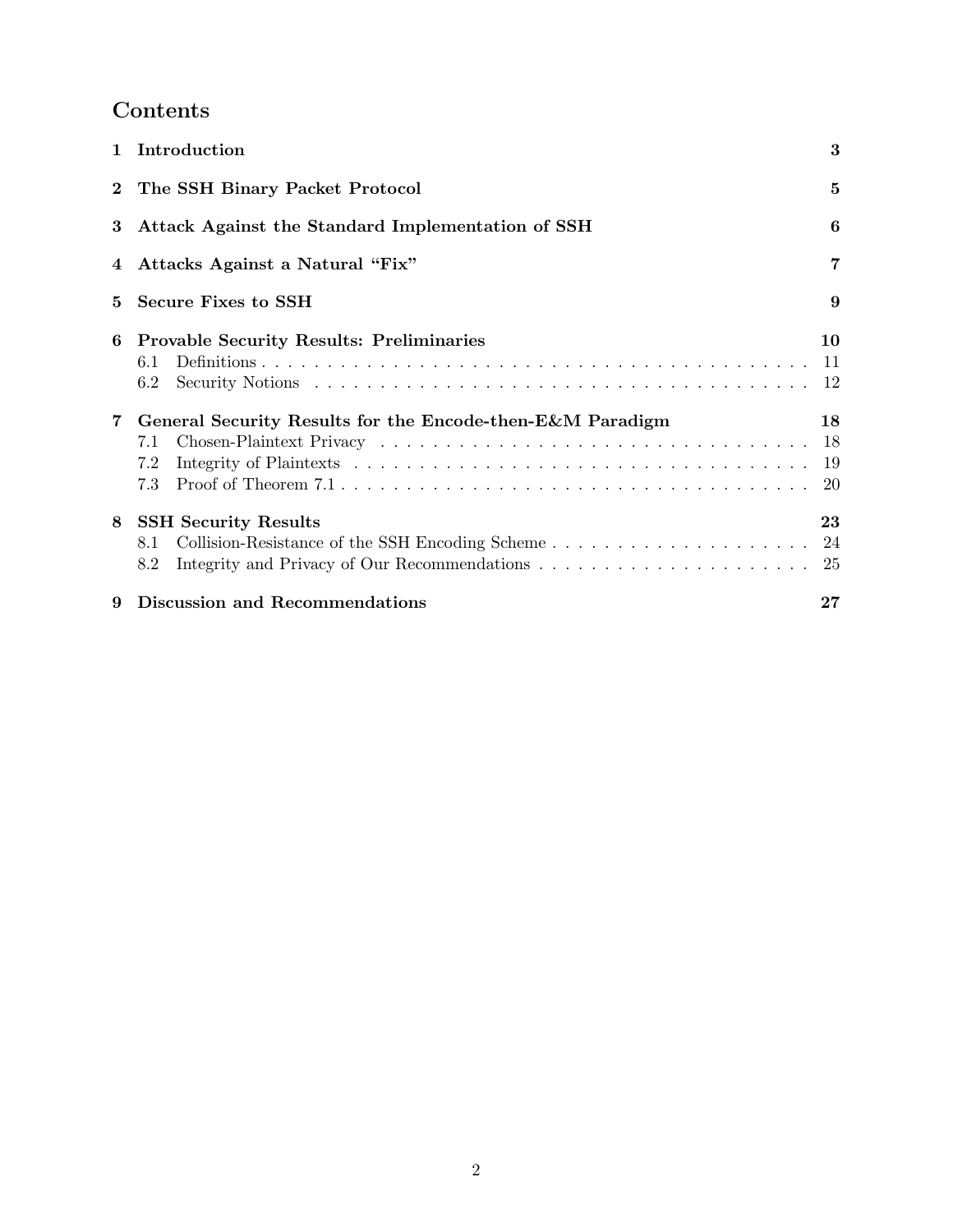## Contents

| | | |
|---|---|---|
| **1** | **Introduction** | **3** |
| **2** | **The SSH Binary Packet Protocol** | **5** |
| **3** | **Attack Against the Standard Implementation of SSH** | **6** |
| **4** | **Attacks Against a Natural "Fix"** | **7** |
| **5** | **Secure Fixes to SSH** | **9** |
| **6** | **Provable Security Results: Preliminaries** | **10** |
| | 6.1 Definitions | 11 |
| | 6.2 Security Notions | 12 |
| **7** | **General Security Results for the Encode-then-E&M Paradigm** | **18** |
| | 7.1 Chosen-Plaintext Privacy | 18 |
| | 7.2 Integrity of Plaintexts | 19 |
| | 7.3 Proof of Theorem 7.1 | 20 |
| **8** | **SSH Security Results** | **23** |
| | 8.1 Collision-Resistance of the SSH Encoding Scheme | 24 |
| | 8.2 Integrity and Privacy of Our Recommendations | 25 |
| **9** | **Discussion and Recommendations** | **27** |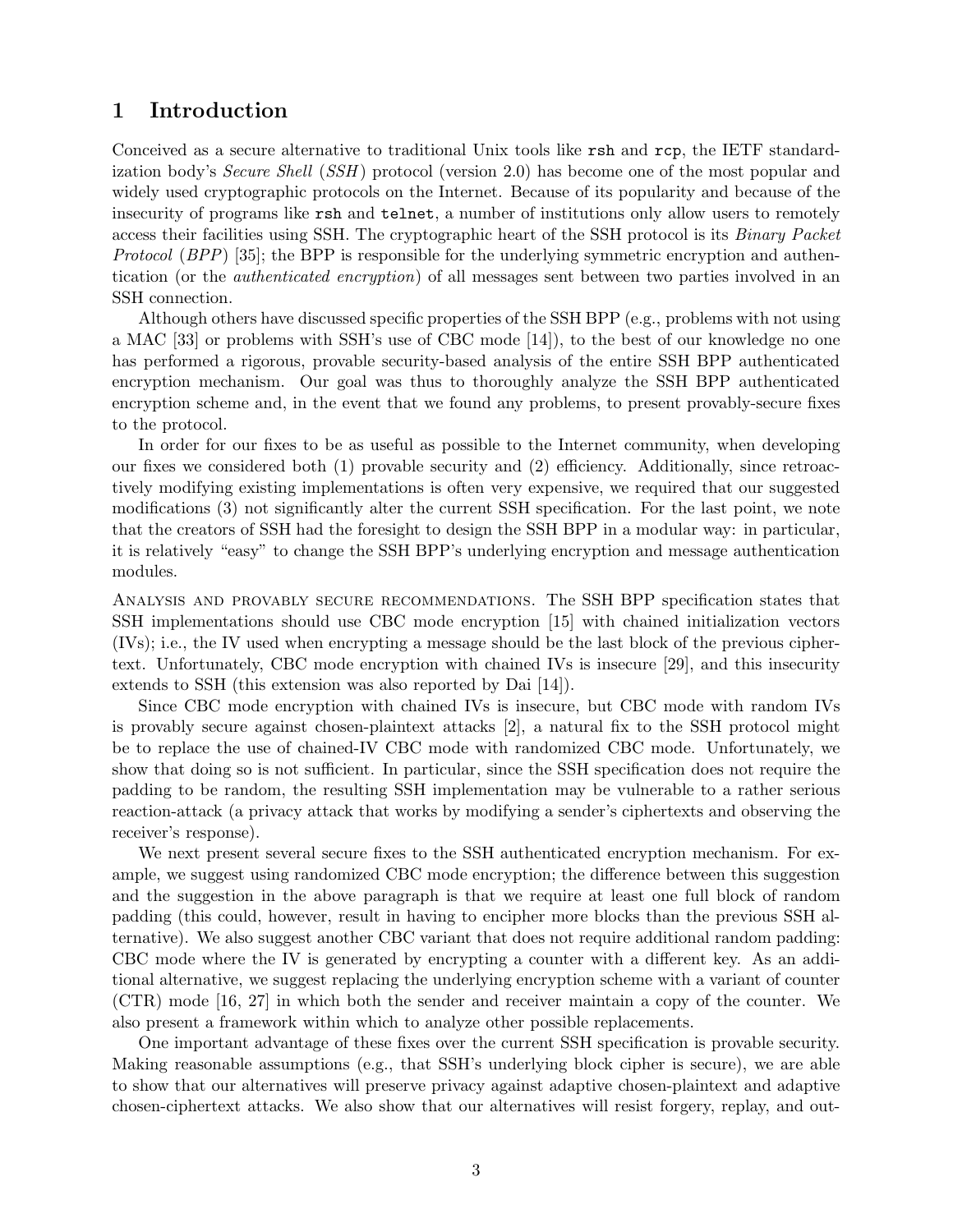# 1 Introduction

Conceived as a secure alternative to traditional Unix tools like `rsh` and `rcp`, the IETF standardization body's *Secure Shell* (*SSH*) protocol (version 2.0) has become one of the most popular and widely used cryptographic protocols on the Internet. Because of its popularity and because of the insecurity of programs like `rsh` and `telnet`, a number of institutions only allow users to remotely access their facilities using SSH. The cryptographic heart of the SSH protocol is its *Binary Packet Protocol* (*BPP*) [35]; the BPP is responsible for the underlying symmetric encryption and authentication (or the *authenticated encryption*) of all messages sent between two parties involved in an SSH connection.

Although others have discussed specific properties of the SSH BPP (e.g., problems with not using a MAC [33] or problems with SSH's use of CBC mode [14]), to the best of our knowledge no one has performed a rigorous, provable security-based analysis of the entire SSH BPP authenticated encryption mechanism. Our goal was thus to thoroughly analyze the SSH BPP authenticated encryption scheme and, in the event that we found any problems, to present provably-secure fixes to the protocol.

In order for our fixes to be as useful as possible to the Internet community, when developing our fixes we considered both (1) provable security and (2) efficiency. Additionally, since retroactively modifying existing implementations is often very expensive, we required that our suggested modifications (3) not significantly alter the current SSH specification. For the last point, we note that the creators of SSH had the foresight to design the SSH BPP in a modular way: in particular, it is relatively "easy" to change the SSH BPP's underlying encryption and message authentication modules.

Analysis and provably secure recommendations. The SSH BPP specification states that SSH implementations should use CBC mode encryption [15] with chained initialization vectors (IVs); i.e., the IV used when encrypting a message should be the last block of the previous ciphertext. Unfortunately, CBC mode encryption with chained IVs is insecure [29], and this insecurity extends to SSH (this extension was also reported by Dai [14]).

Since CBC mode encryption with chained IVs is insecure, but CBC mode with random IVs is provably secure against chosen-plaintext attacks [2], a natural fix to the SSH protocol might be to replace the use of chained-IV CBC mode with randomized CBC mode. Unfortunately, we show that doing so is not sufficient. In particular, since the SSH specification does not require the padding to be random, the resulting SSH implementation may be vulnerable to a rather serious reaction-attack (a privacy attack that works by modifying a sender's ciphertexts and observing the receiver's response).

We next present several secure fixes to the SSH authenticated encryption mechanism. For example, we suggest using randomized CBC mode encryption; the difference between this suggestion and the suggestion in the above paragraph is that we require at least one full block of random padding (this could, however, result in having to encipher more blocks than the previous SSH alternative). We also suggest another CBC variant that does not require additional random padding: CBC mode where the IV is generated by encrypting a counter with a different key. As an additional alternative, we suggest replacing the underlying encryption scheme with a variant of counter (CTR) mode [16, 27] in which both the sender and receiver maintain a copy of the counter. We also present a framework within which to analyze other possible replacements.

One important advantage of these fixes over the current SSH specification is provable security. Making reasonable assumptions (e.g., that SSH's underlying block cipher is secure), we are able to show that our alternatives will preserve privacy against adaptive chosen-plaintext and adaptive chosen-ciphertext attacks. We also show that our alternatives will resist forgery, replay, and out-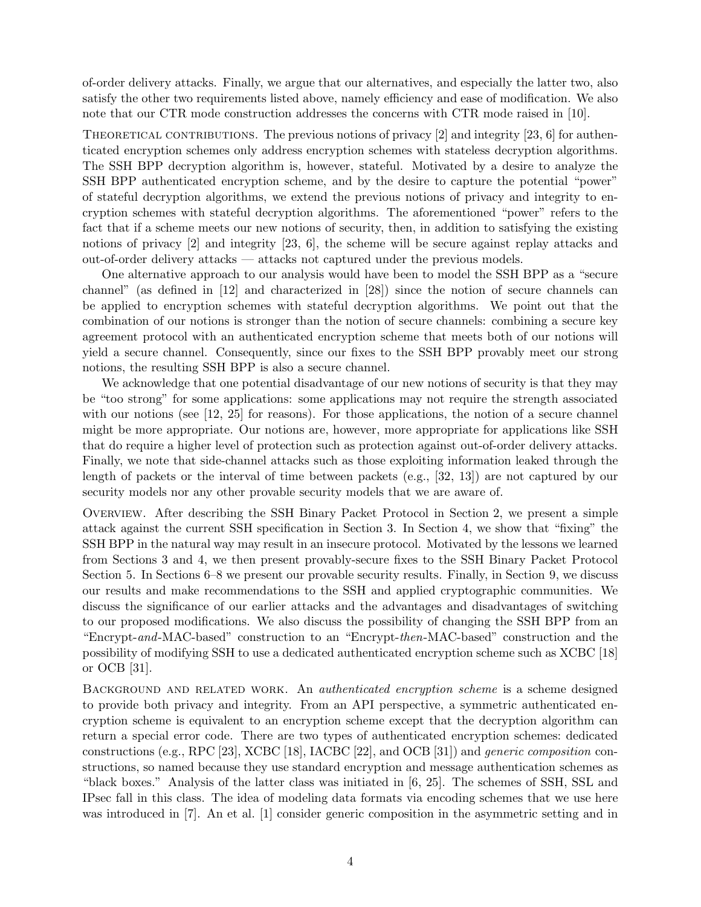of-order delivery attacks. Finally, we argue that our alternatives, and especially the latter two, also satisfy the other two requirements listed above, namely efficiency and ease of modification. We also note that our CTR mode construction addresses the concerns with CTR mode raised in [10].

**Theoretical contributions.** The previous notions of privacy [2] and integrity [23, 6] for authenticated encryption schemes only address encryption schemes with stateless decryption algorithms. The SSH BPP decryption algorithm is, however, stateful. Motivated by a desire to analyze the SSH BPP authenticated encryption scheme, and by the desire to capture the potential "power" of stateful decryption algorithms, we extend the previous notions of privacy and integrity to encryption schemes with stateful decryption algorithms. The aforementioned "power" refers to the fact that if a scheme meets our new notions of security, then, in addition to satisfying the existing notions of privacy [2] and integrity [23, 6], the scheme will be secure against replay attacks and out-of-order delivery attacks — attacks not captured under the previous models.

One alternative approach to our analysis would have been to model the SSH BPP as a "secure channel" (as defined in [12] and characterized in [28]) since the notion of secure channels can be applied to encryption schemes with stateful decryption algorithms. We point out that the combination of our notions is stronger than the notion of secure channels: combining a secure key agreement protocol with an authenticated encryption scheme that meets both of our notions will yield a secure channel. Consequently, since our fixes to the SSH BPP provably meet our strong notions, the resulting SSH BPP is also a secure channel.

We acknowledge that one potential disadvantage of our new notions of security is that they may be "too strong" for some applications: some applications may not require the strength associated with our notions (see [12, 25] for reasons). For those applications, the notion of a secure channel might be more appropriate. Our notions are, however, more appropriate for applications like SSH that do require a higher level of protection such as protection against out-of-order delivery attacks. Finally, we note that side-channel attacks such as those exploiting information leaked through the length of packets or the interval of time between packets (e.g., [32, 13]) are not captured by our security models nor any other provable security models that we are aware of.

**Overview.** After describing the SSH Binary Packet Protocol in Section 2, we present a simple attack against the current SSH specification in Section 3. In Section 4, we show that "fixing" the SSH BPP in the natural way may result in an insecure protocol. Motivated by the lessons we learned from Sections 3 and 4, we then present provably-secure fixes to the SSH Binary Packet Protocol Section 5. In Sections 6–8 we present our provable security results. Finally, in Section 9, we discuss our results and make recommendations to the SSH and applied cryptographic communities. We discuss the significance of our earlier attacks and the advantages and disadvantages of switching to our proposed modifications. We also discuss the possibility of changing the SSH BPP from an "Encrypt-*and*-MAC-based" construction to an "Encrypt-*then*-MAC-based" construction and the possibility of modifying SSH to use a dedicated authenticated encryption scheme such as XCBC [18] or OCB [31].

**Background and related work.** An *authenticated encryption scheme* is a scheme designed to provide both privacy and integrity. From an API perspective, a symmetric authenticated encryption scheme is equivalent to an encryption scheme except that the decryption algorithm can return a special error code. There are two types of authenticated encryption schemes: dedicated constructions (e.g., RPC [23], XCBC [18], IACBC [22], and OCB [31]) and *generic composition* constructions, so named because they use standard encryption and message authentication schemes as "black boxes." Analysis of the latter class was initiated in [6, 25]. The schemes of SSH, SSL and IPsec fall in this class. The idea of modeling data formats via encoding schemes that we use here was introduced in [7]. An et al. [1] consider generic composition in the asymmetric setting and in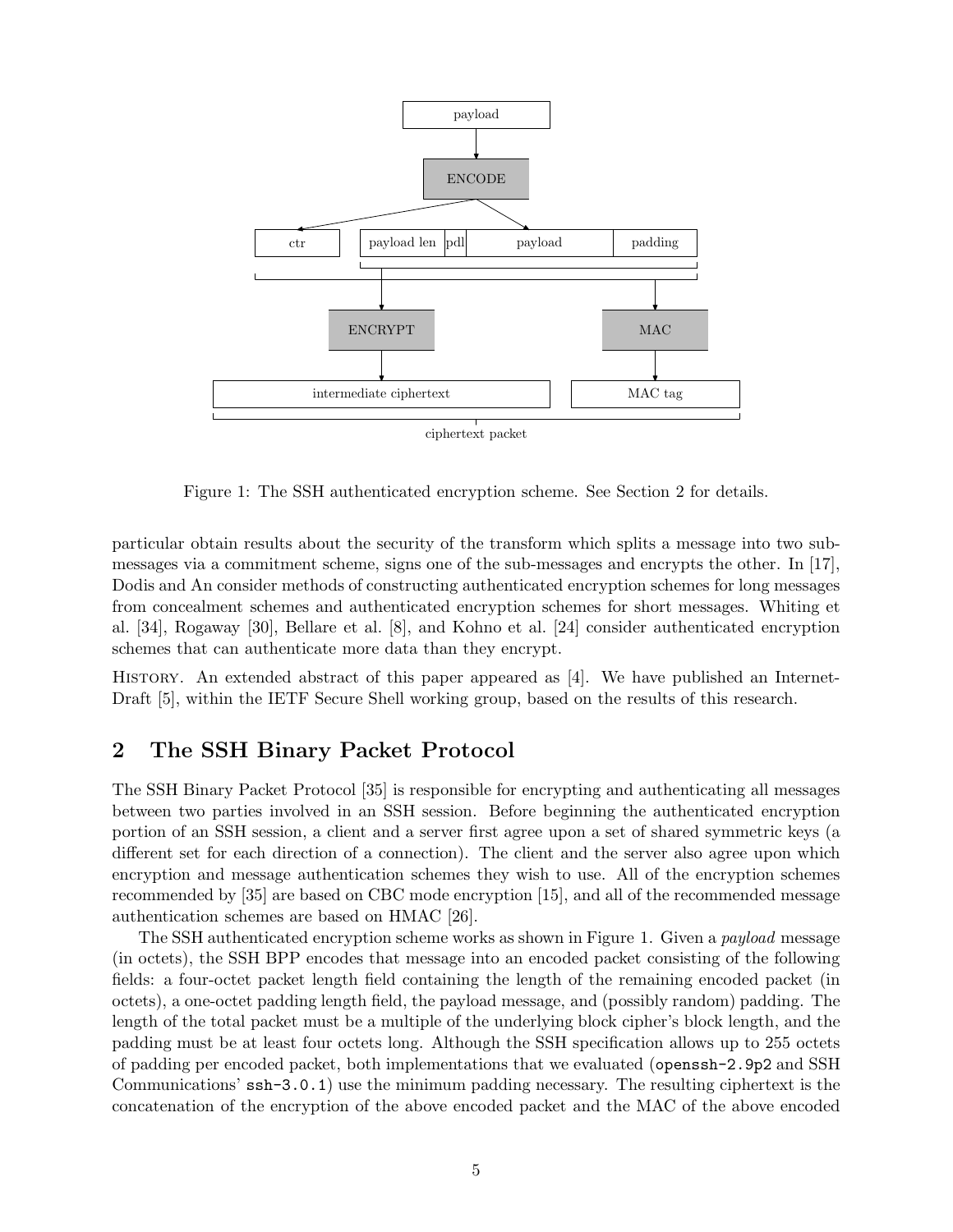Figure 1: The SSH authenticated encryption scheme. See Section 2 for details.

particular obtain results about the security of the transform which splits a message into two sub-messages via a commitment scheme, signs one of the sub-messages and encrypts the other. In [17], Dodis and An consider methods of constructing authenticated encryption schemes for long messages from concealment schemes and authenticated encryption schemes for short messages. Whiting et al. [34], Rogaway [30], Bellare et al. [8], and Kohno et al. [24] consider authenticated encryption schemes that can authenticate more data than they encrypt.

History. An extended abstract of this paper appeared as [4]. We have published an Internet-Draft [5], within the IETF Secure Shell working group, based on the results of this research.

## 2 The SSH Binary Packet Protocol

The SSH Binary Packet Protocol [35] is responsible for encrypting and authenticating all messages between two parties involved in an SSH session. Before beginning the authenticated encryption portion of an SSH session, a client and a server first agree upon a set of shared symmetric keys (a different set for each direction of a connection). The client and the server also agree upon which encryption and message authentication schemes they wish to use. All of the encryption schemes recommended by [35] are based on CBC mode encryption [15], and all of the recommended message authentication schemes are based on HMAC [26].

The SSH authenticated encryption scheme works as shown in Figure 1. Given a *payload* message (in octets), the SSH BPP encodes that message into an encoded packet consisting of the following fields: a four-octet packet length field containing the length of the remaining encoded packet (in octets), a one-octet padding length field, the payload message, and (possibly random) padding. The length of the total packet must be a multiple of the underlying block cipher's block length, and the padding must be at least four octets long. Although the SSH specification allows up to 255 octets of padding per encoded packet, both implementations that we evaluated (`openssh-2.9p2` and SSH Communications' `ssh-3.0.1`) use the minimum padding necessary. The resulting ciphertext is the concatenation of the encryption of the above encoded packet and the MAC of the above encoded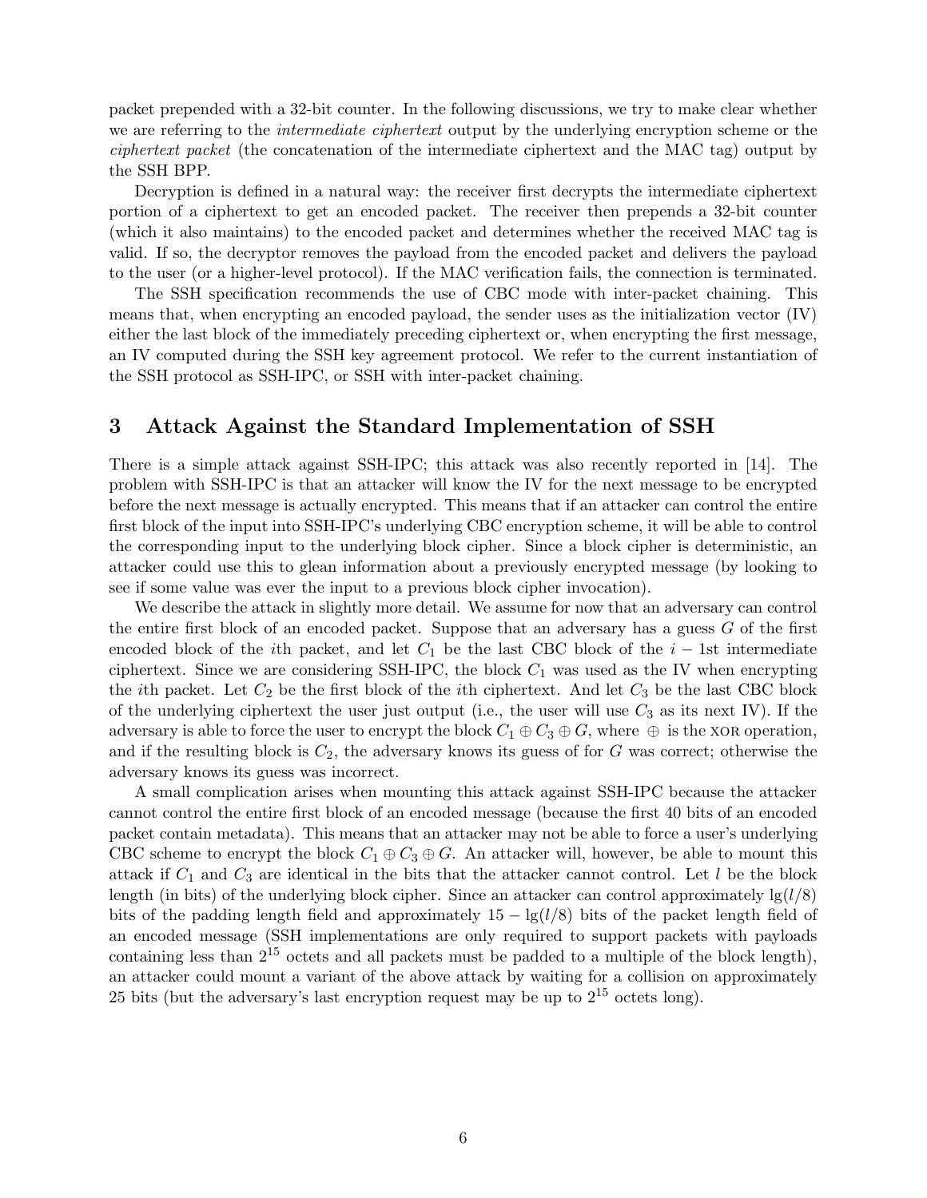packet prepended with a 32-bit counter. In the following discussions, we try to make clear whether we are referring to the *intermediate ciphertext* output by the underlying encryption scheme or the *ciphertext packet* (the concatenation of the intermediate ciphertext and the MAC tag) output by the SSH BPP.

Decryption is defined in a natural way: the receiver first decrypts the intermediate ciphertext portion of a ciphertext to get an encoded packet. The receiver then prepends a 32-bit counter (which it also maintains) to the encoded packet and determines whether the received MAC tag is valid. If so, the decryptor removes the payload from the encoded packet and delivers the payload to the user (or a higher-level protocol). If the MAC verification fails, the connection is terminated.

The SSH specification recommends the use of CBC mode with inter-packet chaining. This means that, when encrypting an encoded payload, the sender uses as the initialization vector (IV) either the last block of the immediately preceding ciphertext or, when encrypting the first message, an IV computed during the SSH key agreement protocol. We refer to the current instantiation of the SSH protocol as SSH-IPC, or SSH with inter-packet chaining.

## 3 Attack Against the Standard Implementation of SSH

There is a simple attack against SSH-IPC; this attack was also recently reported in [14]. The problem with SSH-IPC is that an attacker will know the IV for the next message to be encrypted before the next message is actually encrypted. This means that if an attacker can control the entire first block of the input into SSH-IPC's underlying CBC encryption scheme, it will be able to control the corresponding input to the underlying block cipher. Since a block cipher is deterministic, an attacker could use this to glean information about a previously encrypted message (by looking to see if some value was ever the input to a previous block cipher invocation).

We describe the attack in slightly more detail. We assume for now that an adversary can control the entire first block of an encoded packet. Suppose that an adversary has a guess $G$ of the first encoded block of the $i$th packet, and let $C_1$ be the last CBC block of the $i-1$st intermediate ciphertext. Since we are considering SSH-IPC, the block $C_1$ was used as the IV when encrypting the $i$th packet. Let $C_2$ be the first block of the $i$th ciphertext. And let $C_3$ be the last CBC block of the underlying ciphertext the user just output (i.e., the user will use $C_3$ as its next IV). If the adversary is able to force the user to encrypt the block $C_1 \oplus C_3 \oplus G$, where $\oplus$ is the XOR operation, and if the resulting block is $C_2$, the adversary knows its guess of for $G$ was correct; otherwise the adversary knows its guess was incorrect.

A small complication arises when mounting this attack against SSH-IPC because the attacker cannot control the entire first block of an encoded message (because the first 40 bits of an encoded packet contain metadata). This means that an attacker may not be able to force a user's underlying CBC scheme to encrypt the block $C_1 \oplus C_3 \oplus G$. An attacker will, however, be able to mount this attack if $C_1$ and $C_3$ are identical in the bits that the attacker cannot control. Let $l$ be the block length (in bits) of the underlying block cipher. Since an attacker can control approximately $\lg(l/8)$ bits of the padding length field and approximately $15 - \lg(l/8)$ bits of the packet length field of an encoded message (SSH implementations are only required to support packets with payloads containing less than $2^{15}$ octets and all packets must be padded to a multiple of the block length), an attacker could mount a variant of the above attack by waiting for a collision on approximately 25 bits (but the adversary's last encryption request may be up to $2^{15}$ octets long).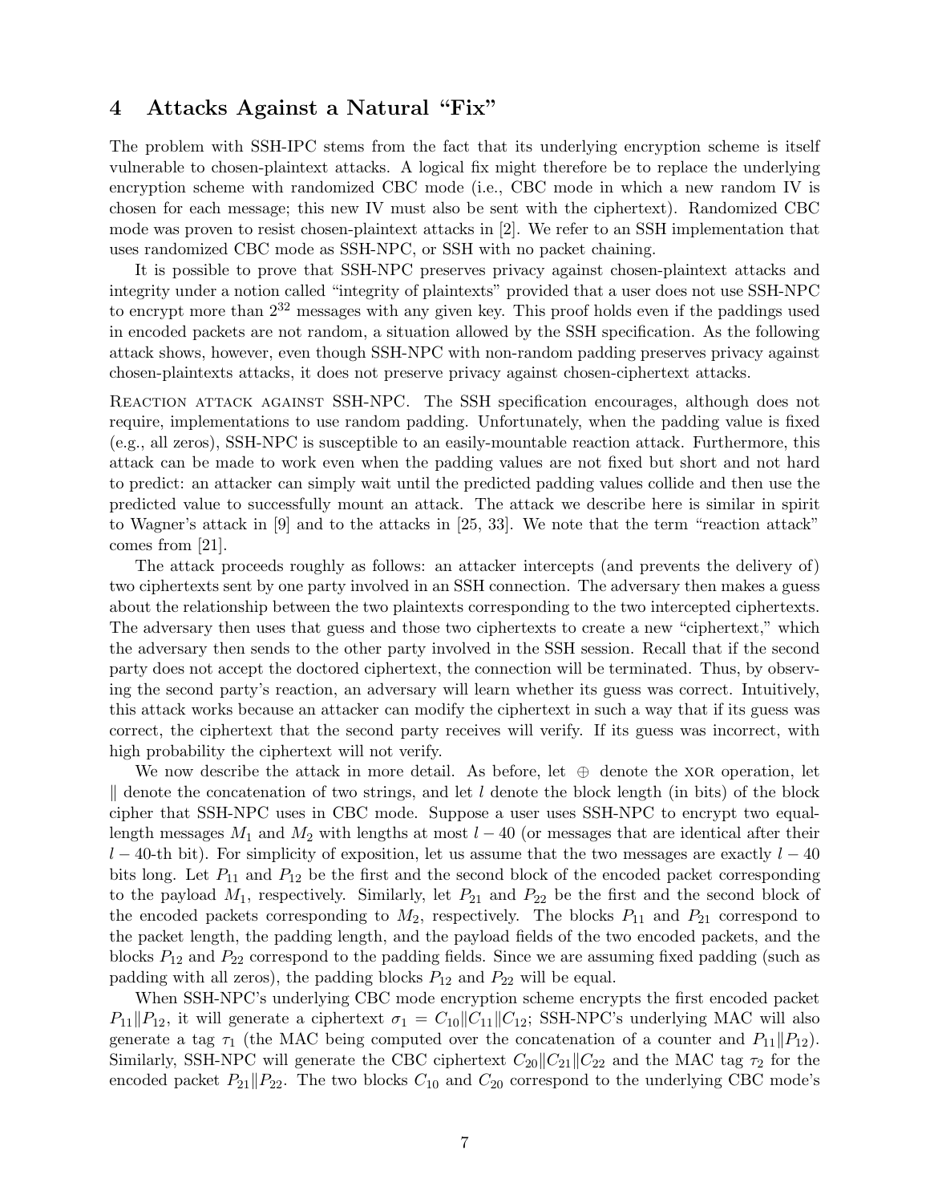## 4 Attacks Against a Natural "Fix"

The problem with SSH-IPC stems from the fact that its underlying encryption scheme is itself vulnerable to chosen-plaintext attacks. A logical fix might therefore be to replace the underlying encryption scheme with randomized CBC mode (i.e., CBC mode in which a new random IV is chosen for each message; this new IV must also be sent with the ciphertext). Randomized CBC mode was proven to resist chosen-plaintext attacks in [2]. We refer to an SSH implementation that uses randomized CBC mode as SSH-NPC, or SSH with no packet chaining.

It is possible to prove that SSH-NPC preserves privacy against chosen-plaintext attacks and integrity under a notion called "integrity of plaintexts" provided that a user does not use SSH-NPC to encrypt more than $2^{32}$ messages with any given key. This proof holds even if the paddings used in encoded packets are not random, a situation allowed by the SSH specification. As the following attack shows, however, even though SSH-NPC with non-random padding preserves privacy against chosen-plaintexts attacks, it does not preserve privacy against chosen-ciphertext attacks.

Reaction attack against SSH-NPC. The SSH specification encourages, although does not require, implementations to use random padding. Unfortunately, when the padding value is fixed (e.g., all zeros), SSH-NPC is susceptible to an easily-mountable reaction attack. Furthermore, this attack can be made to work even when the padding values are not fixed but short and not hard to predict: an attacker can simply wait until the predicted padding values collide and then use the predicted value to successfully mount an attack. The attack we describe here is similar in spirit to Wagner's attack in [9] and to the attacks in [25, 33]. We note that the term "reaction attack" comes from [21].

The attack proceeds roughly as follows: an attacker intercepts (and prevents the delivery of) two ciphertexts sent by one party involved in an SSH connection. The adversary then makes a guess about the relationship between the two plaintexts corresponding to the two intercepted ciphertexts. The adversary then uses that guess and those two ciphertexts to create a new "ciphertext," which the adversary then sends to the other party involved in the SSH session. Recall that if the second party does not accept the doctored ciphertext, the connection will be terminated. Thus, by observing the second party's reaction, an adversary will learn whether its guess was correct. Intuitively, this attack works because an attacker can modify the ciphertext in such a way that if its guess was correct, the ciphertext that the second party receives will verify. If its guess was incorrect, with high probability the ciphertext will not verify.

We now describe the attack in more detail. As before, let $\oplus$ denote the XOR operation, let $\|$ denote the concatenation of two strings, and let $l$ denote the block length (in bits) of the block cipher that SSH-NPC uses in CBC mode. Suppose a user uses SSH-NPC to encrypt two equal-length messages $M_1$ and $M_2$ with lengths at most $l - 40$ (or messages that are identical after their $l - 40$-th bit). For simplicity of exposition, let us assume that the two messages are exactly $l - 40$ bits long. Let $P_{11}$ and $P_{12}$ be the first and the second block of the encoded packet corresponding to the payload $M_1$, respectively. Similarly, let $P_{21}$ and $P_{22}$ be the first and the second block of the encoded packets corresponding to $M_2$, respectively. The blocks $P_{11}$ and $P_{21}$ correspond to the packet length, the padding length, and the payload fields of the two encoded packets, and the blocks $P_{12}$ and $P_{22}$ correspond to the padding fields. Since we are assuming fixed padding (such as padding with all zeros), the padding blocks $P_{12}$ and $P_{22}$ will be equal.

When SSH-NPC's underlying CBC mode encryption scheme encrypts the first encoded packet $P_{11}\|P_{12}$, it will generate a ciphertext $\sigma_1 = C_{10}\|C_{11}\|C_{12}$; SSH-NPC's underlying MAC will also generate a tag $\tau_1$ (the MAC being computed over the concatenation of a counter and $P_{11}\|P_{12}$). Similarly, SSH-NPC will generate the CBC ciphertext $C_{20}\|C_{21}\|C_{22}$ and the MAC tag $\tau_2$ for the encoded packet $P_{21}\|P_{22}$. The two blocks $C_{10}$ and $C_{20}$ correspond to the underlying CBC mode's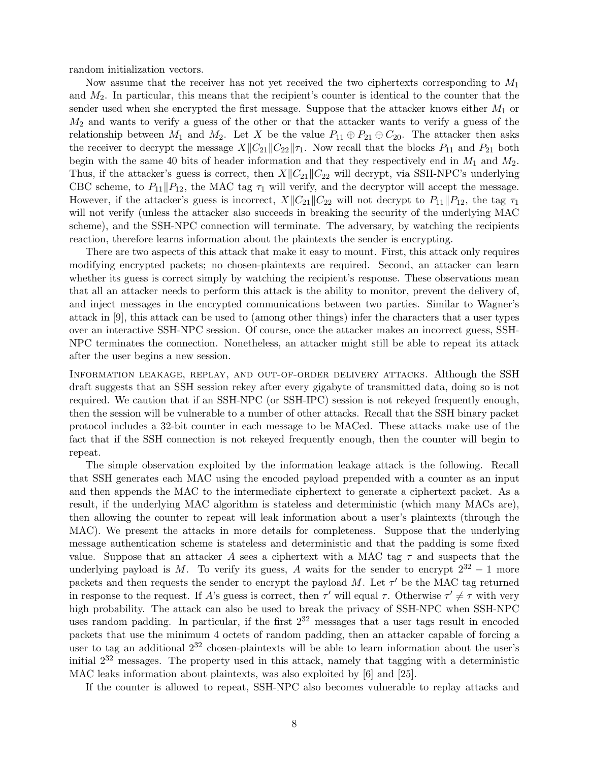random initialization vectors.

Now assume that the receiver has not yet received the two ciphertexts corresponding to $M_1$ and $M_2$. In particular, this means that the recipient's counter is identical to the counter that the sender used when she encrypted the first message. Suppose that the attacker knows either $M_1$ or $M_2$ and wants to verify a guess of the other or that the attacker wants to verify a guess of the relationship between $M_1$ and $M_2$. Let $X$ be the value $P_{11} \oplus P_{21} \oplus C_{20}$. The attacker then asks the receiver to decrypt the message $X \| C_{21} \| C_{22} \| \tau_1$. Now recall that the blocks $P_{11}$ and $P_{21}$ both begin with the same 40 bits of header information and that they respectively end in $M_1$ and $M_2$. Thus, if the attacker's guess is correct, then $X \| C_{21} \| C_{22}$ will decrypt, via SSH-NPC's underlying CBC scheme, to $P_{11} \| P_{12}$, the MAC tag $\tau_1$ will verify, and the decryptor will accept the message. However, if the attacker's guess is incorrect, $X \| C_{21} \| C_{22}$ will not decrypt to $P_{11} \| P_{12}$, the tag $\tau_1$ will not verify (unless the attacker also succeeds in breaking the security of the underlying MAC scheme), and the SSH-NPC connection will terminate. The adversary, by watching the recipients reaction, therefore learns information about the plaintexts the sender is encrypting.

There are two aspects of this attack that make it easy to mount. First, this attack only requires modifying encrypted packets; no chosen-plaintexts are required. Second, an attacker can learn whether its guess is correct simply by watching the recipient's response. These observations mean that all an attacker needs to perform this attack is the ability to monitor, prevent the delivery of, and inject messages in the encrypted communications between two parties. Similar to Wagner's attack in [9], this attack can be used to (among other things) infer the characters that a user types over an interactive SSH-NPC session. Of course, once the attacker makes an incorrect guess, SSH-NPC terminates the connection. Nonetheless, an attacker might still be able to repeat its attack after the user begins a new session.

Information leakage, replay, and out-of-order delivery attacks. Although the SSH draft suggests that an SSH session rekey after every gigabyte of transmitted data, doing so is not required. We caution that if an SSH-NPC (or SSH-IPC) session is not rekeyed frequently enough, then the session will be vulnerable to a number of other attacks. Recall that the SSH binary packet protocol includes a 32-bit counter in each message to be MACed. These attacks make use of the fact that if the SSH connection is not rekeyed frequently enough, then the counter will begin to repeat.

The simple observation exploited by the information leakage attack is the following. Recall that SSH generates each MAC using the encoded payload prepended with a counter as an input and then appends the MAC to the intermediate ciphertext to generate a ciphertext packet. As a result, if the underlying MAC algorithm is stateless and deterministic (which many MACs are), then allowing the counter to repeat will leak information about a user's plaintexts (through the MAC). We present the attacks in more details for completeness. Suppose that the underlying message authentication scheme is stateless and deterministic and that the padding is some fixed value. Suppose that an attacker $A$ sees a ciphertext with a MAC tag $\tau$ and suspects that the underlying payload is $M$. To verify its guess, $A$ waits for the sender to encrypt $2^{32} - 1$ more packets and then requests the sender to encrypt the payload $M$. Let $\tau'$ be the MAC tag returned in response to the request. If $A$'s guess is correct, then $\tau'$ will equal $\tau$. Otherwise $\tau' \neq \tau$ with very high probability. The attack can also be used to break the privacy of SSH-NPC when SSH-NPC uses random padding. In particular, if the first $2^{32}$ messages that a user tags result in encoded packets that use the minimum 4 octets of random padding, then an attacker capable of forcing a user to tag an additional $2^{32}$ chosen-plaintexts will be able to learn information about the user's initial $2^{32}$ messages. The property used in this attack, namely that tagging with a deterministic MAC leaks information about plaintexts, was also exploited by [6] and [25].

If the counter is allowed to repeat, SSH-NPC also becomes vulnerable to replay attacks and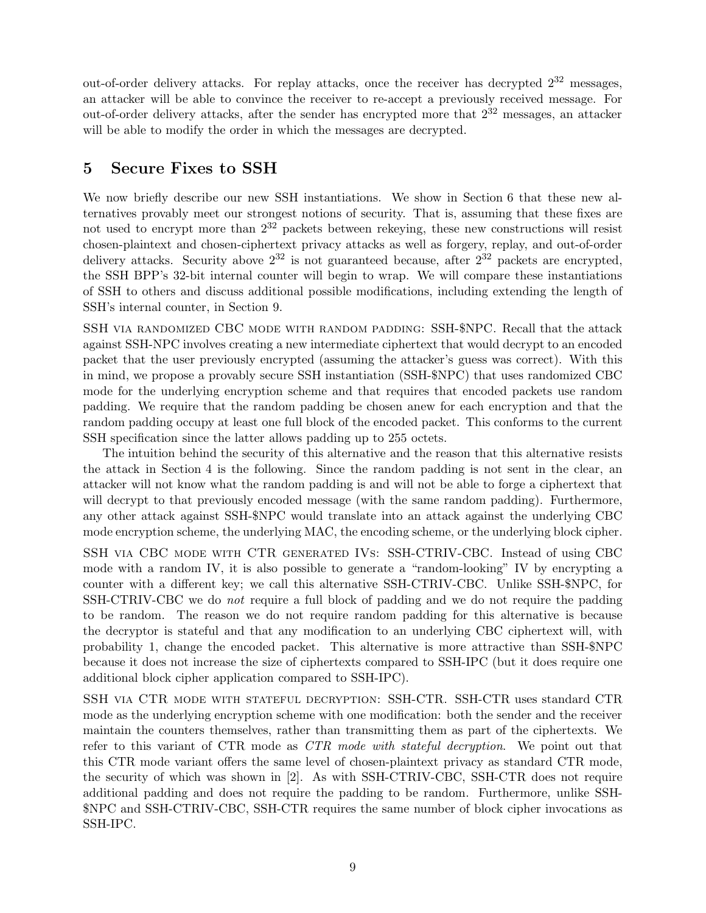out-of-order delivery attacks. For replay attacks, once the receiver has decrypted $2^{32}$ messages, an attacker will be able to convince the receiver to re-accept a previously received message. For out-of-order delivery attacks, after the sender has encrypted more that $2^{32}$ messages, an attacker will be able to modify the order in which the messages are decrypted.

## 5 Secure Fixes to SSH

We now briefly describe our new SSH instantiations. We show in Section 6 that these new alternatives provably meet our strongest notions of security. That is, assuming that these fixes are not used to encrypt more than $2^{32}$ packets between rekeying, these new constructions will resist chosen-plaintext and chosen-ciphertext privacy attacks as well as forgery, replay, and out-of-order delivery attacks. Security above $2^{32}$ is not guaranteed because, after $2^{32}$ packets are encrypted, the SSH BPP's 32-bit internal counter will begin to wrap. We will compare these instantiations of SSH to others and discuss additional possible modifications, including extending the length of SSH's internal counter, in Section 9.

SSH via randomized CBC mode with random padding: SSH-$NPC. Recall that the attack against SSH-NPC involves creating a new intermediate ciphertext that would decrypt to an encoded packet that the user previously encrypted (assuming the attacker's guess was correct). With this in mind, we propose a provably secure SSH instantiation (SSH-$NPC) that uses randomized CBC mode for the underlying encryption scheme and that requires that encoded packets use random padding. We require that the random padding be chosen anew for each encryption and that the random padding occupy at least one full block of the encoded packet. This conforms to the current SSH specification since the latter allows padding up to 255 octets.

The intuition behind the security of this alternative and the reason that this alternative resists the attack in Section 4 is the following. Since the random padding is not sent in the clear, an attacker will not know what the random padding is and will not be able to forge a ciphertext that will decrypt to that previously encoded message (with the same random padding). Furthermore, any other attack against SSH-$NPC would translate into an attack against the underlying CBC mode encryption scheme, the underlying MAC, the encoding scheme, or the underlying block cipher.

SSH via CBC mode with CTR generated IVs: SSH-CTRIV-CBC. Instead of using CBC mode with a random IV, it is also possible to generate a "random-looking" IV by encrypting a counter with a different key; we call this alternative SSH-CTRIV-CBC. Unlike SSH-$NPC, for SSH-CTRIV-CBC we do *not* require a full block of padding and we do not require the padding to be random. The reason we do not require random padding for this alternative is because the decryptor is stateful and that any modification to an underlying CBC ciphertext will, with probability 1, change the encoded packet. This alternative is more attractive than SSH-$NPC because it does not increase the size of ciphertexts compared to SSH-IPC (but it does require one additional block cipher application compared to SSH-IPC).

SSH via CTR mode with stateful decryption: SSH-CTR. SSH-CTR uses standard CTR mode as the underlying encryption scheme with one modification: both the sender and the receiver maintain the counters themselves, rather than transmitting them as part of the ciphertexts. We refer to this variant of CTR mode as *CTR mode with stateful decryption*. We point out that this CTR mode variant offers the same level of chosen-plaintext privacy as standard CTR mode, the security of which was shown in [2]. As with SSH-CTRIV-CBC, SSH-CTR does not require additional padding and does not require the padding to be random. Furthermore, unlike SSH-$NPC and SSH-CTRIV-CBC, SSH-CTR requires the same number of block cipher invocations as SSH-IPC.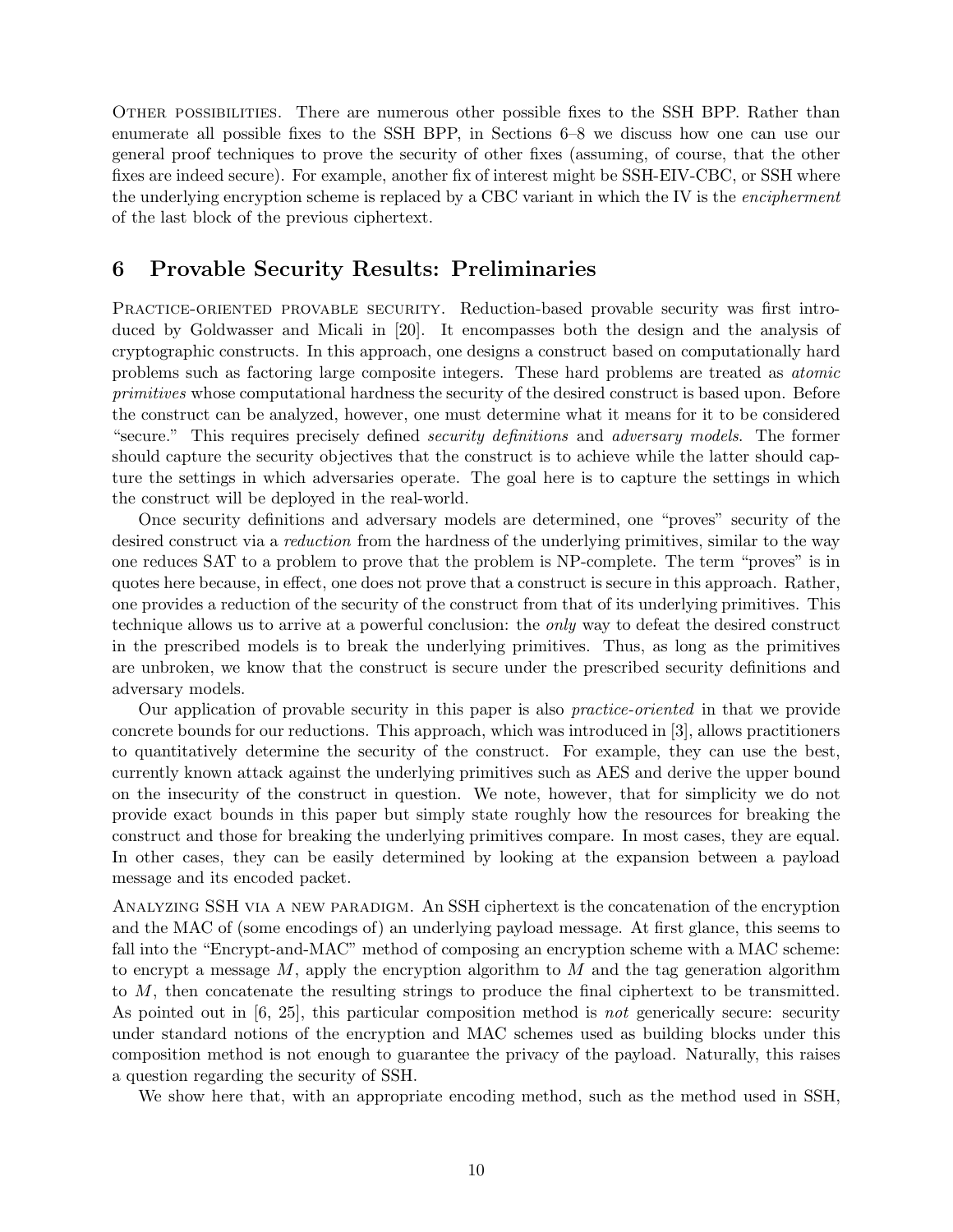Other possibilities. There are numerous other possible fixes to the SSH BPP. Rather than enumerate all possible fixes to the SSH BPP, in Sections 6–8 we discuss how one can use our general proof techniques to prove the security of other fixes (assuming, of course, that the other fixes are indeed secure). For example, another fix of interest might be SSH-EIV-CBC, or SSH where the underlying encryption scheme is replaced by a CBC variant in which the IV is the *encipherment* of the last block of the previous ciphertext.

## 6 Provable Security Results: Preliminaries

Practice-oriented provable security. Reduction-based provable security was first introduced by Goldwasser and Micali in [20]. It encompasses both the design and the analysis of cryptographic constructs. In this approach, one designs a construct based on computationally hard problems such as factoring large composite integers. These hard problems are treated as *atomic primitives* whose computational hardness the security of the desired construct is based upon. Before the construct can be analyzed, however, one must determine what it means for it to be considered "secure." This requires precisely defined *security definitions* and *adversary models*. The former should capture the security objectives that the construct is to achieve while the latter should capture the settings in which adversaries operate. The goal here is to capture the settings in which the construct will be deployed in the real-world.

Once security definitions and adversary models are determined, one "proves" security of the desired construct via a *reduction* from the hardness of the underlying primitives, similar to the way one reduces SAT to a problem to prove that the problem is NP-complete. The term "proves" is in quotes here because, in effect, one does not prove that a construct is secure in this approach. Rather, one provides a reduction of the security of the construct from that of its underlying primitives. This technique allows us to arrive at a powerful conclusion: the *only* way to defeat the desired construct in the prescribed models is to break the underlying primitives. Thus, as long as the primitives are unbroken, we know that the construct is secure under the prescribed security definitions and adversary models.

Our application of provable security in this paper is also *practice-oriented* in that we provide concrete bounds for our reductions. This approach, which was introduced in [3], allows practitioners to quantitatively determine the security of the construct. For example, they can use the best, currently known attack against the underlying primitives such as AES and derive the upper bound on the insecurity of the construct in question. We note, however, that for simplicity we do not provide exact bounds in this paper but simply state roughly how the resources for breaking the construct and those for breaking the underlying primitives compare. In most cases, they are equal. In other cases, they can be easily determined by looking at the expansion between a payload message and its encoded packet.

Analyzing SSH via a new paradigm. An SSH ciphertext is the concatenation of the encryption and the MAC of (some encodings of) an underlying payload message. At first glance, this seems to fall into the "Encrypt-and-MAC" method of composing an encryption scheme with a MAC scheme: to encrypt a message $M$, apply the encryption algorithm to $M$ and the tag generation algorithm to $M$, then concatenate the resulting strings to produce the final ciphertext to be transmitted. As pointed out in [6, 25], this particular composition method is *not* generically secure: security under standard notions of the encryption and MAC schemes used as building blocks under this composition method is not enough to guarantee the privacy of the payload. Naturally, this raises a question regarding the security of SSH.

We show here that, with an appropriate encoding method, such as the method used in SSH,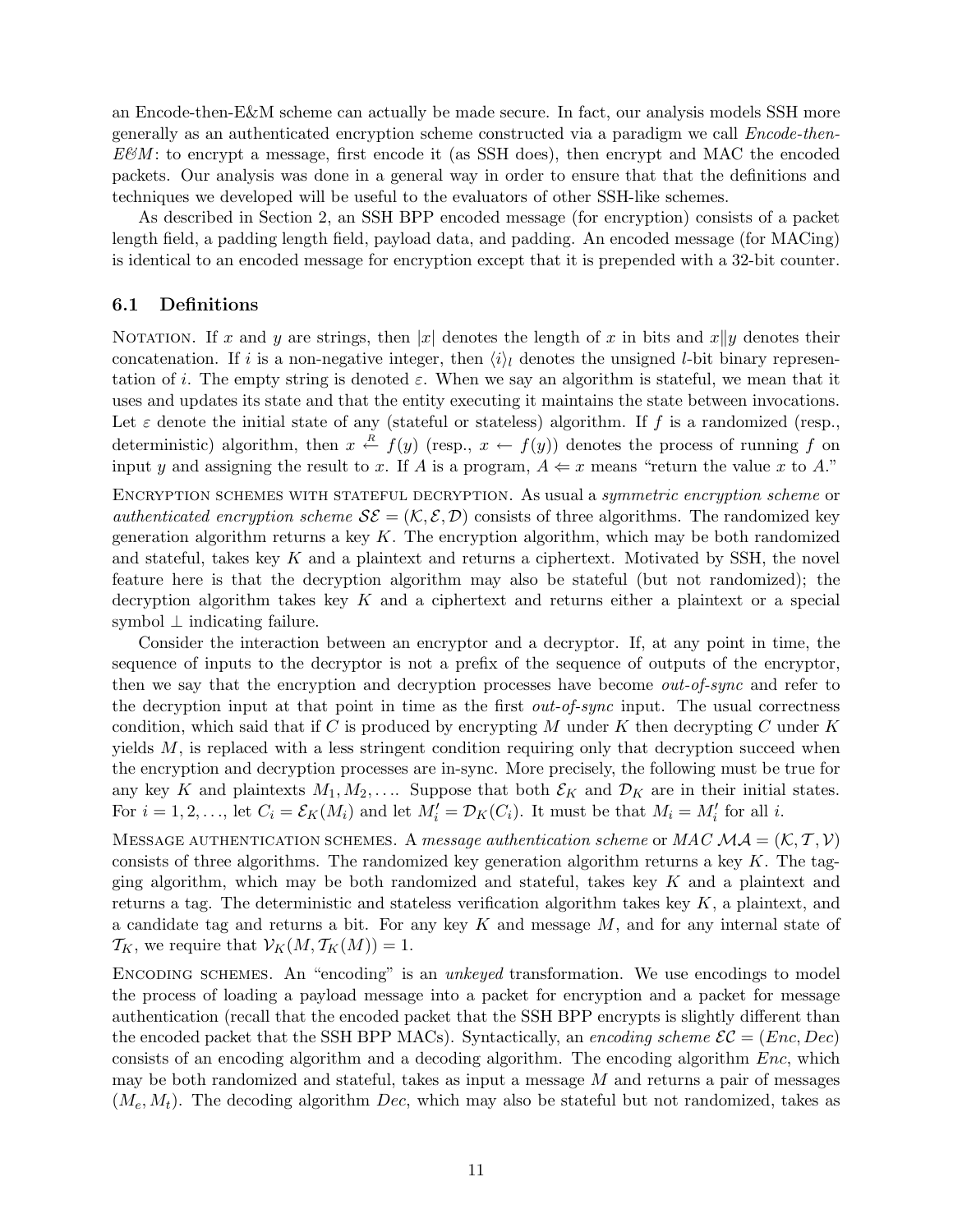an Encode-then-E&M scheme can actually be made secure. In fact, our analysis models SSH more generally as an authenticated encryption scheme constructed via a paradigm we call *Encode-then-E&M*: to encrypt a message, first encode it (as SSH does), then encrypt and MAC the encoded packets. Our analysis was done in a general way in order to ensure that that the definitions and techniques we developed will be useful to the evaluators of other SSH-like schemes.

As described in Section 2, an SSH BPP encoded message (for encryption) consists of a packet length field, a padding length field, payload data, and padding. An encoded message (for MACing) is identical to an encoded message for encryption except that it is prepended with a 32-bit counter.

## 6.1 Definitions

NOTATION. If $x$ and $y$ are strings, then $|x|$ denotes the length of $x$ in bits and $x \| y$ denotes their concatenation. If $i$ is a non-negative integer, then $\langle i \rangle_l$ denotes the unsigned $l$-bit binary representation of $i$. The empty string is denoted $\varepsilon$. When we say an algorithm is stateful, we mean that it uses and updates its state and that the entity executing it maintains the state between invocations. Let $\varepsilon$ denote the initial state of any (stateful or stateless) algorithm. If $f$ is a randomized (resp., deterministic) algorithm, then $x \stackrel{R}{\leftarrow} f(y)$ (resp., $x \leftarrow f(y)$) denotes the process of running $f$ on input $y$ and assigning the result to $x$. If $A$ is a program, $A \Leftarrow x$ means "return the value $x$ to $A$."

ENCRYPTION SCHEMES WITH STATEFUL DECRYPTION. As usual a *symmetric encryption scheme* or *authenticated encryption scheme* $\mathcal{SE} = (\mathcal{K}, \mathcal{E}, \mathcal{D})$ consists of three algorithms. The randomized key generation algorithm returns a key $K$. The encryption algorithm, which may be both randomized and stateful, takes key $K$ and a plaintext and returns a ciphertext. Motivated by SSH, the novel feature here is that the decryption algorithm may also be stateful (but not randomized); the decryption algorithm takes key $K$ and a ciphertext and returns either a plaintext or a special symbol $\perp$ indicating failure.

Consider the interaction between an encryptor and a decryptor. If, at any point in time, the sequence of inputs to the decryptor is not a prefix of the sequence of outputs of the encryptor, then we say that the encryption and decryption processes have become *out-of-sync* and refer to the decryption input at that point in time as the first *out-of-sync* input. The usual correctness condition, which said that if $C$ is produced by encrypting $M$ under $K$ then decrypting $C$ under $K$ yields $M$, is replaced with a less stringent condition requiring only that decryption succeed when the encryption and decryption processes are in-sync. More precisely, the following must be true for any key $K$ and plaintexts $M_1, M_2, \ldots$. Suppose that both $\mathcal{E}_K$ and $\mathcal{D}_K$ are in their initial states. For $i = 1, 2, \ldots$, let $C_i = \mathcal{E}_K(M_i)$ and let $M'_i = \mathcal{D}_K(C_i)$. It must be that $M_i = M'_i$ for all $i$.

MESSAGE AUTHENTICATION SCHEMES. A *message authentication scheme* or *MAC* $\mathcal{MA} = (\mathcal{K}, \mathcal{T}, \mathcal{V})$ consists of three algorithms. The randomized key generation algorithm returns a key $K$. The tagging algorithm, which may be both randomized and stateful, takes key $K$ and a plaintext and returns a tag. The deterministic and stateless verification algorithm takes key $K$, a plaintext, and a candidate tag and returns a bit. For any key $K$ and message $M$, and for any internal state of $\mathcal{T}_K$, we require that $\mathcal{V}_K(M, \mathcal{T}_K(M)) = 1$.

ENCODING SCHEMES. An "encoding" is an *unkeyed* transformation. We use encodings to model the process of loading a payload message into a packet for encryption and a packet for message authentication (recall that the encoded packet that the SSH BPP encrypts is slightly different than the encoded packet that the SSH BPP MACs). Syntactically, an *encoding scheme* $\mathcal{EC} = (Enc, Dec)$ consists of an encoding algorithm and a decoding algorithm. The encoding algorithm *Enc*, which may be both randomized and stateful, takes as input a message $M$ and returns a pair of messages $(M_e, M_t)$. The decoding algorithm *Dec*, which may also be stateful but not randomized, takes as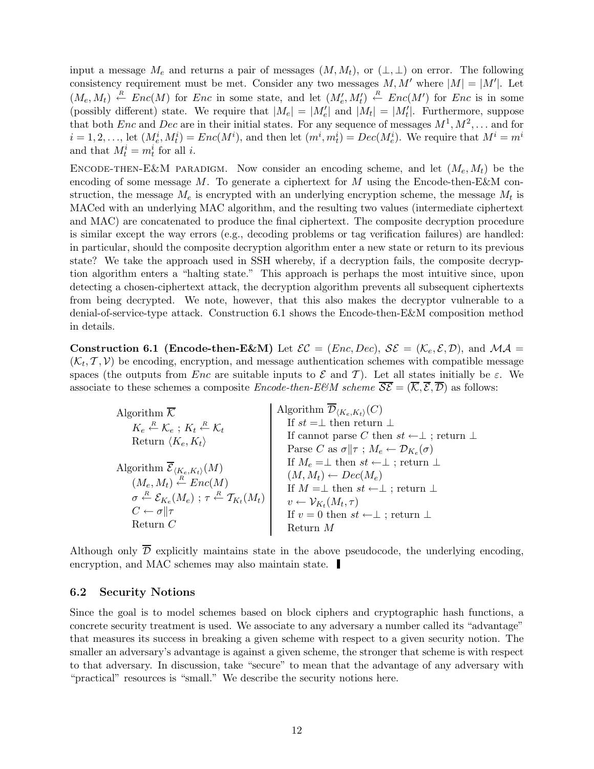input a message $M_e$ and returns a pair of messages $(M, M_t)$, or $(\bot, \bot)$ on error. The following consistency requirement must be met. Consider any two messages $M, M'$ where $|M| = |M'|$. Let $(M_e, M_t) \stackrel{R}{\leftarrow} Enc(M)$ for $Enc$ in some state, and let $(M'_e, M'_t) \stackrel{R}{\leftarrow} Enc(M')$ for $Enc$ is in some (possibly different) state. We require that $|M_e| = |M'_e|$ and $|M_t| = |M'_t|$. Furthermore, suppose that both $Enc$ and $Dec$ are in their initial states. For any sequence of messages $M^1, M^2, \ldots$ and for $i = 1, 2, \ldots$, let $(M^i_e, M^i_t) = Enc(M^i)$, and then let $(m^i, m^i_t) = Dec(M^i_e)$. We require that $M^i = m^i$ and that $M^i_t = m^i_t$ for all $i$.

ENCODE-THEN-E&M PARADIGM. Now consider an encoding scheme, and let $(M_e, M_t)$ be the encoding of some message $M$. To generate a ciphertext for $M$ using the Encode-then-E&M construction, the message $M_e$ is encrypted with an underlying encryption scheme, the message $M_t$ is MACed with an underlying MAC algorithm, and the resulting two values (intermediate ciphertext and MAC) are concatenated to produce the final ciphertext. The composite decryption procedure is similar except the way errors (e.g., decoding problems or tag verification failures) are handled: in particular, should the composite decryption algorithm enter a new state or return to its previous state? We take the approach used in SSH whereby, if a decryption fails, the composite decryption algorithm enters a "halting state." This approach is perhaps the most intuitive since, upon detecting a chosen-ciphertext attack, the decryption algorithm prevents all subsequent ciphertexts from being decrypted. We note, however, that this also makes the decryptor vulnerable to a denial-of-service-type attack. Construction 6.1 shows the Encode-then-E&M composition method in details.

**Construction 6.1 (Encode-then-E&M)** Let $\mathcal{EC} = (Enc, Dec)$, $\mathcal{SE} = (\mathcal{K}_e, \mathcal{E}, \mathcal{D})$, and $\mathcal{MA} = (\mathcal{K}_t, \mathcal{T}, \mathcal{V})$ be encoding, encryption, and message authentication schemes with compatible message spaces (the outputs from $Enc$ are suitable inputs to $\mathcal{E}$ and $\mathcal{T}$). Let all states initially be $\varepsilon$. We associate to these schemes a composite *Encode-then-E&M scheme* $\overline{\mathcal{SE}} = (\overline{\mathcal{K}}, \overline{\mathcal{E}}, \overline{\mathcal{D}})$ as follows:

Algorithm $\overline{\mathcal{K}}$
- $K_e \stackrel{R}{\leftarrow} \mathcal{K}_e$ ; $K_t \stackrel{R}{\leftarrow} \mathcal{K}_t$
- Return $\langle K_e, K_t \rangle$

Algorithm $\overline{\mathcal{E}}_{\langle K_e, K_t \rangle}(M)$
- $(M_e, M_t) \stackrel{R}{\leftarrow} Enc(M)$
- $\sigma \stackrel{R}{\leftarrow} \mathcal{E}_{K_e}(M_e)$ ; $\tau \stackrel{R}{\leftarrow} \mathcal{T}_{K_t}(M_t)$
- $C \leftarrow \sigma \| \tau$
- Return $C$

Algorithm $\overline{\mathcal{D}}_{\langle K_e, K_t \rangle}(C)$
- If $st = \bot$ then return $\bot$
- If cannot parse $C$ then $st \leftarrow \bot$ ; return $\bot$
- Parse $C$ as $\sigma \| \tau$ ; $M_e \leftarrow \mathcal{D}_{K_e}(\sigma)$
- If $M_e = \bot$ then $st \leftarrow \bot$ ; return $\bot$
- $(M, M_t) \leftarrow Dec(M_e)$
- If $M = \bot$ then $st \leftarrow \bot$ ; return $\bot$
- $v \leftarrow \mathcal{V}_{K_t}(M_t, \tau)$
- If $v = 0$ then $st \leftarrow \bot$ ; return $\bot$
- Return $M$

Although only $\overline{\mathcal{D}}$ explicitly maintains state in the above pseudocode, the underlying encoding, encryption, and MAC schemes may also maintain state. ∎

## 6.2 Security Notions

Since the goal is to model schemes based on block ciphers and cryptographic hash functions, a concrete security treatment is used. We associate to any adversary a number called its "advantage" that measures its success in breaking a given scheme with respect to a given security notion. The smaller an adversary's advantage is against a given scheme, the stronger that scheme is with respect to that adversary. In discussion, take "secure" to mean that the advantage of any adversary with "practical" resources is "small." We describe the security notions here.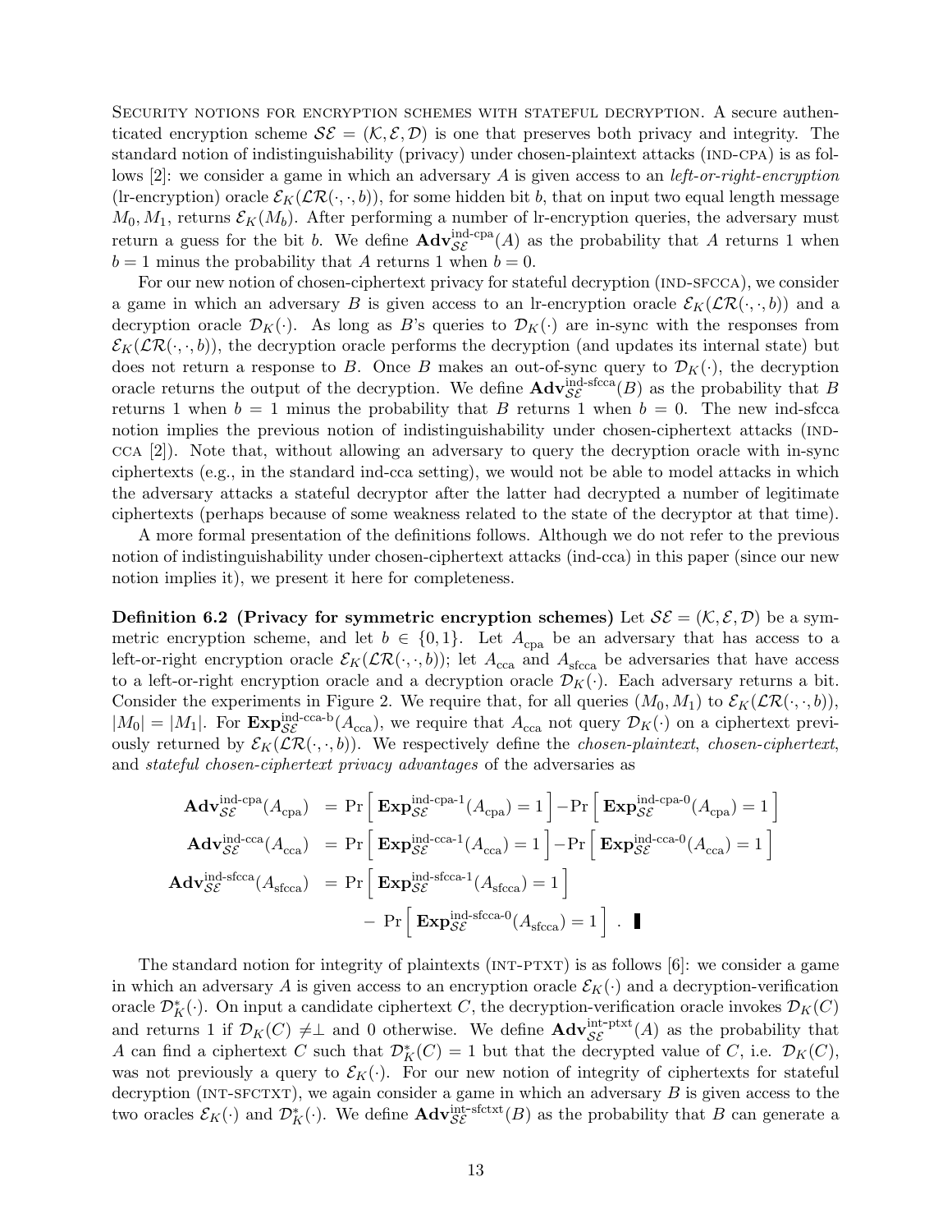Security notions for encryption schemes with stateful decryption. A secure authenticated encryption scheme $\mathcal{SE} = (\mathcal{K}, \mathcal{E}, \mathcal{D})$ is one that preserves both privacy and integrity. The standard notion of indistinguishability (privacy) under chosen-plaintext attacks (IND-CPA) is as follows [2]: we consider a game in which an adversary $A$ is given access to an *left-or-right-encryption* (lr-encryption) oracle $\mathcal{E}_K(\mathcal{LR}(\cdot, \cdot, b))$, for some hidden bit $b$, that on input two equal length message $M_0, M_1$, returns $\mathcal{E}_K(M_b)$. After performing a number of lr-encryption queries, the adversary must return a guess for the bit $b$. We define $\mathbf{Adv}^{\text{ind-cpa}}_{\mathcal{SE}}(A)$ as the probability that $A$ returns 1 when $b = 1$ minus the probability that $A$ returns 1 when $b = 0$.

For our new notion of chosen-ciphertext privacy for stateful decryption (IND-SFCCA), we consider a game in which an adversary $B$ is given access to an lr-encryption oracle $\mathcal{E}_K(\mathcal{LR}(\cdot, \cdot, b))$ and a decryption oracle $\mathcal{D}_K(\cdot)$. As long as $B$'s queries to $\mathcal{D}_K(\cdot)$ are in-sync with the responses from $\mathcal{E}_K(\mathcal{LR}(\cdot, \cdot, b))$, the decryption oracle performs the decryption (and updates its internal state) but does not return a response to $B$. Once $B$ makes an out-of-sync query to $\mathcal{D}_K(\cdot)$, the decryption oracle returns the output of the decryption. We define $\mathbf{Adv}^{\text{ind-sfcca}}_{\mathcal{SE}}(B)$ as the probability that $B$ returns 1 when $b = 1$ minus the probability that $B$ returns 1 when $b = 0$. The new ind-sfcca notion implies the previous notion of indistinguishability under chosen-ciphertext attacks (IND-CCA [2]). Note that, without allowing an adversary to query the decryption oracle with in-sync ciphertexts (e.g., in the standard ind-cca setting), we would not be able to model attacks in which the adversary attacks a stateful decryptor after the latter had decrypted a number of legitimate ciphertexts (perhaps because of some weakness related to the state of the decryptor at that time).

A more formal presentation of the definitions follows. Although we do not refer to the previous notion of indistinguishability under chosen-ciphertext attacks (ind-cca) in this paper (since our new notion implies it), we present it here for completeness.

**Definition 6.2 (Privacy for symmetric encryption schemes)** Let $\mathcal{SE} = (\mathcal{K}, \mathcal{E}, \mathcal{D})$ be a symmetric encryption scheme, and let $b \in \{0, 1\}$. Let $A_{\text{cpa}}$ be an adversary that has access to a left-or-right encryption oracle $\mathcal{E}_K(\mathcal{LR}(\cdot, \cdot, b))$; let $A_{\text{cca}}$ and $A_{\text{sfcca}}$ be adversaries that have access to a left-or-right encryption oracle and a decryption oracle $\mathcal{D}_K(\cdot)$. Each adversary returns a bit. Consider the experiments in Figure 2. We require that, for all queries $(M_0, M_1)$ to $\mathcal{E}_K(\mathcal{LR}(\cdot, \cdot, b))$, $|M_0| = |M_1|$. For $\mathbf{Exp}^{\text{ind-cca-b}}_{\mathcal{SE}}(A_{\text{cca}})$, we require that $A_{\text{cca}}$ not query $\mathcal{D}_K(\cdot)$ on a ciphertext previously returned by $\mathcal{E}_K(\mathcal{LR}(\cdot, \cdot, b))$. We respectively define the *chosen-plaintext*, *chosen-ciphertext*, and *stateful chosen-ciphertext privacy advantages* of the adversaries as

$$
\begin{aligned}
\mathbf{Adv}^{\text{ind-cpa}}_{\mathcal{SE}}(A_{\text{cpa}}) &= \Pr\left[\, \mathbf{Exp}^{\text{ind-cpa-1}}_{\mathcal{SE}}(A_{\text{cpa}}) = 1 \,\right] - \Pr\left[\, \mathbf{Exp}^{\text{ind-cpa-0}}_{\mathcal{SE}}(A_{\text{cpa}}) = 1 \,\right] \\
\mathbf{Adv}^{\text{ind-cca}}_{\mathcal{SE}}(A_{\text{cca}}) &= \Pr\left[\, \mathbf{Exp}^{\text{ind-cca-1}}_{\mathcal{SE}}(A_{\text{cca}}) = 1 \,\right] - \Pr\left[\, \mathbf{Exp}^{\text{ind-cca-0}}_{\mathcal{SE}}(A_{\text{cca}}) = 1 \,\right] \\
\mathbf{Adv}^{\text{ind-sfcca}}_{\mathcal{SE}}(A_{\text{sfcca}}) &= \Pr\left[\, \mathbf{Exp}^{\text{ind-sfcca-1}}_{\mathcal{SE}}(A_{\text{sfcca}}) = 1 \,\right] \\
&\quad - \Pr\left[\, \mathbf{Exp}^{\text{ind-sfcca-0}}_{\mathcal{SE}}(A_{\text{sfcca}}) = 1 \,\right] . \;\blacksquare
\end{aligned}
$$

The standard notion for integrity of plaintexts (INT-PTXT) is as follows [6]: we consider a game in which an adversary $A$ is given access to an encryption oracle $\mathcal{E}_K(\cdot)$ and a decryption-verification oracle $\mathcal{D}^*_K(\cdot)$. On input a candidate ciphertext $C$, the decryption-verification oracle invokes $\mathcal{D}_K(C)$ and returns 1 if $\mathcal{D}_K(C) \neq \perp$ and 0 otherwise. We define $\mathbf{Adv}^{\text{int-ptxt}}_{\mathcal{SE}}(A)$ as the probability that $A$ can find a ciphertext $C$ such that $\mathcal{D}^*_K(C) = 1$ but that the decrypted value of $C$, i.e. $\mathcal{D}_K(C)$, was not previously a query to $\mathcal{E}_K(\cdot)$. For our new notion of integrity of ciphertexts for stateful decryption (INT-SFCTXT), we again consider a game in which an adversary $B$ is given access to the two oracles $\mathcal{E}_K(\cdot)$ and $\mathcal{D}^*_K(\cdot)$. We define $\mathbf{Adv}^{\text{int-sfctxt}}_{\mathcal{SE}}(B)$ as the probability that $B$ can generate a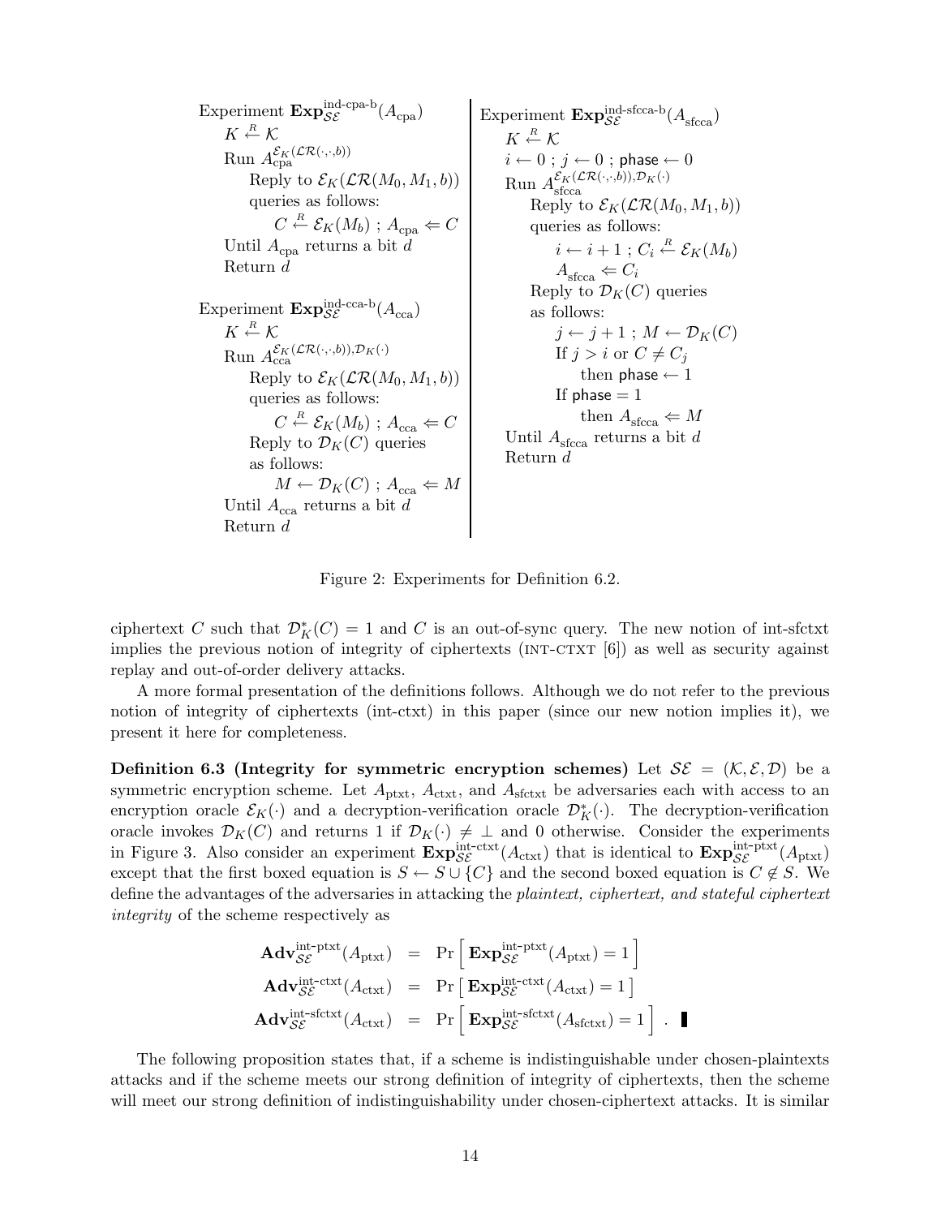Experiment $\mathbf{Exp}_{\mathcal{SE}}^{\text{ind-cpa-b}}(A_{\text{cpa}})$
$\quad K \stackrel{R}{\leftarrow} \mathcal{K}$
$\quad$ Run $A_{\text{cpa}}^{\mathcal{E}_K(\mathcal{LR}(\cdot,\cdot,b))}$
$\quad\quad$ Reply to $\mathcal{E}_K(\mathcal{LR}(M_0, M_1, b))$ queries as follows:
$\quad\quad\quad C \stackrel{R}{\leftarrow} \mathcal{E}_K(M_b)$ ; $A_{\text{cpa}} \Leftarrow C$
$\quad$ Until $A_{\text{cpa}}$ returns a bit $d$
$\quad$ Return $d$

Experiment $\mathbf{Exp}_{\mathcal{SE}}^{\text{ind-cca-b}}(A_{\text{cca}})$
$\quad K \stackrel{R}{\leftarrow} \mathcal{K}$
$\quad$ Run $A_{\text{cca}}^{\mathcal{E}_K(\mathcal{LR}(\cdot,\cdot,b)),\mathcal{D}_K(\cdot)}$
$\quad\quad$ Reply to $\mathcal{E}_K(\mathcal{LR}(M_0, M_1, b))$ queries as follows:
$\quad\quad\quad C \stackrel{R}{\leftarrow} \mathcal{E}_K(M_b)$ ; $A_{\text{cca}} \Leftarrow C$
$\quad\quad$ Reply to $\mathcal{D}_K(C)$ queries as follows:
$\quad\quad\quad M \leftarrow \mathcal{D}_K(C)$ ; $A_{\text{cca}} \Leftarrow M$
$\quad$ Until $A_{\text{cca}}$ returns a bit $d$
$\quad$ Return $d$

Experiment $\mathbf{Exp}_{\mathcal{SE}}^{\text{ind-sfcca-b}}(A_{\text{sfcca}})$
$\quad K \stackrel{R}{\leftarrow} \mathcal{K}$
$\quad i \leftarrow 0$ ; $j \leftarrow 0$ ; $\mathsf{phase} \leftarrow 0$
$\quad$ Run $A_{\text{sfcca}}^{\mathcal{E}_K(\mathcal{LR}(\cdot,\cdot,b)),\mathcal{D}_K(\cdot)}$
$\quad\quad$ Reply to $\mathcal{E}_K(\mathcal{LR}(M_0, M_1, b))$ queries as follows:
$\quad\quad\quad i \leftarrow i+1$ ; $C_i \stackrel{R}{\leftarrow} \mathcal{E}_K(M_b)$
$\quad\quad\quad A_{\text{sfcca}} \Leftarrow C_i$
$\quad\quad$ Reply to $\mathcal{D}_K(C)$ queries as follows:
$\quad\quad\quad j \leftarrow j+1$ ; $M \leftarrow \mathcal{D}_K(C)$
$\quad\quad\quad$ If $j > i$ or $C \neq C_j$
$\quad\quad\quad\quad$ then $\mathsf{phase} \leftarrow 1$
$\quad\quad\quad$ If $\mathsf{phase} = 1$
$\quad\quad\quad\quad$ then $A_{\text{sfcca}} \Leftarrow M$
$\quad$ Until $A_{\text{sfcca}}$ returns a bit $d$
$\quad$ Return $d$

Figure 2: Experiments for Definition 6.2.

ciphertext $C$ such that $\mathcal{D}_K^*(C) = 1$ and $C$ is an out-of-sync query. The new notion of int-sfctxt implies the previous notion of integrity of ciphertexts (INT-CTXT [6]) as well as security against replay and out-of-order delivery attacks.

A more formal presentation of the definitions follows. Although we do not refer to the previous notion of integrity of ciphertexts (int-ctxt) in this paper (since our new notion implies it), we present it here for completeness.

**Definition 6.3 (Integrity for symmetric encryption schemes)** Let $\mathcal{SE} = (\mathcal{K}, \mathcal{E}, \mathcal{D})$ be a symmetric encryption scheme. Let $A_{\text{ptxt}}$, $A_{\text{ctxt}}$, and $A_{\text{sfctxt}}$ be adversaries each with access to an encryption oracle $\mathcal{E}_K(\cdot)$ and a decryption-verification oracle $\mathcal{D}_K^*(\cdot)$. The decryption-verification oracle invokes $\mathcal{D}_K(C)$ and returns 1 if $\mathcal{D}_K(\cdot) \neq \perp$ and 0 otherwise. Consider the experiments in Figure 3. Also consider an experiment $\mathbf{Exp}_{\mathcal{SE}}^{\text{int-ctxt}}(A_{\text{ctxt}})$ that is identical to $\mathbf{Exp}_{\mathcal{SE}}^{\text{int-ptxt}}(A_{\text{ptxt}})$ except that the first boxed equation is $S \leftarrow S \cup \{C\}$ and the second boxed equation is $C \notin S$. We define the advantages of the adversaries in attacking the *plaintext, ciphertext, and stateful ciphertext integrity* of the scheme respectively as

$$
\begin{aligned}
\mathbf{Adv}_{\mathcal{SE}}^{\text{int-ptxt}}(A_{\text{ptxt}}) &= \Pr\left[\, \mathbf{Exp}_{\mathcal{SE}}^{\text{int-ptxt}}(A_{\text{ptxt}}) = 1 \,\right] \\
\mathbf{Adv}_{\mathcal{SE}}^{\text{int-ctxt}}(A_{\text{ctxt}}) &= \Pr\left[\, \mathbf{Exp}_{\mathcal{SE}}^{\text{int-ctxt}}(A_{\text{ctxt}}) = 1 \,\right] \\
\mathbf{Adv}_{\mathcal{SE}}^{\text{int-sfctxt}}(A_{\text{ctxt}}) &= \Pr\left[\, \mathbf{Exp}_{\mathcal{SE}}^{\text{int-sfctxt}}(A_{\text{sfctxt}}) = 1 \,\right] \ . \ \blacksquare
\end{aligned}
$$

The following proposition states that, if a scheme is indistinguishable under chosen-plaintexts attacks and if the scheme meets our strong definition of integrity of ciphertexts, then the scheme will meet our strong definition of indistinguishability under chosen-ciphertext attacks. It is similar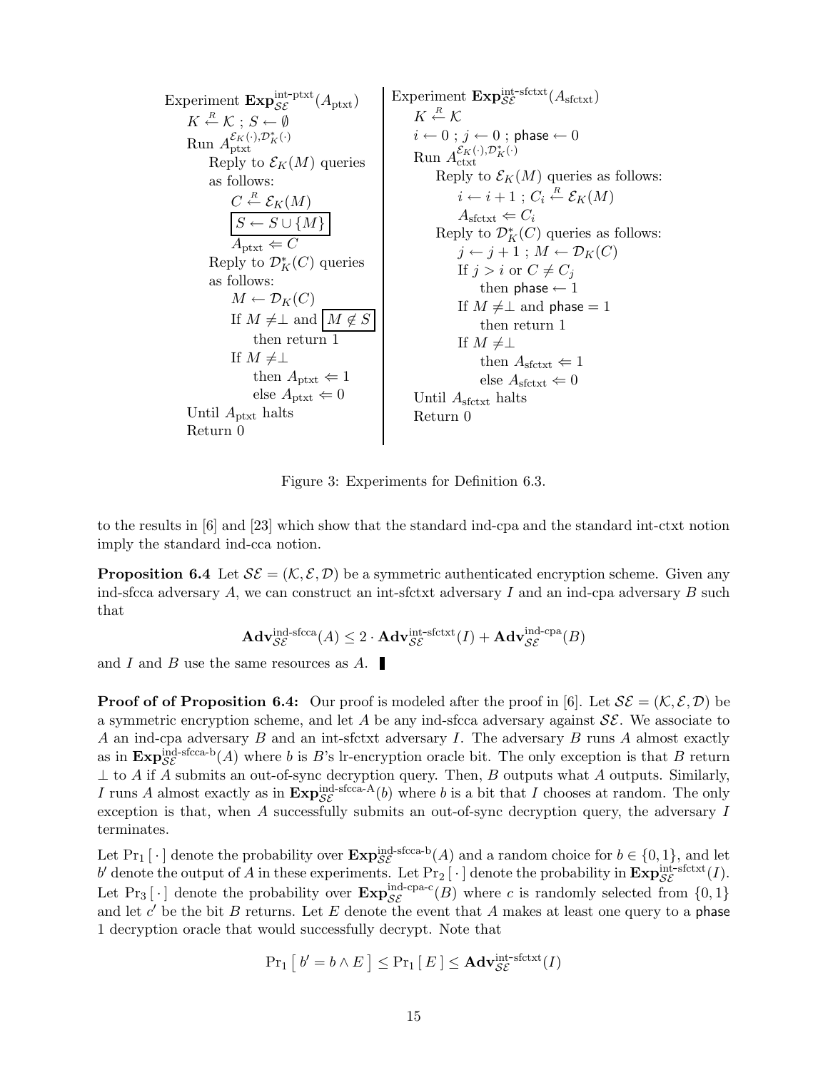Experiment $\mathbf{Exp}^{\text{int-ptxt}}_{\mathcal{SE}}(A_{\text{ptxt}})$

```
K ←R 𝒦 ; S ← ∅
Run A_ptxt^{𝓔_K(·), 𝓓*_K(·)}
    Reply to 𝓔_K(M) queries
    as follows:
        C ←R 𝓔_K(M)
        [S ← S ∪ {M}]
        A_ptxt ⇐ C
    Reply to 𝓓*_K(C) queries
    as follows:
        M ← 𝓓_K(C)
        If M ≠ ⊥ and [M ∉ S]
            then return 1
        If M ≠ ⊥
            then A_ptxt ⇐ 1
            else A_ptxt ⇐ 0
Until A_ptxt halts
Return 0
```

Experiment $\mathbf{Exp}^{\text{int-sfctxt}}_{\mathcal{SE}}(A_{\text{sfctxt}})$

```
K ←R 𝒦
i ← 0 ; j ← 0 ; phase ← 0
Run A_ctxt^{𝓔_K(·), 𝓓*_K(·)}
    Reply to 𝓔_K(M) queries as follows:
        i ← i + 1 ; C_i ←R 𝓔_K(M)
        A_sfctxt ⇐ C_i
    Reply to 𝓓*_K(C) queries as follows:
        j ← j + 1 ; M ← 𝓓_K(C)
        If j > i or C ≠ C_j
            then phase ← 1
        If M ≠ ⊥ and phase = 1
            then return 1
        If M ≠ ⊥
            then A_sfctxt ⇐ 1
            else A_sfctxt ⇐ 0
Until A_sfctxt halts
Return 0
```

Figure 3: Experiments for Definition 6.3.

to the results in [6] and [23] which show that the standard ind-cpa and the standard int-ctxt notion imply the standard ind-cca notion.

**Proposition 6.4** Let $\mathcal{SE} = (\mathcal{K}, \mathcal{E}, \mathcal{D})$ be a symmetric authenticated encryption scheme. Given any ind-sfcca adversary $A$, we can construct an int-sfctxt adversary $I$ and an ind-cpa adversary $B$ such that

$$\mathbf{Adv}^{\text{ind-sfcca}}_{\mathcal{SE}}(A) \leq 2 \cdot \mathbf{Adv}^{\text{int-sfctxt}}_{\mathcal{SE}}(I) + \mathbf{Adv}^{\text{ind-cpa}}_{\mathcal{SE}}(B)$$

and $I$ and $B$ use the same resources as $A$. ∎

**Proof of of Proposition 6.4:** Our proof is modeled after the proof in [6]. Let $\mathcal{SE} = (\mathcal{K}, \mathcal{E}, \mathcal{D})$ be a symmetric encryption scheme, and let $A$ be any ind-sfcca adversary against $\mathcal{SE}$. We associate to $A$ an ind-cpa adversary $B$ and an int-sfctxt adversary $I$. The adversary $B$ runs $A$ almost exactly as in $\mathbf{Exp}^{\text{ind-sfcca-b}}_{\mathcal{SE}}(A)$ where $b$ is $B$'s lr-encryption oracle bit. The only exception is that $B$ return $\perp$ to $A$ if $A$ submits an out-of-sync decryption query. Then, $B$ outputs what $A$ outputs. Similarly, $I$ runs $A$ almost exactly as in $\mathbf{Exp}^{\text{ind-sfcca-A}}_{\mathcal{SE}}(b)$ where $b$ is a bit that $I$ chooses at random. The only exception is that, when $A$ successfully submits an out-of-sync decryption query, the adversary $I$ terminates.

Let $\Pr_1[\,\cdot\,]$ denote the probability over $\mathbf{Exp}^{\text{ind-sfcca-b}}_{\mathcal{SE}}(A)$ and a random choice for $b \in \{0, 1\}$, and let $b'$ denote the output of $A$ in these experiments. Let $\Pr_2[\,\cdot\,]$ denote the probability in $\mathbf{Exp}^{\text{int-sfctxt}}_{\mathcal{SE}}(I)$. Let $\Pr_3[\,\cdot\,]$ denote the probability over $\mathbf{Exp}^{\text{ind-cpa-c}}_{\mathcal{SE}}(B)$ where $c$ is randomly selected from $\{0, 1\}$ and let $c'$ be the bit $B$ returns. Let $E$ denote the event that $A$ makes at least one query to a phase 1 decryption oracle that would successfully decrypt. Note that

$$\Pr_1\left[\, b' = b \wedge E \,\right] \leq \Pr_1[\, E \,] \leq \mathbf{Adv}^{\text{int-sfctxt}}_{\mathcal{SE}}(I)$$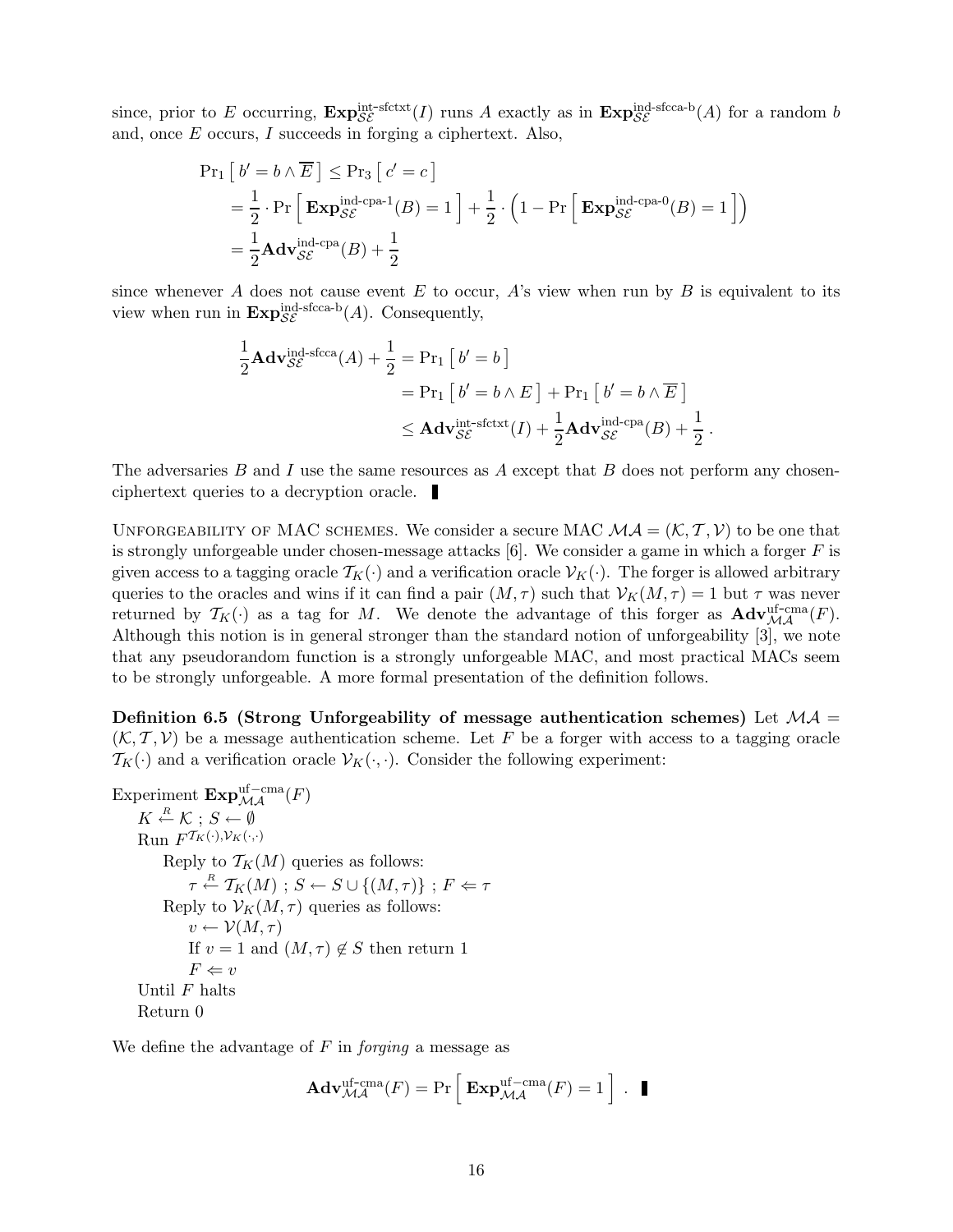since, prior to $E$ occurring, $\mathbf{Exp}^{\text{int-sfctxt}}_{\mathcal{SE}}(I)$ runs $A$ exactly as in $\mathbf{Exp}^{\text{ind-sfcca-b}}_{\mathcal{SE}}(A)$ for a random $b$ and, once $E$ occurs, $I$ succeeds in forging a ciphertext. Also,

$$
\begin{aligned}
\Pr_1\left[\, b' = b \wedge \overline{E} \,\right] &\leq \Pr_3\left[\, c' = c \,\right] \\
&= \frac{1}{2} \cdot \Pr\left[\, \mathbf{Exp}^{\text{ind-cpa-1}}_{\mathcal{SE}}(B) = 1 \,\right] + \frac{1}{2} \cdot \left(1 - \Pr\left[\, \mathbf{Exp}^{\text{ind-cpa-0}}_{\mathcal{SE}}(B) = 1 \,\right]\right) \\
&= \frac{1}{2}\mathbf{Adv}^{\text{ind-cpa}}_{\mathcal{SE}}(B) + \frac{1}{2}
\end{aligned}
$$

since whenever $A$ does not cause event $E$ to occur, $A$'s view when run by $B$ is equivalent to its view when run in $\mathbf{Exp}^{\text{ind-sfcca-b}}_{\mathcal{SE}}(A)$. Consequently,

$$
\begin{aligned}
\frac{1}{2}\mathbf{Adv}^{\text{ind-sfcca}}_{\mathcal{SE}}(A) + \frac{1}{2} &= \Pr_1\left[\, b' = b \,\right] \\
&= \Pr_1\left[\, b' = b \wedge E \,\right] + \Pr_1\left[\, b' = b \wedge \overline{E} \,\right] \\
&\leq \mathbf{Adv}^{\text{int-sfctxt}}_{\mathcal{SE}}(I) + \frac{1}{2}\mathbf{Adv}^{\text{ind-cpa}}_{\mathcal{SE}}(B) + \frac{1}{2}\,.
\end{aligned}
$$

The adversaries $B$ and $I$ use the same resources as $A$ except that $B$ does not perform any chosen-ciphertext queries to a decryption oracle. ▮

Unforgeability of MAC schemes. We consider a secure MAC $\mathcal{MA} = (\mathcal{K}, \mathcal{T}, \mathcal{V})$ to be one that is strongly unforgeable under chosen-message attacks [6]. We consider a game in which a forger $F$ is given access to a tagging oracle $\mathcal{T}_K(\cdot)$ and a verification oracle $\mathcal{V}_K(\cdot)$. The forger is allowed arbitrary queries to the oracles and wins if it can find a pair $(M, \tau)$ such that $\mathcal{V}_K(M, \tau) = 1$ but $\tau$ was never returned by $\mathcal{T}_K(\cdot)$ as a tag for $M$. We denote the advantage of this forger as $\mathbf{Adv}^{\text{uf-cma}}_{\mathcal{MA}}(F)$. Although this notion is in general stronger than the standard notion of unforgeability [3], we note that any pseudorandom function is a strongly unforgeable MAC, and most practical MACs seem to be strongly unforgeable. A more formal presentation of the definition follows.

**Definition 6.5 (Strong Unforgeability of message authentication schemes)** Let $\mathcal{MA} = (\mathcal{K}, \mathcal{T}, \mathcal{V})$ be a message authentication scheme. Let $F$ be a forger with access to a tagging oracle $\mathcal{T}_K(\cdot)$ and a verification oracle $\mathcal{V}_K(\cdot, \cdot)$. Consider the following experiment:

Experiment $\mathbf{Exp}^{\text{uf}-\text{cma}}_{\mathcal{MA}}(F)$
- $K \stackrel{R}{\leftarrow} \mathcal{K}$ ; $S \leftarrow \emptyset$
- Run $F^{\mathcal{T}_K(\cdot), \mathcal{V}_K(\cdot,\cdot)}$
  - Reply to $\mathcal{T}_K(M)$ queries as follows:
    - $\tau \stackrel{R}{\leftarrow} \mathcal{T}_K(M)$ ; $S \leftarrow S \cup \{(M, \tau)\}$ ; $F \Leftarrow \tau$
  - Reply to $\mathcal{V}_K(M, \tau)$ queries as follows:
    - $v \leftarrow \mathcal{V}(M, \tau)$
    - If $v = 1$ and $(M, \tau) \notin S$ then return 1
    - $F \Leftarrow v$
- Until $F$ halts
- Return 0

We define the advantage of $F$ in *forging* a message as

$$
\mathbf{Adv}^{\text{uf}-\text{cma}}_{\mathcal{MA}}(F) = \Pr\left[\, \mathbf{Exp}^{\text{uf}-\text{cma}}_{\mathcal{MA}}(F) = 1 \,\right] \ . \ ▮
$$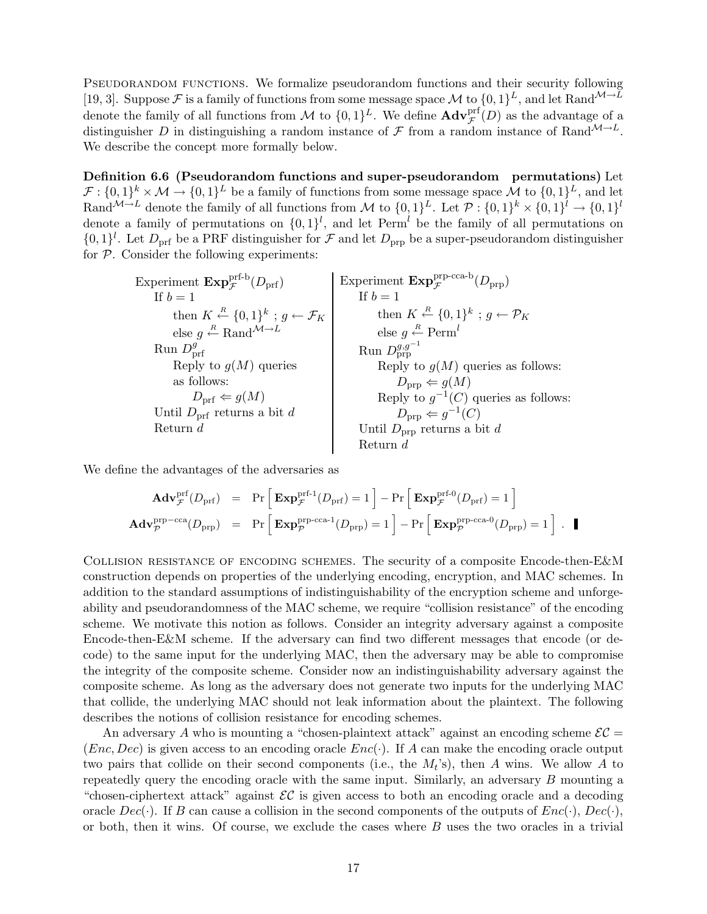PSEUDORANDOM FUNCTIONS. We formalize pseudorandom functions and their security following [19, 3]. Suppose $\mathcal{F}$ is a family of functions from some message space $\mathcal{M}$ to $\{0,1\}^L$, and let $\mathrm{Rand}^{\mathcal{M}\to L}$ denote the family of all functions from $\mathcal{M}$ to $\{0,1\}^L$. We define $\mathbf{Adv}^{\mathrm{prf}}_{\mathcal{F}}(D)$ as the advantage of a distinguisher $D$ in distinguishing a random instance of $\mathcal{F}$ from a random instance of $\mathrm{Rand}^{\mathcal{M}\to L}$. We describe the concept more formally below.

**Definition 6.6 (Pseudorandom functions and super-pseudorandom permutations)** Let $\mathcal{F} : \{0,1\}^k \times \mathcal{M} \to \{0,1\}^L$ be a family of functions from some message space $\mathcal{M}$ to $\{0,1\}^L$, and let $\mathrm{Rand}^{\mathcal{M}\to L}$ denote the family of all functions from $\mathcal{M}$ to $\{0,1\}^L$. Let $\mathcal{P} : \{0,1\}^k \times \{0,1\}^l \to \{0,1\}^l$ denote a family of permutations on $\{0,1\}^l$, and let $\mathrm{Perm}^l$ be the family of all permutations on $\{0,1\}^l$. Let $D_{\mathrm{prf}}$ be a PRF distinguisher for $\mathcal{F}$ and let $D_{\mathrm{prp}}$ be a super-pseudorandom distinguisher for $\mathcal{P}$. Consider the following experiments:

Experiment $\mathbf{Exp}^{\text{prf-b}}_{\mathcal{F}}(D_{\mathrm{prf}})$
- If $b = 1$
  - then $K \xleftarrow{R} \{0,1\}^k$ ; $g \leftarrow \mathcal{F}_K$
  - else $g \xleftarrow{R} \mathrm{Rand}^{\mathcal{M}\to L}$
- Run $D^{g}_{\mathrm{prf}}$
  - Reply to $g(M)$ queries as follows:
    - $D_{\mathrm{prf}} \Leftarrow g(M)$
- Until $D_{\mathrm{prf}}$ returns a bit $d$
- Return $d$

Experiment $\mathbf{Exp}^{\text{prp-cca-b}}_{\mathcal{F}}(D_{\mathrm{prp}})$
- If $b = 1$
  - then $K \xleftarrow{R} \{0,1\}^k$ ; $g \leftarrow \mathcal{P}_K$
  - else $g \xleftarrow{R} \mathrm{Perm}^l$
- Run $D^{g,g^{-1}}_{\mathrm{prp}}$
  - Reply to $g(M)$ queries as follows:
    - $D_{\mathrm{prp}} \Leftarrow g(M)$
  - Reply to $g^{-1}(C)$ queries as follows:
    - $D_{\mathrm{prp}} \Leftarrow g^{-1}(C)$
- Until $D_{\mathrm{prp}}$ returns a bit $d$
- Return $d$

We define the advantages of the adversaries as

$$\begin{aligned}
\mathbf{Adv}^{\mathrm{prf}}_{\mathcal{F}}(D_{\mathrm{prf}}) &= \Pr\left[\,\mathbf{Exp}^{\text{prf-1}}_{\mathcal{F}}(D_{\mathrm{prf}}) = 1\,\right] - \Pr\left[\,\mathbf{Exp}^{\text{prf-0}}_{\mathcal{F}}(D_{\mathrm{prf}}) = 1\,\right] \\
\mathbf{Adv}^{\mathrm{prp-cca}}_{\mathcal{P}}(D_{\mathrm{prp}}) &= \Pr\left[\,\mathbf{Exp}^{\text{prp-cca-1}}_{\mathcal{P}}(D_{\mathrm{prp}}) = 1\,\right] - \Pr\left[\,\mathbf{Exp}^{\text{prp-cca-0}}_{\mathcal{P}}(D_{\mathrm{prp}}) = 1\,\right] .
\end{aligned}$$

COLLISION RESISTANCE OF ENCODING SCHEMES. The security of a composite Encode-then-E&M construction depends on properties of the underlying encoding, encryption, and MAC schemes. In addition to the standard assumptions of indistinguishability of the encryption scheme and unforgeability and pseudorandomness of the MAC scheme, we require "collision resistance" of the encoding scheme. We motivate this notion as follows. Consider an integrity adversary against a composite Encode-then-E&M scheme. If the adversary can find two different messages that encode (or decode) to the same input for the underlying MAC, then the adversary may be able to compromise the integrity of the composite scheme. Consider now an indistinguishability adversary against the composite scheme. As long as the adversary does not generate two inputs for the underlying MAC that collide, the underlying MAC should not leak information about the plaintext. The following describes the notions of collision resistance for encoding schemes.

An adversary $A$ who is mounting a "chosen-plaintext attack" against an encoding scheme $\mathcal{EC} = (Enc, Dec)$ is given access to an encoding oracle $Enc(\cdot)$. If $A$ can make the encoding oracle output two pairs that collide on their second components (i.e., the $M_t$'s), then $A$ wins. We allow $A$ to repeatedly query the encoding oracle with the same input. Similarly, an adversary $B$ mounting a "chosen-ciphertext attack" against $\mathcal{EC}$ is given access to both an encoding oracle and a decoding oracle $Dec(\cdot)$. If $B$ can cause a collision in the second components of the outputs of $Enc(\cdot)$, $Dec(\cdot)$, or both, then it wins. Of course, we exclude the cases where $B$ uses the two oracles in a trivial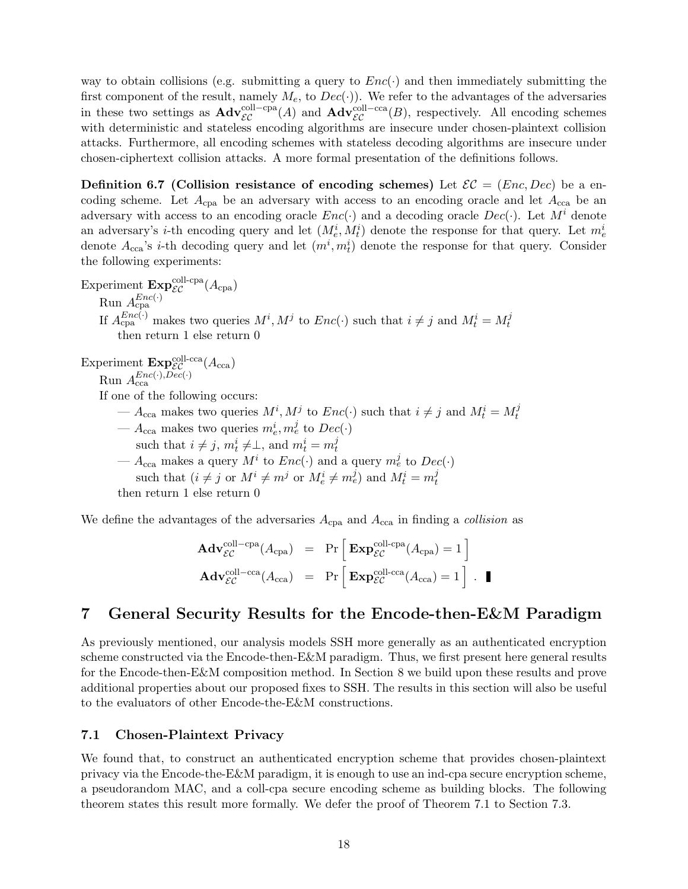way to obtain collisions (e.g. submitting a query to $Enc(\cdot)$ and then immediately submitting the first component of the result, namely $M_e$, to $Dec(\cdot)$). We refer to the advantages of the adversaries in these two settings as $\mathbf{Adv}^{\mathrm{coll-cpa}}_{\mathcal{EC}}(A)$ and $\mathbf{Adv}^{\mathrm{coll-cca}}_{\mathcal{EC}}(B)$, respectively. All encoding schemes with deterministic and stateless encoding algorithms are insecure under chosen-plaintext collision attacks. Furthermore, all encoding schemes with stateless decoding algorithms are insecure under chosen-ciphertext collision attacks. A more formal presentation of the definitions follows.

**Definition 6.7 (Collision resistance of encoding schemes)** Let $\mathcal{EC} = (Enc, Dec)$ be a encoding scheme. Let $A_{\mathrm{cpa}}$ be an adversary with access to an encoding oracle and let $A_{\mathrm{cca}}$ be an adversary with access to an encoding oracle $Enc(\cdot)$ and a decoding oracle $Dec(\cdot)$. Let $M^i$ denote an adversary's $i$-th encoding query and let $(M^i_e, M^i_t)$ denote the response for that query. Let $m^i_e$ denote $A_{\mathrm{cca}}$'s $i$-th decoding query and let $(m^i, m^i_t)$ denote the response for that query. Consider the following experiments:

Experiment $\mathbf{Exp}^{\text{coll-cpa}}_{\mathcal{EC}}(A_{\mathrm{cpa}})$
  Run $A^{Enc(\cdot)}_{\mathrm{cpa}}$
  If $A^{Enc(\cdot)}_{\mathrm{cpa}}$ makes two queries $M^i, M^j$ to $Enc(\cdot)$ such that $i \neq j$ and $M^i_t = M^j_t$
    then return 1 else return 0

Experiment $\mathbf{Exp}^{\text{coll-cca}}_{\mathcal{EC}}(A_{\mathrm{cca}})$
  Run $A^{Enc(\cdot),Dec(\cdot)}_{\mathrm{cca}}$
  If one of the following occurs:
    — $A_{\mathrm{cca}}$ makes two queries $M^i, M^j$ to $Enc(\cdot)$ such that $i \neq j$ and $M^i_t = M^j_t$
    — $A_{\mathrm{cca}}$ makes two queries $m^i_e, m^j_e$ to $Dec(\cdot)$
      such that $i \neq j$, $m^i_t \neq \perp$, and $m^i_t = m^j_t$
    — $A_{\mathrm{cca}}$ makes a query $M^i$ to $Enc(\cdot)$ and a query $m^j_e$ to $Dec(\cdot)$
      such that ($i \neq j$ or $M^i \neq m^j$ or $M^i_e \neq m^j_e$) and $M^i_t = m^j_t$
    then return 1 else return 0

We define the advantages of the adversaries $A_{\mathrm{cpa}}$ and $A_{\mathrm{cca}}$ in finding a *collision* as

$$\mathbf{Adv}^{\mathrm{coll-cpa}}_{\mathcal{EC}}(A_{\mathrm{cpa}}) = \Pr\left[\, \mathbf{Exp}^{\text{coll-cpa}}_{\mathcal{EC}}(A_{\mathrm{cpa}}) = 1 \,\right]$$

$$\mathbf{Adv}^{\mathrm{coll-cca}}_{\mathcal{EC}}(A_{\mathrm{cca}}) = \Pr\left[\, \mathbf{Exp}^{\text{coll-cca}}_{\mathcal{EC}}(A_{\mathrm{cca}}) = 1 \,\right] . \quad \blacksquare$$

# 7 General Security Results for the Encode-then-E&M Paradigm

As previously mentioned, our analysis models SSH more generally as an authenticated encryption scheme constructed via the Encode-then-E&M paradigm. Thus, we first present here general results for the Encode-then-E&M composition method. In Section 8 we build upon these results and prove additional properties about our proposed fixes to SSH. The results in this section will also be useful to the evaluators of other Encode-the-E&M constructions.

## 7.1 Chosen-Plaintext Privacy

We found that, to construct an authenticated encryption scheme that provides chosen-plaintext privacy via the Encode-the-E&M paradigm, it is enough to use an ind-cpa secure encryption scheme, a pseudorandom MAC, and a coll-cpa secure encoding scheme as building blocks. The following theorem states this result more formally. We defer the proof of Theorem 7.1 to Section 7.3.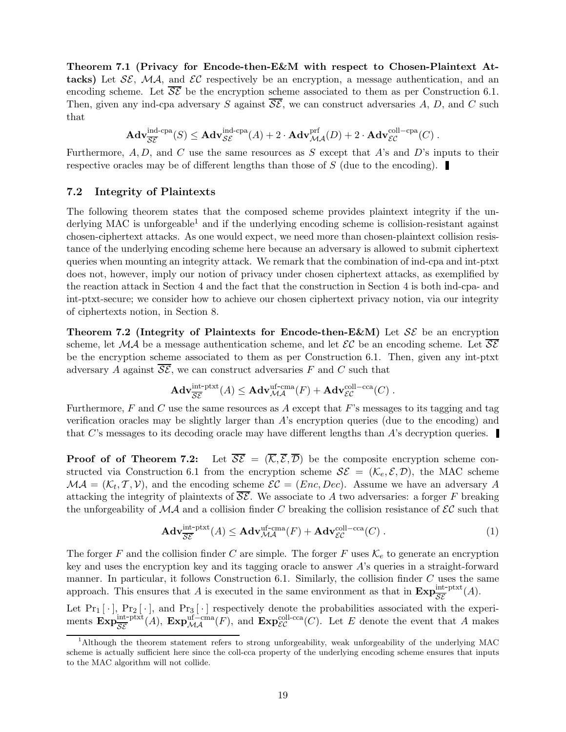**Theorem 7.1 (Privacy for Encode-then-E&M with respect to Chosen-Plaintext Attacks)** Let $\mathcal{SE}$, $\mathcal{MA}$, and $\mathcal{EC}$ respectively be an encryption, a message authentication, and an encoding scheme. Let $\overline{\mathcal{SE}}$ be the encryption scheme associated to them as per Construction 6.1. Then, given any ind-cpa adversary $S$ against $\overline{\mathcal{SE}}$, we can construct adversaries $A$, $D$, and $C$ such that

$$\mathbf{Adv}^{\text{ind-cpa}}_{\overline{\mathcal{SE}}}(S) \leq \mathbf{Adv}^{\text{ind-cpa}}_{\mathcal{SE}}(A) + 2 \cdot \mathbf{Adv}^{\text{prf}}_{\mathcal{MA}}(D) + 2 \cdot \mathbf{Adv}^{\text{coll-cpa}}_{\mathcal{EC}}(C) \,.$$

Furthermore, $A, D$, and $C$ use the same resources as $S$ except that $A$'s and $D$'s inputs to their respective oracles may be of different lengths than those of $S$ (due to the encoding). ∎

## 7.2 Integrity of Plaintexts

The following theorem states that the composed scheme provides plaintext integrity if the underlying MAC is unforgeable[1] and if the underlying encoding scheme is collision-resistant against chosen-ciphertext attacks. As one would expect, we need more than chosen-plaintext collision resistance of the underlying encoding scheme here because an adversary is allowed to submit ciphertext queries when mounting an integrity attack. We remark that the combination of ind-cpa and int-ptxt does not, however, imply our notion of privacy under chosen ciphertext attacks, as exemplified by the reaction attack in Section 4 and the fact that the construction in Section 4 is both ind-cpa- and int-ptxt-secure; we consider how to achieve our chosen ciphertext privacy notion, via our integrity of ciphertexts notion, in Section 8.

**Theorem 7.2 (Integrity of Plaintexts for Encode-then-E&M)** Let $\mathcal{SE}$ be an encryption scheme, let $\mathcal{MA}$ be a message authentication scheme, and let $\mathcal{EC}$ be an encoding scheme. Let $\overline{\mathcal{SE}}$ be the encryption scheme associated to them as per Construction 6.1. Then, given any int-ptxt adversary $A$ against $\overline{\mathcal{SE}}$, we can construct adversaries $F$ and $C$ such that

$$\mathbf{Adv}^{\text{int-ptxt}}_{\overline{\mathcal{SE}}}(A) \leq \mathbf{Adv}^{\text{uf-cma}}_{\mathcal{MA}}(F) + \mathbf{Adv}^{\text{coll-cca}}_{\mathcal{EC}}(C) \,.$$

Furthermore, $F$ and $C$ use the same resources as $A$ except that $F$'s messages to its tagging and tag verification oracles may be slightly larger than $A$'s encryption queries (due to the encoding) and that $C$'s messages to its decoding oracle may have different lengths than $A$'s decryption queries. ∎

**Proof of of Theorem 7.2:** Let $\overline{\mathcal{SE}} = (\overline{\mathcal{K}}, \overline{\mathcal{E}}, \overline{\mathcal{D}})$ be the composite encryption scheme constructed via Construction 6.1 from the encryption scheme $\mathcal{SE} = (\mathcal{K}_e, \mathcal{E}, \mathcal{D})$, the MAC scheme $\mathcal{MA} = (\mathcal{K}_t, \mathcal{T}, \mathcal{V})$, and the encoding scheme $\mathcal{EC} = (Enc, Dec)$. Assume we have an adversary $A$ attacking the integrity of plaintexts of $\overline{\mathcal{SE}}$. We associate to $A$ two adversaries: a forger $F$ breaking the unforgeability of $\mathcal{MA}$ and a collision finder $C$ breaking the collision resistance of $\mathcal{EC}$ such that

$$\mathbf{Adv}^{\text{int-ptxt}}_{\overline{\mathcal{SE}}}(A) \leq \mathbf{Adv}^{\text{uf-cma}}_{\mathcal{MA}}(F) + \mathbf{Adv}^{\text{coll-cca}}_{\mathcal{EC}}(C) \,. \tag{1}$$

The forger $F$ and the collision finder $C$ are simple. The forger $F$ uses $\mathcal{K}_e$ to generate an encryption key and uses the encryption key and its tagging oracle to answer $A$'s queries in a straight-forward manner. In particular, it follows Construction 6.1. Similarly, the collision finder $C$ uses the same approach. This ensures that $A$ is executed in the same environment as that in $\mathbf{Exp}^{\text{int-ptxt}}_{\overline{\mathcal{SE}}}(A)$.

Let $\Pr_1[\,\cdot\,]$, $\Pr_2[\,\cdot\,]$, and $\Pr_3[\,\cdot\,]$ respectively denote the probabilities associated with the experiments $\mathbf{Exp}^{\text{int-ptxt}}_{\overline{\mathcal{SE}}}(A)$, $\mathbf{Exp}^{\text{uf-cma}}_{\mathcal{MA}}(F)$, and $\mathbf{Exp}^{\text{coll-cca}}_{\mathcal{EC}}(C)$. Let $E$ denote the event that $A$ makes

[1] Although the theorem statement refers to strong unforgeability, weak unforgeability of the underlying MAC scheme is actually sufficient here since the coll-cca property of the underlying encoding scheme ensures that inputs to the MAC algorithm will not collide.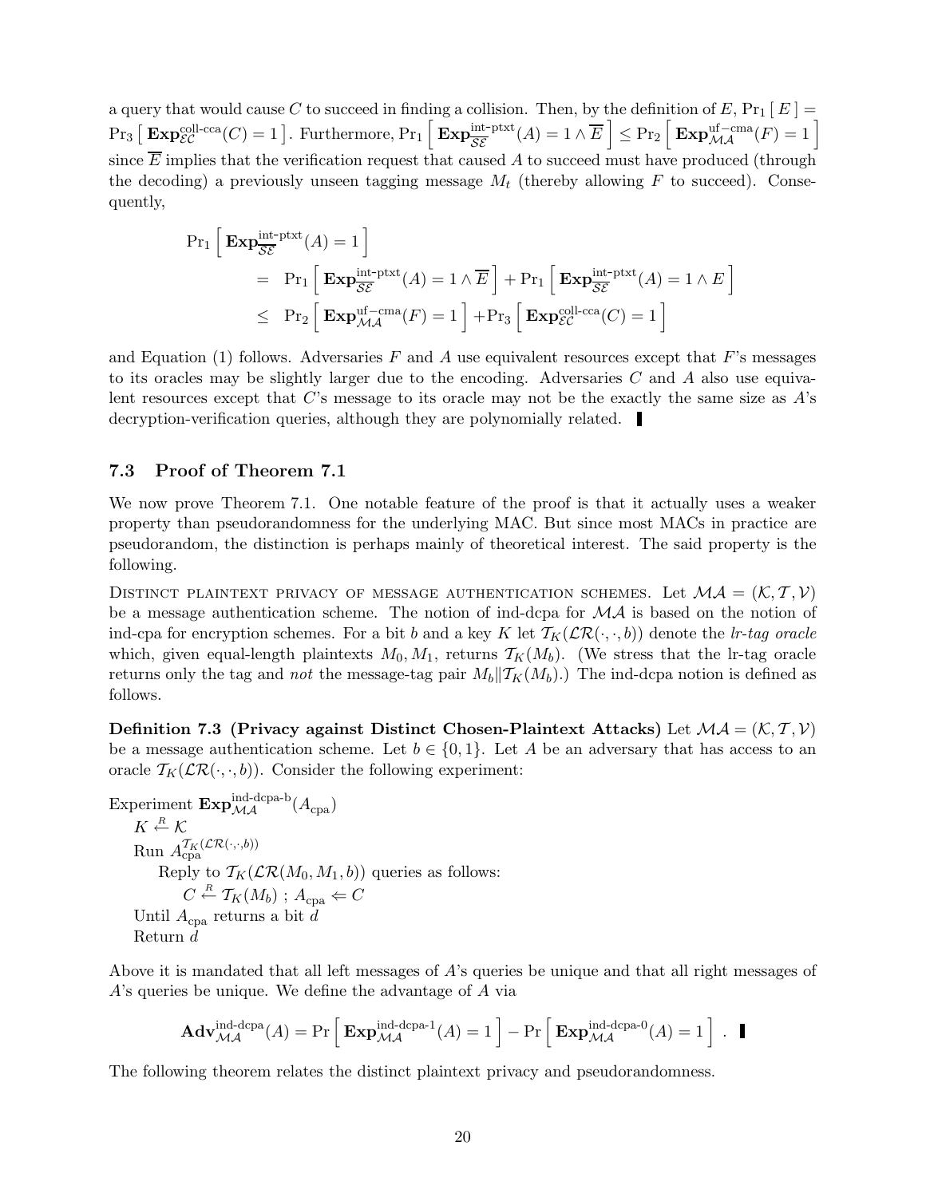a query that would cause $C$ to succeed in finding a collision. Then, by the definition of $E$, $\Pr_1[\,E\,] = \Pr_3[\,\mathbf{Exp}^{\text{coll-cca}}_{\mathcal{EC}}(C) = 1\,]$. Furthermore, $\Pr_1\left[\,\mathbf{Exp}^{\text{int-ptxt}}_{\mathcal{SE}}(A) = 1 \wedge \overline{E}\,\right] \le \Pr_2\left[\,\mathbf{Exp}^{\text{uf-cma}}_{\mathcal{MA}}(F) = 1\,\right]$ since $\overline{E}$ implies that the verification request that caused $A$ to succeed must have produced (through the decoding) a previously unseen tagging message $M_t$ (thereby allowing $F$ to succeed). Consequently,

$$\begin{aligned}
&\Pr_1\left[\,\mathbf{Exp}^{\text{int-ptxt}}_{\mathcal{SE}}(A) = 1\,\right] \\
&\quad = \Pr_1\left[\,\mathbf{Exp}^{\text{int-ptxt}}_{\mathcal{SE}}(A) = 1 \wedge \overline{E}\,\right] + \Pr_1\left[\,\mathbf{Exp}^{\text{int-ptxt}}_{\mathcal{SE}}(A) = 1 \wedge E\,\right] \\
&\quad \le \Pr_2\left[\,\mathbf{Exp}^{\text{uf-cma}}_{\mathcal{MA}}(F) = 1\,\right] + \Pr_3\left[\,\mathbf{Exp}^{\text{coll-cca}}_{\mathcal{EC}}(C) = 1\,\right]
\end{aligned}$$

and Equation (1) follows. Adversaries $F$ and $A$ use equivalent resources except that $F$'s messages to its oracles may be slightly larger due to the encoding. Adversaries $C$ and $A$ also use equivalent resources except that $C$'s message to its oracle may not be the exactly the same size as $A$'s decryption-verification queries, although they are polynomially related. ∎

## 7.3 Proof of Theorem 7.1

We now prove Theorem 7.1. One notable feature of the proof is that it actually uses a weaker property than pseudorandomness for the underlying MAC. But since most MACs in practice are pseudorandom, the distinction is perhaps mainly of theoretical interest. The said property is the following.

Distinct plaintext privacy of message authentication schemes. Let $\mathcal{MA} = (\mathcal{K}, \mathcal{T}, \mathcal{V})$ be a message authentication scheme. The notion of ind-dcpa for $\mathcal{MA}$ is based on the notion of ind-cpa for encryption schemes. For a bit $b$ and a key $K$ let $\mathcal{T}_K(\mathcal{LR}(\cdot,\cdot,b))$ denote the *lr-tag oracle* which, given equal-length plaintexts $M_0, M_1$, returns $\mathcal{T}_K(M_b)$. (We stress that the lr-tag oracle returns only the tag and *not* the message-tag pair $M_b \| \mathcal{T}_K(M_b)$.) The ind-dcpa notion is defined as follows.

**Definition 7.3 (Privacy against Distinct Chosen-Plaintext Attacks)** Let $\mathcal{MA} = (\mathcal{K}, \mathcal{T}, \mathcal{V})$ be a message authentication scheme. Let $b \in \{0,1\}$. Let $A$ be an adversary that has access to an oracle $\mathcal{T}_K(\mathcal{LR}(\cdot,\cdot,b))$. Consider the following experiment:

Experiment $\mathbf{Exp}^{\text{ind-dcpa-b}}_{\mathcal{MA}}(A_{\text{cpa}})$
  $K \stackrel{R}{\leftarrow} \mathcal{K}$
  Run $A_{\text{cpa}}^{\mathcal{T}_K(\mathcal{LR}(\cdot,\cdot,b))}$
    Reply to $\mathcal{T}_K(\mathcal{LR}(M_0, M_1, b))$ queries as follows:
      $C \stackrel{R}{\leftarrow} \mathcal{T}_K(M_b)$ ; $A_{\text{cpa}} \Leftarrow C$
  Until $A_{\text{cpa}}$ returns a bit $d$
  Return $d$

Above it is mandated that all left messages of $A$'s queries be unique and that all right messages of $A$'s queries be unique. We define the advantage of $A$ via

$$\mathbf{Adv}^{\text{ind-dcpa}}_{\mathcal{MA}}(A) = \Pr\left[\,\mathbf{Exp}^{\text{ind-dcpa-1}}_{\mathcal{MA}}(A) = 1\,\right] - \Pr\left[\,\mathbf{Exp}^{\text{ind-dcpa-0}}_{\mathcal{MA}}(A) = 1\,\right]\ . \ ∎$$

The following theorem relates the distinct plaintext privacy and pseudorandomness.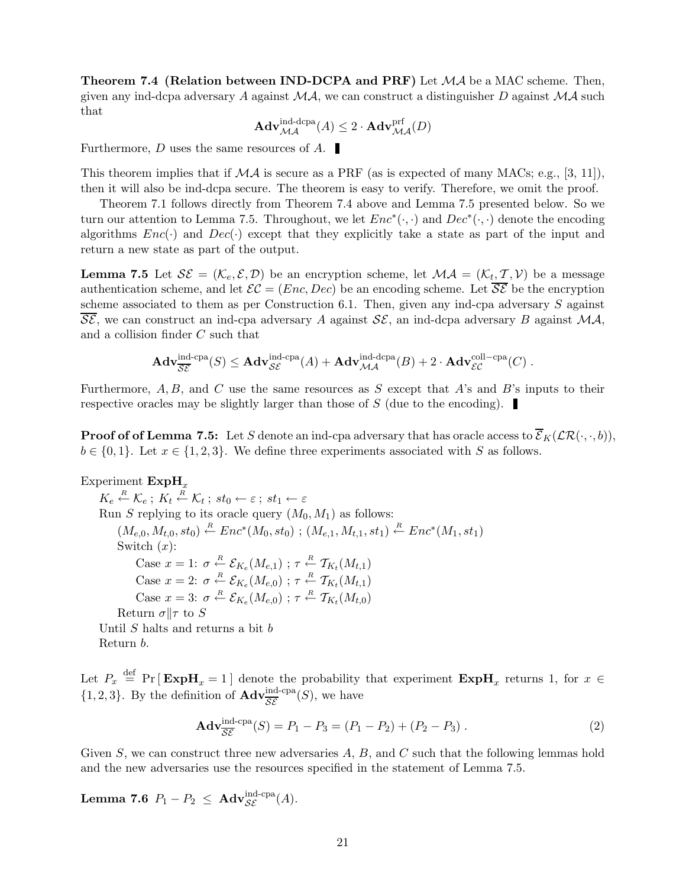**Theorem 7.4 (Relation between IND-DCPA and PRF)** Let $\mathcal{MA}$ be a MAC scheme. Then, given any ind-dcpa adversary $A$ against $\mathcal{MA}$, we can construct a distinguisher $D$ against $\mathcal{MA}$ such that

$$\mathbf{Adv}^{\text{ind-dcpa}}_{\mathcal{MA}}(A) \leq 2 \cdot \mathbf{Adv}^{\text{prf}}_{\mathcal{MA}}(D)$$

Furthermore, $D$ uses the same resources of $A$. ▌

This theorem implies that if $\mathcal{MA}$ is secure as a PRF (as is expected of many MACs; e.g., [3, 11]), then it will also be ind-dcpa secure. The theorem is easy to verify. Therefore, we omit the proof.

Theorem 7.1 follows directly from Theorem 7.4 above and Lemma 7.5 presented below. So we turn our attention to Lemma 7.5. Throughout, we let $Enc^*(\cdot,\cdot)$ and $Dec^*(\cdot,\cdot)$ denote the encoding algorithms $Enc(\cdot)$ and $Dec(\cdot)$ except that they explicitly take a state as part of the input and return a new state as part of the output.

**Lemma 7.5** Let $\mathcal{SE} = (\mathcal{K}_e, \mathcal{E}, \mathcal{D})$ be an encryption scheme, let $\mathcal{MA} = (\mathcal{K}_t, \mathcal{T}, \mathcal{V})$ be a message authentication scheme, and let $\mathcal{EC} = (Enc, Dec)$ be an encoding scheme. Let $\overline{\mathcal{SE}}$ be the encryption scheme associated to them as per Construction 6.1. Then, given any ind-cpa adversary $S$ against $\overline{\mathcal{SE}}$, we can construct an ind-cpa adversary $A$ against $\mathcal{SE}$, an ind-dcpa adversary $B$ against $\mathcal{MA}$, and a collision finder $C$ such that

$$\mathbf{Adv}^{\text{ind-cpa}}_{\overline{\mathcal{SE}}}(S) \leq \mathbf{Adv}^{\text{ind-cpa}}_{\mathcal{SE}}(A) + \mathbf{Adv}^{\text{ind-dcpa}}_{\mathcal{MA}}(B) + 2 \cdot \mathbf{Adv}^{\text{coll-cpa}}_{\mathcal{EC}}(C) \,.$$

Furthermore, $A, B$, and $C$ use the same resources as $S$ except that $A$'s and $B$'s inputs to their respective oracles may be slightly larger than those of $S$ (due to the encoding). ▌

**Proof of of Lemma 7.5:** Let $S$ denote an ind-cpa adversary that has oracle access to $\overline{\mathcal{E}}_K(\mathcal{LR}(\cdot,\cdot,b))$, $b \in \{0,1\}$. Let $x \in \{1,2,3\}$. We define three experiments associated with $S$ as follows.

Experiment $\mathbf{ExpH}_x$
  $K_e \stackrel{R}{\leftarrow} \mathcal{K}_e$ ; $K_t \stackrel{R}{\leftarrow} \mathcal{K}_t$ ; $st_0 \leftarrow \varepsilon$ ; $st_1 \leftarrow \varepsilon$
  Run $S$ replying to its oracle query $(M_0, M_1)$ as follows:
    $(M_{e,0}, M_{t,0}, st_0) \stackrel{R}{\leftarrow} Enc^*(M_0, st_0)$ ; $(M_{e,1}, M_{t,1}, st_1) \stackrel{R}{\leftarrow} Enc^*(M_1, st_1)$
    Switch $(x)$:
      Case $x = 1$: $\sigma \stackrel{R}{\leftarrow} \mathcal{E}_{K_e}(M_{e,1})$ ; $\tau \stackrel{R}{\leftarrow} \mathcal{T}_{K_t}(M_{t,1})$
      Case $x = 2$: $\sigma \stackrel{R}{\leftarrow} \mathcal{E}_{K_e}(M_{e,0})$ ; $\tau \stackrel{R}{\leftarrow} \mathcal{T}_{K_t}(M_{t,1})$
      Case $x = 3$: $\sigma \stackrel{R}{\leftarrow} \mathcal{E}_{K_e}(M_{e,0})$ ; $\tau \stackrel{R}{\leftarrow} \mathcal{T}_{K_t}(M_{t,0})$
    Return $\sigma \| \tau$ to $S$
  Until $S$ halts and returns a bit $b$
  Return $b$.

Let $P_x \stackrel{\text{def}}{=} \Pr[\, \mathbf{ExpH}_x = 1 \,]$ denote the probability that experiment $\mathbf{ExpH}_x$ returns 1, for $x \in \{1,2,3\}$. By the definition of $\mathbf{Adv}^{\text{ind-cpa}}_{\overline{\mathcal{SE}}}(S)$, we have

$$\mathbf{Adv}^{\text{ind-cpa}}_{\overline{\mathcal{SE}}}(S) = P_1 - P_3 = (P_1 - P_2) + (P_2 - P_3) \,. \tag{2}$$

Given $S$, we can construct three new adversaries $A$, $B$, and $C$ such that the following lemmas hold and the new adversaries use the resources specified in the statement of Lemma 7.5.

**Lemma 7.6** $P_1 - P_2 \;\leq\; \mathbf{Adv}^{\text{ind-cpa}}_{\mathcal{SE}}(A)$.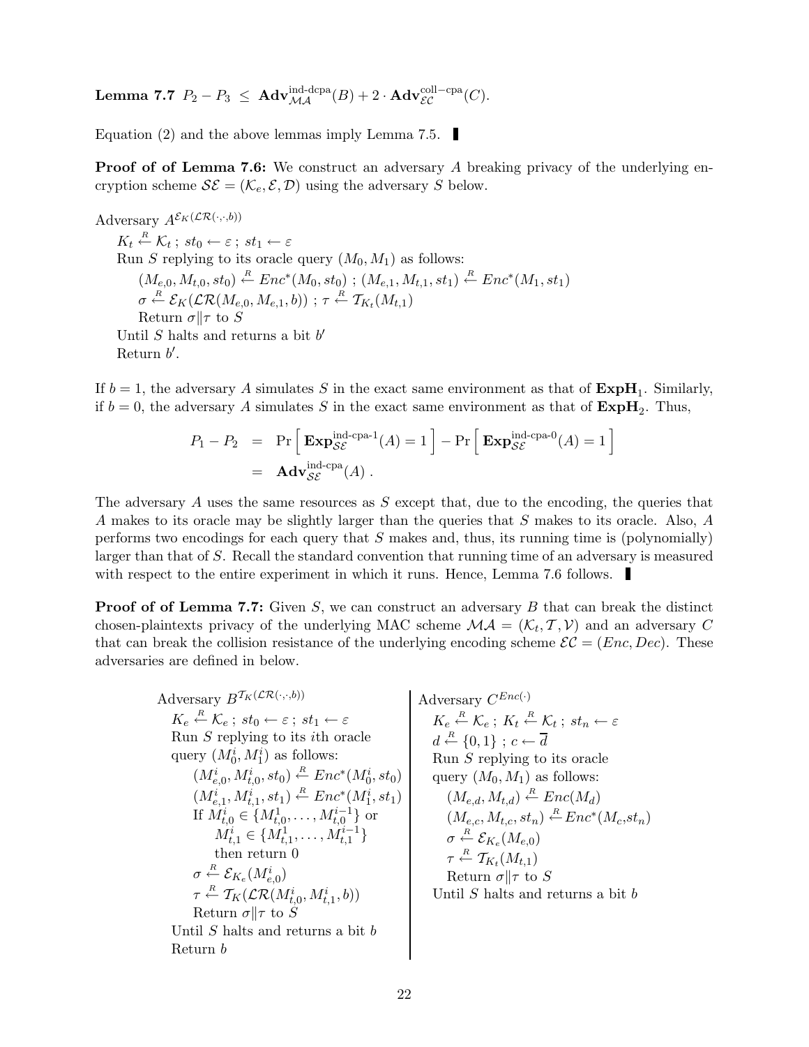**Lemma 7.7** $P_2 - P_3 \;\leq\; \mathbf{Adv}^{\text{ind-dcpa}}_{\mathcal{MA}}(B) + 2 \cdot \mathbf{Adv}^{\text{coll-cpa}}_{\mathcal{EC}}(C)$.

Equation (2) and the above lemmas imply Lemma 7.5. ▮

**Proof of of Lemma 7.6:** We construct an adversary $A$ breaking privacy of the underlying encryption scheme $\mathcal{SE} = (\mathcal{K}_e, \mathcal{E}, \mathcal{D})$ using the adversary $S$ below.

Adversary $A^{\mathcal{E}_K(\mathcal{LR}(\cdot,\cdot,b))}$

- $K_t \xleftarrow{R} \mathcal{K}_t$ ; $st_0 \leftarrow \varepsilon$ ; $st_1 \leftarrow \varepsilon$
- Run $S$ replying to its oracle query $(M_0, M_1)$ as follows:
  - $(M_{e,0}, M_{t,0}, st_0) \xleftarrow{R} Enc^*(M_0, st_0)$ ; $(M_{e,1}, M_{t,1}, st_1) \xleftarrow{R} Enc^*(M_1, st_1)$
  - $\sigma \xleftarrow{R} \mathcal{E}_K(\mathcal{LR}(M_{e,0}, M_{e,1}, b))$ ; $\tau \xleftarrow{R} \mathcal{T}_{K_t}(M_{t,1})$
  - Return $\sigma \| \tau$ to $S$
- Until $S$ halts and returns a bit $b'$
- Return $b'$.

If $b = 1$, the adversary $A$ simulates $S$ in the exact same environment as that of $\mathbf{ExpH}_1$. Similarly, if $b = 0$, the adversary $A$ simulates $S$ in the exact same environment as that of $\mathbf{ExpH}_2$. Thus,

$$
\begin{aligned}
P_1 - P_2 &= \Pr\left[\, \mathbf{Exp}^{\text{ind-cpa-1}}_{\mathcal{SE}}(A) = 1 \,\right] - \Pr\left[\, \mathbf{Exp}^{\text{ind-cpa-0}}_{\mathcal{SE}}(A) = 1 \,\right] \\
&= \mathbf{Adv}^{\text{ind-cpa}}_{\mathcal{SE}}(A)\ .
\end{aligned}
$$

The adversary $A$ uses the same resources as $S$ except that, due to the encoding, the queries that $A$ makes to its oracle may be slightly larger than the queries that $S$ makes to its oracle. Also, $A$ performs two encodings for each query that $S$ makes and, thus, its running time is (polynomially) larger than that of $S$. Recall the standard convention that running time of an adversary is measured with respect to the entire experiment in which it runs. Hence, Lemma 7.6 follows. ▮

**Proof of of Lemma 7.7:** Given $S$, we can construct an adversary $B$ that can break the distinct chosen-plaintexts privacy of the underlying MAC scheme $\mathcal{MA} = (\mathcal{K}_t, \mathcal{T}, \mathcal{V})$ and an adversary $C$ that can break the collision resistance of the underlying encoding scheme $\mathcal{EC} = (Enc, Dec)$. These adversaries are defined in below.

Adversary $B^{\mathcal{T}_K(\mathcal{LR}(\cdot,\cdot,b))}$

- $K_e \xleftarrow{R} \mathcal{K}_e$ ; $st_0 \leftarrow \varepsilon$ ; $st_1 \leftarrow \varepsilon$
- Run $S$ replying to its $i$th oracle query $(M_0^i, M_1^i)$ as follows:
  - $(M_{e,0}^i, M_{t,0}^i, st_0) \xleftarrow{R} Enc^*(M_0^i, st_0)$
  - $(M_{e,1}^i, M_{t,1}^i, st_1) \xleftarrow{R} Enc^*(M_1^i, st_1)$
  - If $M_{t,0}^i \in \{M_{t,0}^1, \ldots, M_{t,0}^{i-1}\}$ or $M_{t,1}^i \in \{M_{t,1}^1, \ldots, M_{t,1}^{i-1}\}$ then return 0
  - $\sigma \xleftarrow{R} \mathcal{E}_{K_e}(M_{e,0}^i)$
  - $\tau \xleftarrow{R} \mathcal{T}_K(\mathcal{LR}(M_{t,0}^i, M_{t,1}^i, b))$
  - Return $\sigma \| \tau$ to $S$
- Until $S$ halts and returns a bit $b$
- Return $b$

Adversary $C^{Enc(\cdot)}$

- $K_e \xleftarrow{R} \mathcal{K}_e$ ; $K_t \xleftarrow{R} \mathcal{K}_t$ ; $st_n \leftarrow \varepsilon$
- $d \xleftarrow{R} \{0,1\}$ ; $c \leftarrow \overline{d}$
- Run $S$ replying to its oracle query $(M_0, M_1)$ as follows:
  - $(M_{e,d}, M_{t,d}) \xleftarrow{R} Enc(M_d)$
  - $(M_{e,c}, M_{t,c}, st_n) \xleftarrow{R} Enc^*(M_c, st_n)$
  - $\sigma \xleftarrow{R} \mathcal{E}_{K_e}(M_{e,0})$
  - $\tau \xleftarrow{R} \mathcal{T}_{K_t}(M_{t,1})$
  - Return $\sigma \| \tau$ to $S$
- Until $S$ halts and returns a bit $b$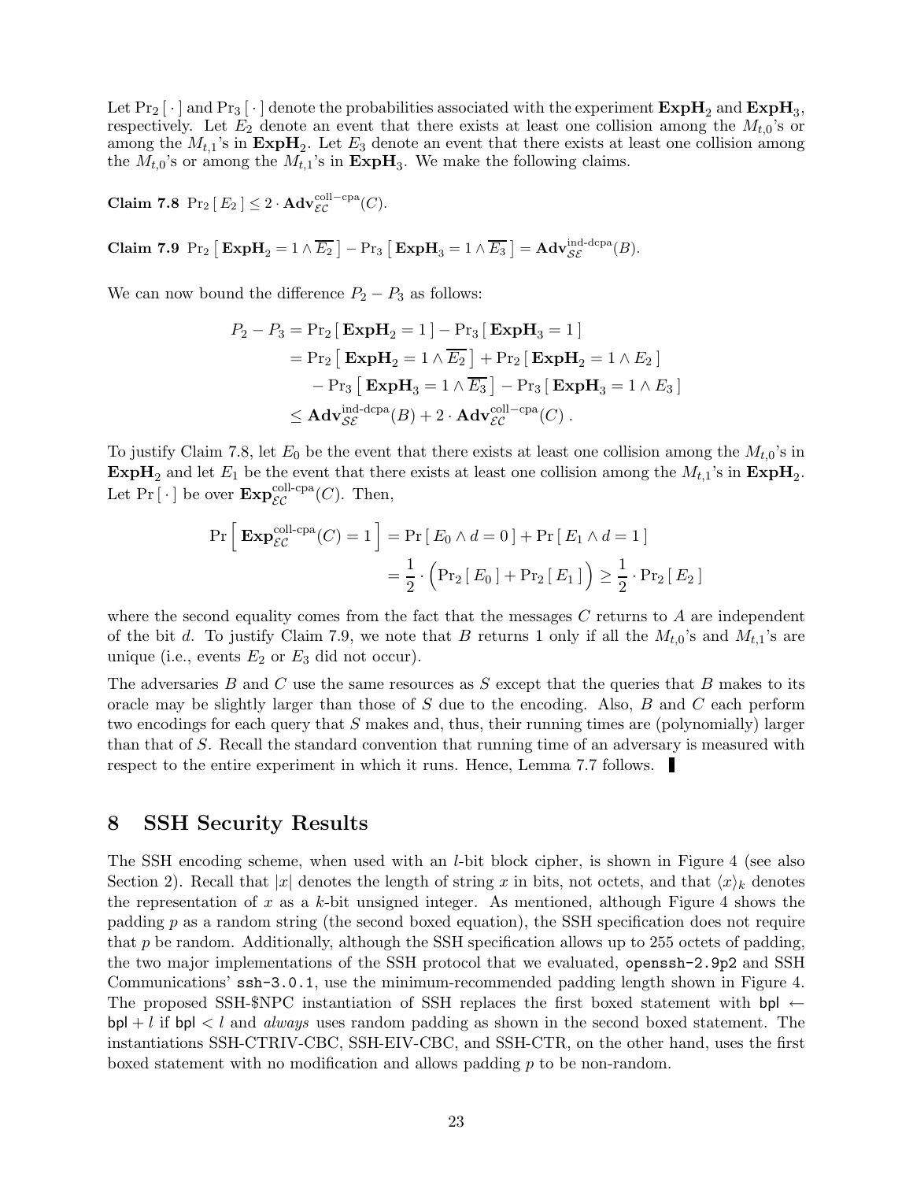Let $\Pr_2[\,\cdot\,]$ and $\Pr_3[\,\cdot\,]$ denote the probabilities associated with the experiment $\mathbf{ExpH}_2$ and $\mathbf{ExpH}_3$, respectively. Let $E_2$ denote an event that there exists at least one collision among the $M_{t,0}$'s or among the $M_{t,1}$'s in $\mathbf{ExpH}_2$. Let $E_3$ denote an event that there exists at least one collision among the $M_{t,0}$'s or among the $M_{t,1}$'s in $\mathbf{ExpH}_3$. We make the following claims.

**Claim 7.8** $\Pr_2[\,E_2\,] \leq 2 \cdot \mathbf{Adv}^{\text{coll-cpa}}_{\mathcal{EC}}(C)$.

**Claim 7.9** $\Pr_2\left[\,\mathbf{ExpH}_2 = 1 \wedge \overline{E_2}\,\right] - \Pr_3\left[\,\mathbf{ExpH}_3 = 1 \wedge \overline{E_3}\,\right] = \mathbf{Adv}^{\text{ind-dcpa}}_{\mathcal{SE}}(B)$.

We can now bound the difference $P_2 - P_3$ as follows:

$$
\begin{aligned}
P_2 - P_3 &= \Pr_2[\,\mathbf{ExpH}_2 = 1\,] - \Pr_3[\,\mathbf{ExpH}_3 = 1\,] \\
&= \Pr_2\left[\,\mathbf{ExpH}_2 = 1 \wedge \overline{E_2}\,\right] + \Pr_2[\,\mathbf{ExpH}_2 = 1 \wedge E_2\,] \\
&\quad - \Pr_3\left[\,\mathbf{ExpH}_3 = 1 \wedge \overline{E_3}\,\right] - \Pr_3[\,\mathbf{ExpH}_3 = 1 \wedge E_3\,] \\
&\leq \mathbf{Adv}^{\text{ind-dcpa}}_{\mathcal{SE}}(B) + 2 \cdot \mathbf{Adv}^{\text{coll-cpa}}_{\mathcal{EC}}(C)\ .
\end{aligned}
$$

To justify Claim 7.8, let $E_0$ be the event that there exists at least one collision among the $M_{t,0}$'s in $\mathbf{ExpH}_2$ and let $E_1$ be the event that there exists at least one collision among the $M_{t,1}$'s in $\mathbf{ExpH}_2$. Let $\Pr[\,\cdot\,]$ be over $\mathbf{Exp}^{\text{coll-cpa}}_{\mathcal{EC}}(C)$. Then,

$$
\begin{aligned}
\Pr\left[\,\mathbf{Exp}^{\text{coll-cpa}}_{\mathcal{EC}}(C) = 1\,\right] &= \Pr[\,E_0 \wedge d = 0\,] + \Pr[\,E_1 \wedge d = 1\,] \\
&= \frac{1}{2} \cdot \Big(\Pr_2[\,E_0\,] + \Pr_2[\,E_1\,]\Big) \geq \frac{1}{2} \cdot \Pr_2[\,E_2\,]
\end{aligned}
$$

where the second equality comes from the fact that the messages $C$ returns to $A$ are independent of the bit $d$. To justify Claim 7.9, we note that $B$ returns 1 only if all the $M_{t,0}$'s and $M_{t,1}$'s are unique (i.e., events $E_2$ or $E_3$ did not occur).

The adversaries $B$ and $C$ use the same resources as $S$ except that the queries that $B$ makes to its oracle may be slightly larger than those of $S$ due to the encoding. Also, $B$ and $C$ each perform two encodings for each query that $S$ makes and, thus, their running times are (polynomially) larger than that of $S$. Recall the standard convention that running time of an adversary is measured with respect to the entire experiment in which it runs. Hence, Lemma 7.7 follows. ∎

## 8 SSH Security Results

The SSH encoding scheme, when used with an $l$-bit block cipher, is shown in Figure 4 (see also Section 2). Recall that $|x|$ denotes the length of string $x$ in bits, not octets, and that $\langle x \rangle_k$ denotes the representation of $x$ as a $k$-bit unsigned integer. As mentioned, although Figure 4 shows the padding $p$ as a random string (the second boxed equation), the SSH specification does not require that $p$ be random. Additionally, although the SSH specification allows up to 255 octets of padding, the two major implementations of the SSH protocol that we evaluated, `openssh-2.9p2` and SSH Communications' `ssh-3.0.1`, use the minimum-recommended padding length shown in Figure 4. The proposed SSH-\$NPC instantiation of SSH replaces the first boxed statement with $\mathsf{bpl} \leftarrow \mathsf{bpl} + l$ if $\mathsf{bpl} < l$ and *always* uses random padding as shown in the second boxed statement. The instantiations SSH-CTRIV-CBC, SSH-EIV-CBC, and SSH-CTR, on the other hand, uses the first boxed statement with no modification and allows padding $p$ to be non-random.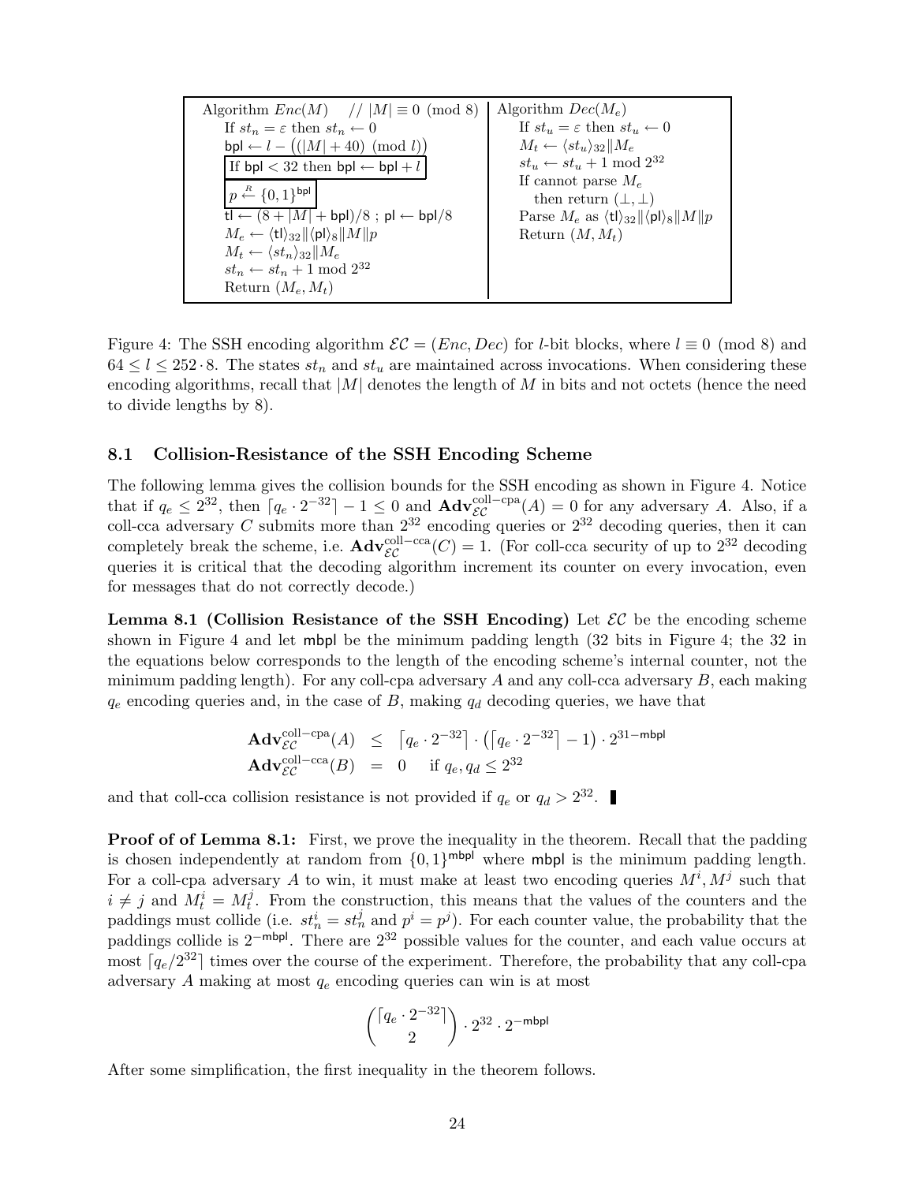| Algorithm $Enc(M)$ // $\|M\| \equiv 0 \pmod 8$ | Algorithm $Dec(M_e)$ |
|---|---|
| If $st_n = \varepsilon$ then $st_n \leftarrow 0$ | If $st_u = \varepsilon$ then $st_u \leftarrow 0$ |
| $\mathsf{bpl} \leftarrow l - ((\|M\| + 40) \pmod l)$ | $M_t \leftarrow \langle st_u \rangle_{32} \\| M_e$ |
| If $\mathsf{bpl} < 32$ then $\mathsf{bpl} \leftarrow \mathsf{bpl} + l$ | $st_u \leftarrow st_u + 1 \bmod 2^{32}$ |
| $p \xleftarrow{R} \{0,1\}^{\mathsf{bpl}}$ | If cannot parse $M_e$ |
| $\mathsf{tl} \leftarrow (8 + \|M\| + \mathsf{bpl})/8$ ; $\mathsf{pl} \leftarrow \mathsf{bpl}/8$ | then return $(\perp, \perp)$ |
| $M_e \leftarrow \langle \mathsf{tl} \rangle_{32} \\| \langle \mathsf{pl} \rangle_8 \\| M \\| p$ | Parse $M_e$ as $\langle \mathsf{tl} \rangle_{32} \\| \langle \mathsf{pl} \rangle_8 \\| M \\| p$ |
| $M_t \leftarrow \langle st_n \rangle_{32} \\| M_e$ | Return $(M, M_t)$ |
| $st_n \leftarrow st_n + 1 \bmod 2^{32}$ | |
| Return $(M_e, M_t)$ | |

Figure 4: The SSH encoding algorithm $\mathcal{EC} = (Enc, Dec)$ for $l$-bit blocks, where $l \equiv 0 \pmod 8$ and $64 \leq l \leq 252 \cdot 8$. The states $st_n$ and $st_u$ are maintained across invocations. When considering these encoding algorithms, recall that $|M|$ denotes the length of $M$ in bits and not octets (hence the need to divide lengths by 8).

### 8.1 Collision-Resistance of the SSH Encoding Scheme

The following lemma gives the collision bounds for the SSH encoding as shown in Figure 4. Notice that if $q_e \leq 2^{32}$, then $\lceil q_e \cdot 2^{-32} \rceil - 1 \leq 0$ and $\mathbf{Adv}^{\mathrm{coll-cpa}}_{\mathcal{EC}}(A) = 0$ for any adversary $A$. Also, if a coll-cca adversary $C$ submits more than $2^{32}$ encoding queries or $2^{32}$ decoding queries, then it can completely break the scheme, i.e. $\mathbf{Adv}^{\mathrm{coll-cca}}_{\mathcal{EC}}(C) = 1$. (For coll-cca security of up to $2^{32}$ decoding queries it is critical that the decoding algorithm increment its counter on every invocation, even for messages that do not correctly decode.)

**Lemma 8.1 (Collision Resistance of the SSH Encoding)** Let $\mathcal{EC}$ be the encoding scheme shown in Figure 4 and let $\mathsf{mbpl}$ be the minimum padding length (32 bits in Figure 4; the 32 in the equations below corresponds to the length of the encoding scheme's internal counter, not the minimum padding length). For any coll-cpa adversary $A$ and any coll-cca adversary $B$, each making $q_e$ encoding queries and, in the case of $B$, making $q_d$ decoding queries, we have that

$$\begin{aligned}
\mathbf{Adv}^{\mathrm{coll-cpa}}_{\mathcal{EC}}(A) &\leq \lceil q_e \cdot 2^{-32} \rceil \cdot \left( \lceil q_e \cdot 2^{-32} \rceil - 1 \right) \cdot 2^{31-\mathsf{mbpl}} \\
\mathbf{Adv}^{\mathrm{coll-cca}}_{\mathcal{EC}}(B) &= 0 \quad \text{if } q_e, q_d \leq 2^{32}
\end{aligned}$$

and that coll-cca collision resistance is not provided if $q_e$ or $q_d > 2^{32}$. ▮

**Proof of of Lemma 8.1:** First, we prove the inequality in the theorem. Recall that the padding is chosen independently at random from $\{0,1\}^{\mathsf{mbpl}}$ where $\mathsf{mbpl}$ is the minimum padding length. For a coll-cpa adversary $A$ to win, it must make at least two encoding queries $M^i, M^j$ such that $i \neq j$ and $M^i_t = M^j_t$. From the construction, this means that the values of the counters and the paddings must collide (i.e. $st^i_n = st^j_n$ and $p^i = p^j$). For each counter value, the probability that the paddings collide is $2^{-\mathsf{mbpl}}$. There are $2^{32}$ possible values for the counter, and each value occurs at most $\lceil q_e/2^{32} \rceil$ times over the course of the experiment. Therefore, the probability that any coll-cpa adversary $A$ making at most $q_e$ encoding queries can win is at most

$$\binom{\lceil q_e \cdot 2^{-32} \rceil}{2} \cdot 2^{32} \cdot 2^{-\mathsf{mbpl}}$$

After some simplification, the first inequality in the theorem follows.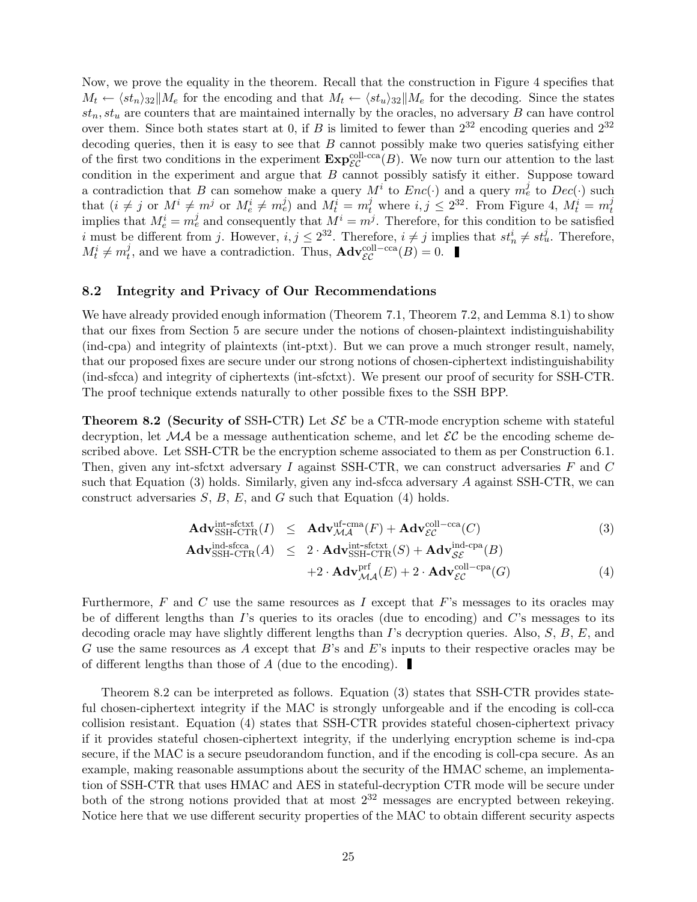Now, we prove the equality in the theorem. Recall that the construction in Figure 4 specifies that $M_t \leftarrow \langle st_n \rangle_{32} \| M_e$ for the encoding and that $M_t \leftarrow \langle st_u \rangle_{32} \| M_e$ for the decoding. Since the states $st_n, st_u$ are counters that are maintained internally by the oracles, no adversary $B$ can have control over them. Since both states start at 0, if $B$ is limited to fewer than $2^{32}$ encoding queries and $2^{32}$ decoding queries, then it is easy to see that $B$ cannot possibly make two queries satisfying either of the first two conditions in the experiment $\mathbf{Exp}^{\text{coll-cca}}_{\mathcal{EC}}(B)$. We now turn our attention to the last condition in the experiment and argue that $B$ cannot possibly satisfy it either. Suppose toward a contradiction that $B$ can somehow make a query $M^i$ to $Enc(\cdot)$ and a query $m_e^j$ to $Dec(\cdot)$ such that ($i \neq j$ or $M^i \neq m^j$ or $M_e^i \neq m_e^j$) and $M_t^i = m_t^j$ where $i, j \leq 2^{32}$. From Figure 4, $M_t^i = m_t^j$ implies that $M_e^i = m_e^j$ and consequently that $M^i = m^j$. Therefore, for this condition to be satisfied $i$ must be different from $j$. However, $i, j \leq 2^{32}$. Therefore, $i \neq j$ implies that $st_n^i \neq st_u^j$. Therefore, $M_t^i \neq m_t^j$, and we have a contradiction. Thus, $\mathbf{Adv}^{\text{coll-cca}}_{\mathcal{EC}}(B) = 0$. ▮

## 8.2 Integrity and Privacy of Our Recommendations

We have already provided enough information (Theorem 7.1, Theorem 7.2, and Lemma 8.1) to show that our fixes from Section 5 are secure under the notions of chosen-plaintext indistinguishability (ind-cpa) and integrity of plaintexts (int-ptxt). But we can prove a much stronger result, namely, that our proposed fixes are secure under our strong notions of chosen-ciphertext indistinguishability (ind-sfcca) and integrity of ciphertexts (int-sfctxt). We present our proof of security for SSH-CTR. The proof technique extends naturally to other possible fixes to the SSH BPP.

**Theorem 8.2 (Security of SSH-CTR)** Let $\mathcal{SE}$ be a CTR-mode encryption scheme with stateful decryption, let $\mathcal{MA}$ be a message authentication scheme, and let $\mathcal{EC}$ be the encoding scheme described above. Let SSH-CTR be the encryption scheme associated to them as per Construction 6.1. Then, given any int-sfctxt adversary $I$ against SSH-CTR, we can construct adversaries $F$ and $C$ such that Equation (3) holds. Similarly, given any ind-sfcca adversary $A$ against SSH-CTR, we can construct adversaries $S$, $B$, $E$, and $G$ such that Equation (4) holds.

$$\mathbf{Adv}^{\text{int-sfctxt}}_{\text{SSH-CTR}}(I) \leq \mathbf{Adv}^{\text{uf-cma}}_{\mathcal{MA}}(F) + \mathbf{Adv}^{\text{coll-cca}}_{\mathcal{EC}}(C) \tag{3}$$

$$\begin{aligned}\mathbf{Adv}^{\text{ind-sfcca}}_{\text{SSH-CTR}}(A) \leq\ & 2 \cdot \mathbf{Adv}^{\text{int-sfctxt}}_{\text{SSH-CTR}}(S) + \mathbf{Adv}^{\text{ind-cpa}}_{\mathcal{SE}}(B) \\ & + 2 \cdot \mathbf{Adv}^{\text{prf}}_{\mathcal{MA}}(E) + 2 \cdot \mathbf{Adv}^{\text{coll-cpa}}_{\mathcal{EC}}(G)\end{aligned} \tag{4}$$

Furthermore, $F$ and $C$ use the same resources as $I$ except that $F$'s messages to its oracles may be of different lengths than $I$'s queries to its oracles (due to encoding) and $C$'s messages to its decoding oracle may have slightly different lengths than $I$'s decryption queries. Also, $S$, $B$, $E$, and $G$ use the same resources as $A$ except that $B$'s and $E$'s inputs to their respective oracles may be of different lengths than those of $A$ (due to the encoding). ▮

Theorem 8.2 can be interpreted as follows. Equation (3) states that SSH-CTR provides stateful chosen-ciphertext integrity if the MAC is strongly unforgeable and if the encoding is coll-cca collision resistant. Equation (4) states that SSH-CTR provides stateful chosen-ciphertext privacy if it provides stateful chosen-ciphertext integrity, if the underlying encryption scheme is ind-cpa secure, if the MAC is a secure pseudorandom function, and if the encoding is coll-cpa secure. As an example, making reasonable assumptions about the security of the HMAC scheme, an implementation of SSH-CTR that uses HMAC and AES in stateful-decryption CTR mode will be secure under both of the strong notions provided that at most $2^{32}$ messages are encrypted between rekeying. Notice here that we use different security properties of the MAC to obtain different security aspects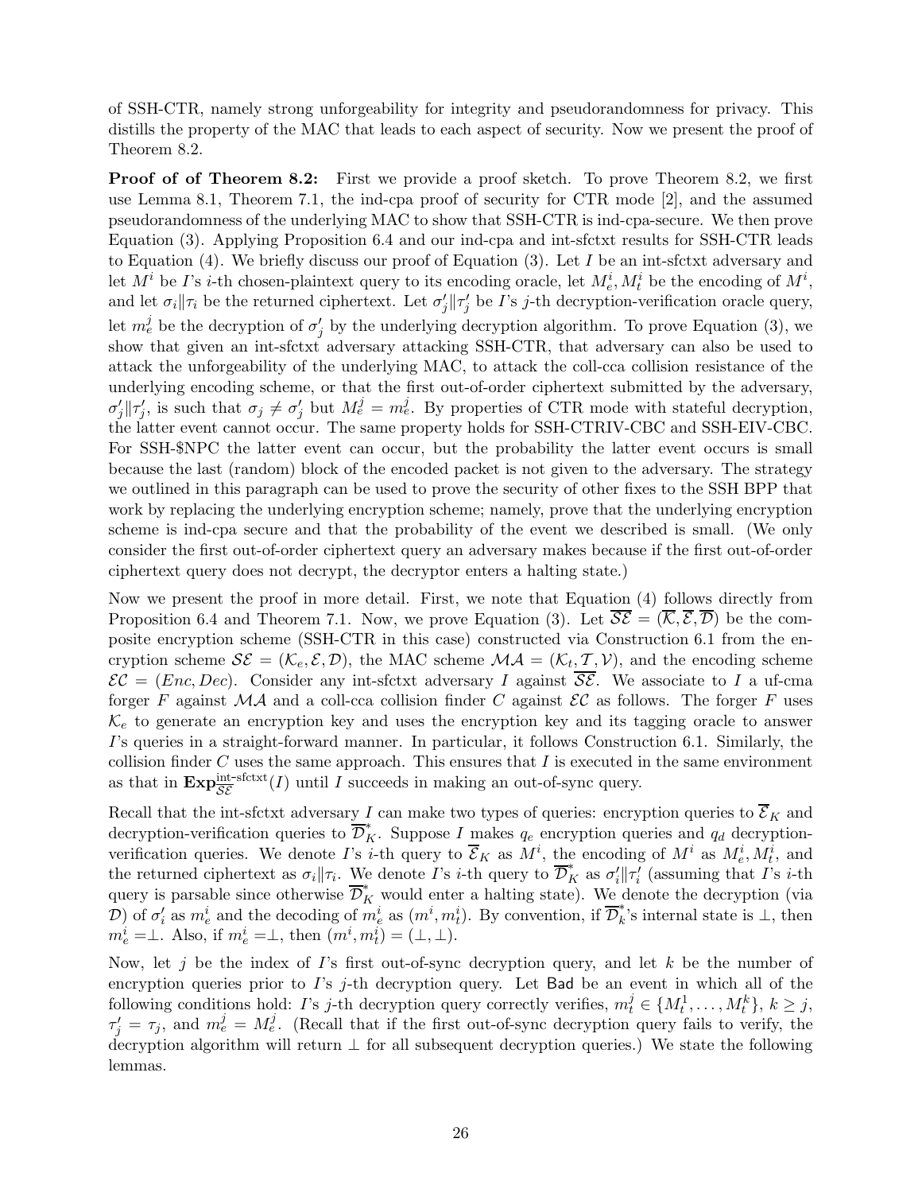of SSH-CTR, namely strong unforgeability for integrity and pseudorandomness for privacy. This distills the property of the MAC that leads to each aspect of security. Now we present the proof of Theorem 8.2.

**Proof of of Theorem 8.2:** First we provide a proof sketch. To prove Theorem 8.2, we first use Lemma 8.1, Theorem 7.1, the ind-cpa proof of security for CTR mode [2], and the assumed pseudorandomness of the underlying MAC to show that SSH-CTR is ind-cpa-secure. We then prove Equation (3). Applying Proposition 6.4 and our ind-cpa and int-sfctxt results for SSH-CTR leads to Equation (4). We briefly discuss our proof of Equation (3). Let $I$ be an int-sfctxt adversary and let $M^i$ be $I$'s $i$-th chosen-plaintext query to its encoding oracle, let $M_e^i, M_t^i$ be the encoding of $M^i$, and let $\sigma_i \| \tau_i$ be the returned ciphertext. Let $\sigma_j' \| \tau_j'$ be $I$'s $j$-th decryption-verification oracle query, let $m_e^j$ be the decryption of $\sigma_j'$ by the underlying decryption algorithm. To prove Equation (3), we show that given an int-sfctxt adversary attacking SSH-CTR, that adversary can also be used to attack the unforgeability of the underlying MAC, to attack the coll-cca collision resistance of the underlying encoding scheme, or that the first out-of-order ciphertext submitted by the adversary, $\sigma_j' \| \tau_j'$, is such that $\sigma_j \neq \sigma_j'$ but $M_e^j = m_e^j$. By properties of CTR mode with stateful decryption, the latter event cannot occur. The same property holds for SSH-CTRIV-CBC and SSH-EIV-CBC. For SSH-$NPC the latter event can occur, but the probability the latter event occurs is small because the last (random) block of the encoded packet is not given to the adversary. The strategy we outlined in this paragraph can be used to prove the security of other fixes to the SSH BPP that work by replacing the underlying encryption scheme; namely, prove that the underlying encryption scheme is ind-cpa secure and that the probability of the event we described is small. (We only consider the first out-of-order ciphertext query an adversary makes because if the first out-of-order ciphertext query does not decrypt, the decryptor enters a halting state.)

Now we present the proof in more detail. First, we note that Equation (4) follows directly from Proposition 6.4 and Theorem 7.1. Now, we prove Equation (3). Let $\overline{\mathcal{SE}} = (\overline{\mathcal{K}}, \overline{\mathcal{E}}, \overline{\mathcal{D}})$ be the composite encryption scheme (SSH-CTR in this case) constructed via Construction 6.1 from the encryption scheme $\mathcal{SE} = (\mathcal{K}_e, \mathcal{E}, \mathcal{D})$, the MAC scheme $\mathcal{MA} = (\mathcal{K}_t, \mathcal{T}, \mathcal{V})$, and the encoding scheme $\mathcal{EC} = (Enc, Dec)$. Consider any int-sfctxt adversary $I$ against $\overline{\mathcal{SE}}$. We associate to $I$ a uf-cma forger $F$ against $\mathcal{MA}$ and a coll-cca collision finder $C$ against $\mathcal{EC}$ as follows. The forger $F$ uses $\mathcal{K}_e$ to generate an encryption key and uses the encryption key and its tagging oracle to answer $I$'s queries in a straight-forward manner. In particular, it follows Construction 6.1. Similarly, the collision finder $C$ uses the same approach. This ensures that $I$ is executed in the same environment as that in $\mathbf{Exp}^{\text{int-sfctxt}}_{\overline{\mathcal{SE}}}(I)$ until $I$ succeeds in making an out-of-sync query.

Recall that the int-sfctxt adversary $I$ can make two types of queries: encryption queries to $\overline{\mathcal{E}}_K$ and decryption-verification queries to $\overline{\mathcal{D}}^*_K$. Suppose $I$ makes $q_e$ encryption queries and $q_d$ decryption-verification queries. We denote $I$'s $i$-th query to $\overline{\mathcal{E}}_K$ as $M^i$, the encoding of $M^i$ as $M_e^i, M_t^i$, and the returned ciphertext as $\sigma_i \| \tau_i$. We denote $I$'s $i$-th query to $\overline{\mathcal{D}}^*_K$ as $\sigma_i' \| \tau_i'$ (assuming that $I$'s $i$-th query is parsable since otherwise $\overline{\mathcal{D}}^*_K$ would enter a halting state). We denote the decryption (via $\mathcal{D}$) of $\sigma_i'$ as $m_e^i$ and the decoding of $m_e^i$ as $(m^i, m_t^i)$. By convention, if $\overline{\mathcal{D}}^*_k$'s internal state is $\perp$, then $m_e^i = \perp$. Also, if $m_e^i = \perp$, then $(m^i, m_t^i) = (\perp, \perp)$.

Now, let $j$ be the index of $I$'s first out-of-sync decryption query, and let $k$ be the number of encryption queries prior to $I$'s $j$-th decryption query. Let Bad be an event in which all of the following conditions hold: $I$'s $j$-th decryption query correctly verifies, $m_t^j \in \{M_t^1, \ldots, M_t^k\}$, $k \geq j$, $\tau_j' = \tau_j$, and $m_e^j = M_e^j$. (Recall that if the first out-of-sync decryption query fails to verify, the decryption algorithm will return $\perp$ for all subsequent decryption queries.) We state the following lemmas.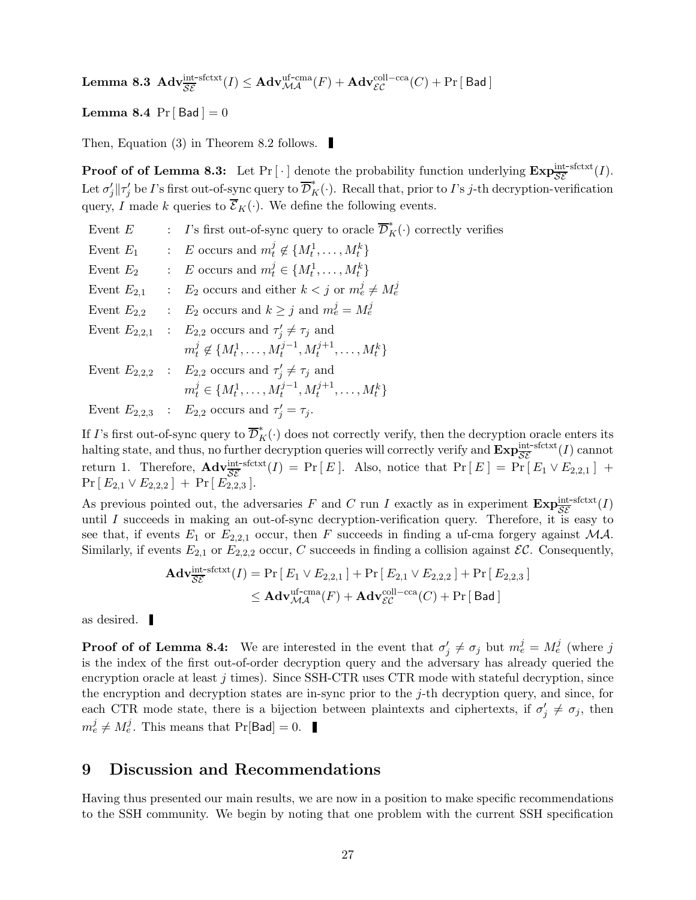**Lemma 8.3** $\mathbf{Adv}^{\text{int-sfctxt}}_{\overline{\mathcal{SE}}}(I) \leq \mathbf{Adv}^{\text{uf-cma}}_{\mathcal{MA}}(F) + \mathbf{Adv}^{\text{coll-cca}}_{\mathcal{EC}}(C) + \Pr[\,\mathsf{Bad}\,]$

**Lemma 8.4** $\Pr[\,\mathsf{Bad}\,] = 0$

Then, Equation (3) in Theorem 8.2 follows. ▮

**Proof of of Lemma 8.3:** Let $\Pr[\,\cdot\,]$ denote the probability function underlying $\mathbf{Exp}^{\text{int-sfctxt}}_{\overline{\mathcal{SE}}}(I)$. Let $\sigma'_j \| \tau'_j$ be $I$'s first out-of-sync query to $\overline{\mathcal{D}}^*_K(\cdot)$. Recall that, prior to $I$'s $j$-th decryption-verification query, $I$ made $k$ queries to $\overline{\mathcal{E}}_K(\cdot)$. We define the following events.

| | | |
|---|---|---|
| Event $E$ | : | $I$'s first out-of-sync query to oracle $\overline{\mathcal{D}}^*_K(\cdot)$ correctly verifies |
| Event $E_1$ | : | $E$ occurs and $m^j_t \notin \{M^1_t, \ldots, M^k_t\}$ |
| Event $E_2$ | : | $E$ occurs and $m^j_t \in \{M^1_t, \ldots, M^k_t\}$ |
| Event $E_{2,1}$ | : | $E_2$ occurs and either $k < j$ or $m^j_e \neq M^j_e$ |
| Event $E_{2,2}$ | : | $E_2$ occurs and $k \geq j$ and $m^j_e = M^j_e$ |
| Event $E_{2,2,1}$ | : | $E_{2,2}$ occurs and $\tau'_j \neq \tau_j$ and $m^j_t \notin \{M^1_t, \ldots, M^{j-1}_t, M^{j+1}_t, \ldots, M^k_t\}$ |
| Event $E_{2,2,2}$ | : | $E_{2,2}$ occurs and $\tau'_j \neq \tau_j$ and $m^j_t \in \{M^1_t, \ldots, M^{j-1}_t, M^{j+1}_t, \ldots, M^k_t\}$ |
| Event $E_{2,2,3}$ | : | $E_{2,2}$ occurs and $\tau'_j = \tau_j$. |

If $I$'s first out-of-sync query to $\overline{\mathcal{D}}^*_K(\cdot)$ does not correctly verify, then the decryption oracle enters its halting state, and thus, no further decryption queries will correctly verify and $\mathbf{Exp}^{\text{int-sfctxt}}_{\overline{\mathcal{SE}}}(I)$ cannot return 1. Therefore, $\mathbf{Adv}^{\text{int-sfctxt}}_{\overline{\mathcal{SE}}}(I) = \Pr[\,E\,]$. Also, notice that $\Pr[\,E\,] = \Pr[\,E_1 \vee E_{2,2,1}\,] + \Pr[\,E_{2,1} \vee E_{2,2,2}\,] + \Pr[\,E_{2,2,3}\,]$.

As previous pointed out, the adversaries $F$ and $C$ run $I$ exactly as in experiment $\mathbf{Exp}^{\text{int-sfctxt}}_{\overline{\mathcal{SE}}}(I)$ until $I$ succeeds in making an out-of-sync decryption-verification query. Therefore, it is easy to see that, if events $E_1$ or $E_{2,2,1}$ occur, then $F$ succeeds in finding a uf-cma forgery against $\mathcal{MA}$. Similarly, if events $E_{2,1}$ or $E_{2,2,2}$ occur, $C$ succeeds in finding a collision against $\mathcal{EC}$. Consequently,

$$
\begin{aligned}
\mathbf{Adv}^{\text{int-sfctxt}}_{\overline{\mathcal{SE}}}(I) &= \Pr[\,E_1 \vee E_{2,2,1}\,] + \Pr[\,E_{2,1} \vee E_{2,2,2}\,] + \Pr[\,E_{2,2,3}\,] \\
&\leq \mathbf{Adv}^{\text{uf-cma}}_{\mathcal{MA}}(F) + \mathbf{Adv}^{\text{coll-cca}}_{\mathcal{EC}}(C) + \Pr[\,\mathsf{Bad}\,]
\end{aligned}
$$

as desired. ▮

**Proof of of Lemma 8.4:** We are interested in the event that $\sigma'_j \neq \sigma_j$ but $m^j_e = M^j_e$ (where $j$ is the index of the first out-of-order decryption query and the adversary has already queried the encryption oracle at least $j$ times). Since SSH-CTR uses CTR mode with stateful decryption, since the encryption and decryption states are in-sync prior to the $j$-th decryption query, and since, for each CTR mode state, there is a bijection between plaintexts and ciphertexts, if $\sigma'_j \neq \sigma_j$, then $m^j_e \neq M^j_e$. This means that $\Pr[\mathsf{Bad}] = 0$. ▮

# 9 Discussion and Recommendations

Having thus presented our main results, we are now in a position to make specific recommendations to the SSH community. We begin by noting that one problem with the current SSH specification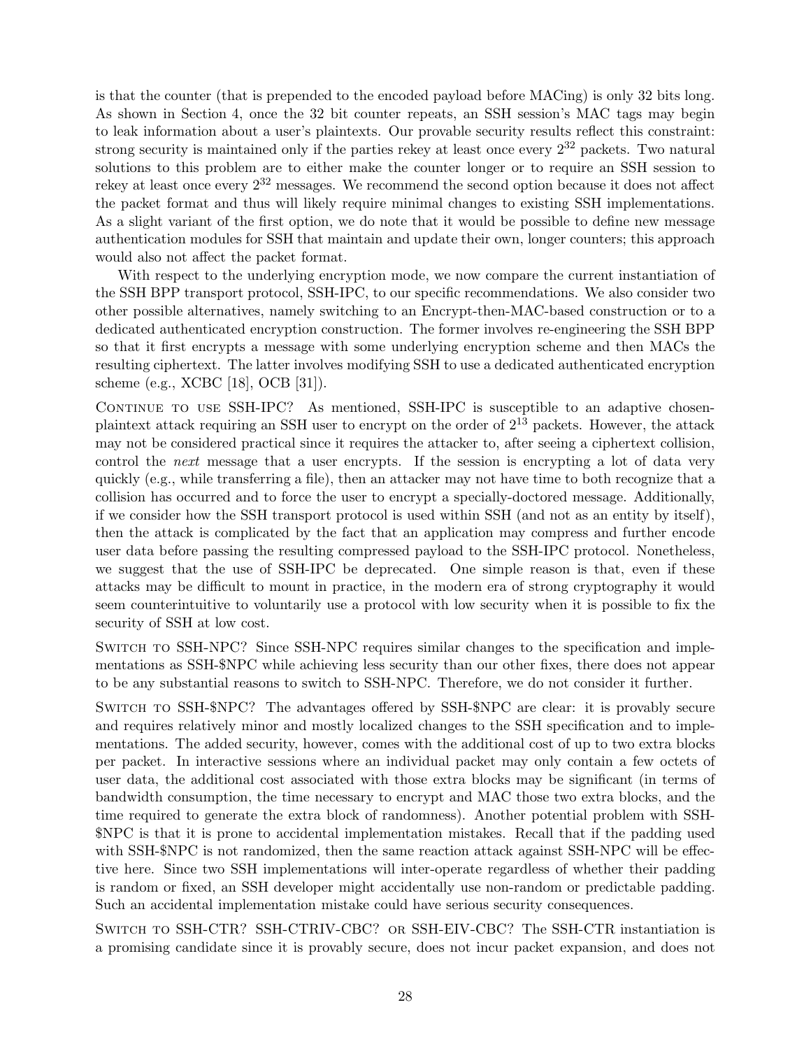is that the counter (that is prepended to the encoded payload before MACing) is only 32 bits long. As shown in Section 4, once the 32 bit counter repeats, an SSH session's MAC tags may begin to leak information about a user's plaintexts. Our provable security results reflect this constraint: strong security is maintained only if the parties rekey at least once every $2^{32}$ packets. Two natural solutions to this problem are to either make the counter longer or to require an SSH session to rekey at least once every $2^{32}$ messages. We recommend the second option because it does not affect the packet format and thus will likely require minimal changes to existing SSH implementations. As a slight variant of the first option, we do note that it would be possible to define new message authentication modules for SSH that maintain and update their own, longer counters; this approach would also not affect the packet format.

With respect to the underlying encryption mode, we now compare the current instantiation of the SSH BPP transport protocol, SSH-IPC, to our specific recommendations. We also consider two other possible alternatives, namely switching to an Encrypt-then-MAC-based construction or to a dedicated authenticated encryption construction. The former involves re-engineering the SSH BPP so that it first encrypts a message with some underlying encryption scheme and then MACs the resulting ciphertext. The latter involves modifying SSH to use a dedicated authenticated encryption scheme (e.g., XCBC [18], OCB [31]).

Continue to use SSH-IPC? As mentioned, SSH-IPC is susceptible to an adaptive chosen-plaintext attack requiring an SSH user to encrypt on the order of $2^{13}$ packets. However, the attack may not be considered practical since it requires the attacker to, after seeing a ciphertext collision, control the *next* message that a user encrypts. If the session is encrypting a lot of data very quickly (e.g., while transferring a file), then an attacker may not have time to both recognize that a collision has occurred and to force the user to encrypt a specially-doctored message. Additionally, if we consider how the SSH transport protocol is used within SSH (and not as an entity by itself), then the attack is complicated by the fact that an application may compress and further encode user data before passing the resulting compressed payload to the SSH-IPC protocol. Nonetheless, we suggest that the use of SSH-IPC be deprecated. One simple reason is that, even if these attacks may be difficult to mount in practice, in the modern era of strong cryptography it would seem counterintuitive to voluntarily use a protocol with low security when it is possible to fix the security of SSH at low cost.

Switch to SSH-NPC? Since SSH-NPC requires similar changes to the specification and implementations as SSH-$NPC while achieving less security than our other fixes, there does not appear to be any substantial reasons to switch to SSH-NPC. Therefore, we do not consider it further.

Switch to SSH-$NPC? The advantages offered by SSH-$NPC are clear: it is provably secure and requires relatively minor and mostly localized changes to the SSH specification and to implementations. The added security, however, comes with the additional cost of up to two extra blocks per packet. In interactive sessions where an individual packet may only contain a few octets of user data, the additional cost associated with those extra blocks may be significant (in terms of bandwidth consumption, the time necessary to encrypt and MAC those two extra blocks, and the time required to generate the extra block of randomness). Another potential problem with SSH-$NPC is that it is prone to accidental implementation mistakes. Recall that if the padding used with SSH-$NPC is not randomized, then the same reaction attack against SSH-NPC will be effective here. Since two SSH implementations will inter-operate regardless of whether their padding is random or fixed, an SSH developer might accidentally use non-random or predictable padding. Such an accidental implementation mistake could have serious security consequences.

Switch to SSH-CTR? SSH-CTRIV-CBC? or SSH-EIV-CBC? The SSH-CTR instantiation is a promising candidate since it is provably secure, does not incur packet expansion, and does not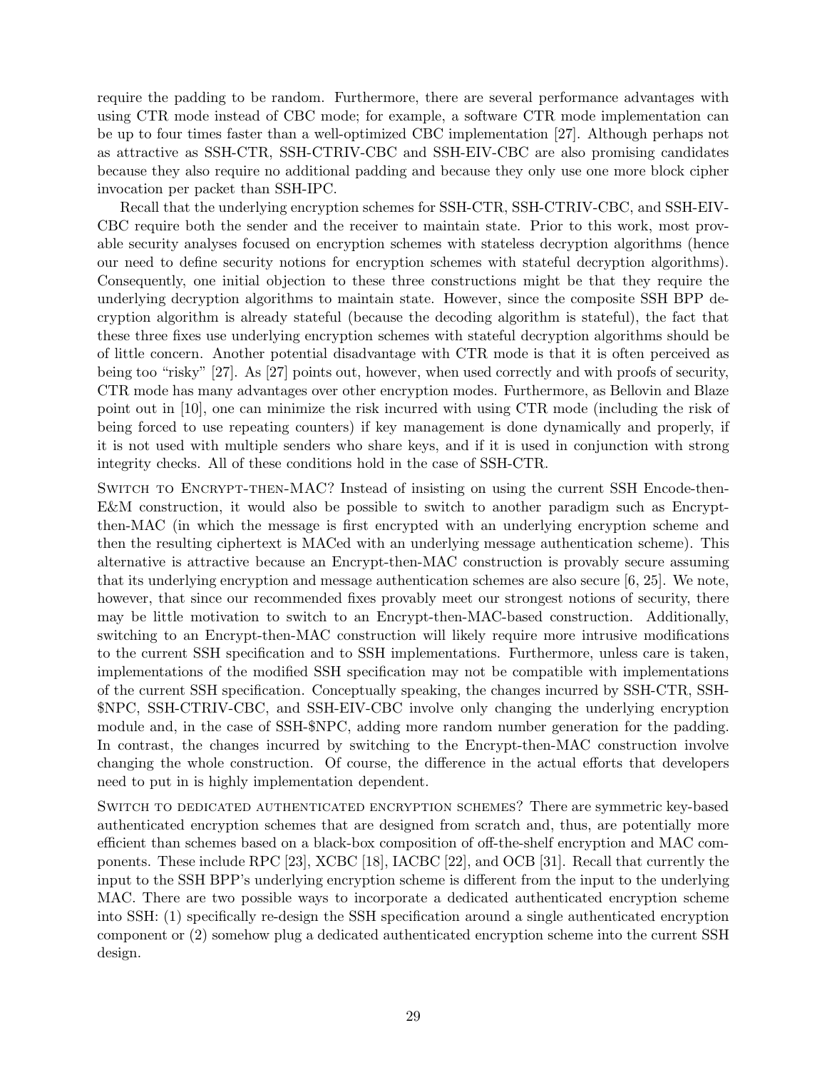require the padding to be random. Furthermore, there are several performance advantages with using CTR mode instead of CBC mode; for example, a software CTR mode implementation can be up to four times faster than a well-optimized CBC implementation [27]. Although perhaps not as attractive as SSH-CTR, SSH-CTRIV-CBC and SSH-EIV-CBC are also promising candidates because they also require no additional padding and because they only use one more block cipher invocation per packet than SSH-IPC.

Recall that the underlying encryption schemes for SSH-CTR, SSH-CTRIV-CBC, and SSH-EIV-CBC require both the sender and the receiver to maintain state. Prior to this work, most provable security analyses focused on encryption schemes with stateless decryption algorithms (hence our need to define security notions for encryption schemes with stateful decryption algorithms). Consequently, one initial objection to these three constructions might be that they require the underlying decryption algorithms to maintain state. However, since the composite SSH BPP decryption algorithm is already stateful (because the decoding algorithm is stateful), the fact that these three fixes use underlying encryption schemes with stateful decryption algorithms should be of little concern. Another potential disadvantage with CTR mode is that it is often perceived as being too "risky" [27]. As [27] points out, however, when used correctly and with proofs of security, CTR mode has many advantages over other encryption modes. Furthermore, as Bellovin and Blaze point out in [10], one can minimize the risk incurred with using CTR mode (including the risk of being forced to use repeating counters) if key management is done dynamically and properly, if it is not used with multiple senders who share keys, and if it is used in conjunction with strong integrity checks. All of these conditions hold in the case of SSH-CTR.

Switch to Encrypt-then-MAC? Instead of insisting on using the current SSH Encode-then-E&M construction, it would also be possible to switch to another paradigm such as Encrypt-then-MAC (in which the message is first encrypted with an underlying encryption scheme and then the resulting ciphertext is MACed with an underlying message authentication scheme). This alternative is attractive because an Encrypt-then-MAC construction is provably secure assuming that its underlying encryption and message authentication schemes are also secure [6, 25]. We note, however, that since our recommended fixes provably meet our strongest notions of security, there may be little motivation to switch to an Encrypt-then-MAC-based construction. Additionally, switching to an Encrypt-then-MAC construction will likely require more intrusive modifications to the current SSH specification and to SSH implementations. Furthermore, unless care is taken, implementations of the modified SSH specification may not be compatible with implementations of the current SSH specification. Conceptually speaking, the changes incurred by SSH-CTR, SSH-$NPC, SSH-CTRIV-CBC, and SSH-EIV-CBC involve only changing the underlying encryption module and, in the case of SSH-$NPC, adding more random number generation for the padding. In contrast, the changes incurred by switching to the Encrypt-then-MAC construction involve changing the whole construction. Of course, the difference in the actual efforts that developers need to put in is highly implementation dependent.

Switch to dedicated authenticated encryption schemes? There are symmetric key-based authenticated encryption schemes that are designed from scratch and, thus, are potentially more efficient than schemes based on a black-box composition of off-the-shelf encryption and MAC components. These include RPC [23], XCBC [18], IACBC [22], and OCB [31]. Recall that currently the input to the SSH BPP's underlying encryption scheme is different from the input to the underlying MAC. There are two possible ways to incorporate a dedicated authenticated encryption scheme into SSH: (1) specifically re-design the SSH specification around a single authenticated encryption component or (2) somehow plug a dedicated authenticated encryption scheme into the current SSH design.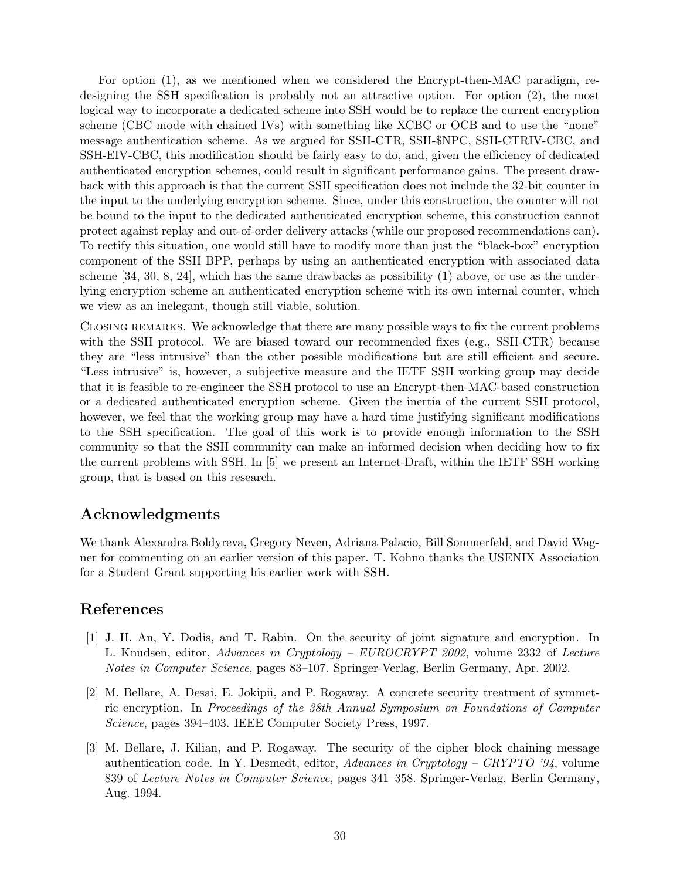For option (1), as we mentioned when we considered the Encrypt-then-MAC paradigm, redesigning the SSH specification is probably not an attractive option. For option (2), the most logical way to incorporate a dedicated scheme into SSH would be to replace the current encryption scheme (CBC mode with chained IVs) with something like XCBC or OCB and to use the "none" message authentication scheme. As we argued for SSH-CTR, SSH-$NPC, SSH-CTRIV-CBC, and SSH-EIV-CBC, this modification should be fairly easy to do, and, given the efficiency of dedicated authenticated encryption schemes, could result in significant performance gains. The present drawback with this approach is that the current SSH specification does not include the 32-bit counter in the input to the underlying encryption scheme. Since, under this construction, the counter will not be bound to the input to the dedicated authenticated encryption scheme, this construction cannot protect against replay and out-of-order delivery attacks (while our proposed recommendations can). To rectify this situation, one would still have to modify more than just the "black-box" encryption component of the SSH BPP, perhaps by using an authenticated encryption with associated data scheme [34, 30, 8, 24], which has the same drawbacks as possibility (1) above, or use as the underlying encryption scheme an authenticated encryption scheme with its own internal counter, which we view as an inelegant, though still viable, solution.

Closing remarks. We acknowledge that there are many possible ways to fix the current problems with the SSH protocol. We are biased toward our recommended fixes (e.g., SSH-CTR) because they are "less intrusive" than the other possible modifications but are still efficient and secure. "Less intrusive" is, however, a subjective measure and the IETF SSH working group may decide that it is feasible to re-engineer the SSH protocol to use an Encrypt-then-MAC-based construction or a dedicated authenticated encryption scheme. Given the inertia of the current SSH protocol, however, we feel that the working group may have a hard time justifying significant modifications to the SSH specification. The goal of this work is to provide enough information to the SSH community so that the SSH community can make an informed decision when deciding how to fix the current problems with SSH. In [5] we present an Internet-Draft, within the IETF SSH working group, that is based on this research.

## Acknowledgments

We thank Alexandra Boldyreva, Gregory Neven, Adriana Palacio, Bill Sommerfeld, and David Wagner for commenting on an earlier version of this paper. T. Kohno thanks the USENIX Association for a Student Grant supporting his earlier work with SSH.

## References

[1] J. H. An, Y. Dodis, and T. Rabin. On the security of joint signature and encryption. In L. Knudsen, editor, *Advances in Cryptology – EUROCRYPT 2002*, volume 2332 of *Lecture Notes in Computer Science*, pages 83–107. Springer-Verlag, Berlin Germany, Apr. 2002.

[2] M. Bellare, A. Desai, E. Jokipii, and P. Rogaway. A concrete security treatment of symmetric encryption. In *Proceedings of the 38th Annual Symposium on Foundations of Computer Science*, pages 394–403. IEEE Computer Society Press, 1997.

[3] M. Bellare, J. Kilian, and P. Rogaway. The security of the cipher block chaining message authentication code. In Y. Desmedt, editor, *Advances in Cryptology – CRYPTO '94*, volume 839 of *Lecture Notes in Computer Science*, pages 341–358. Springer-Verlag, Berlin Germany, Aug. 1994.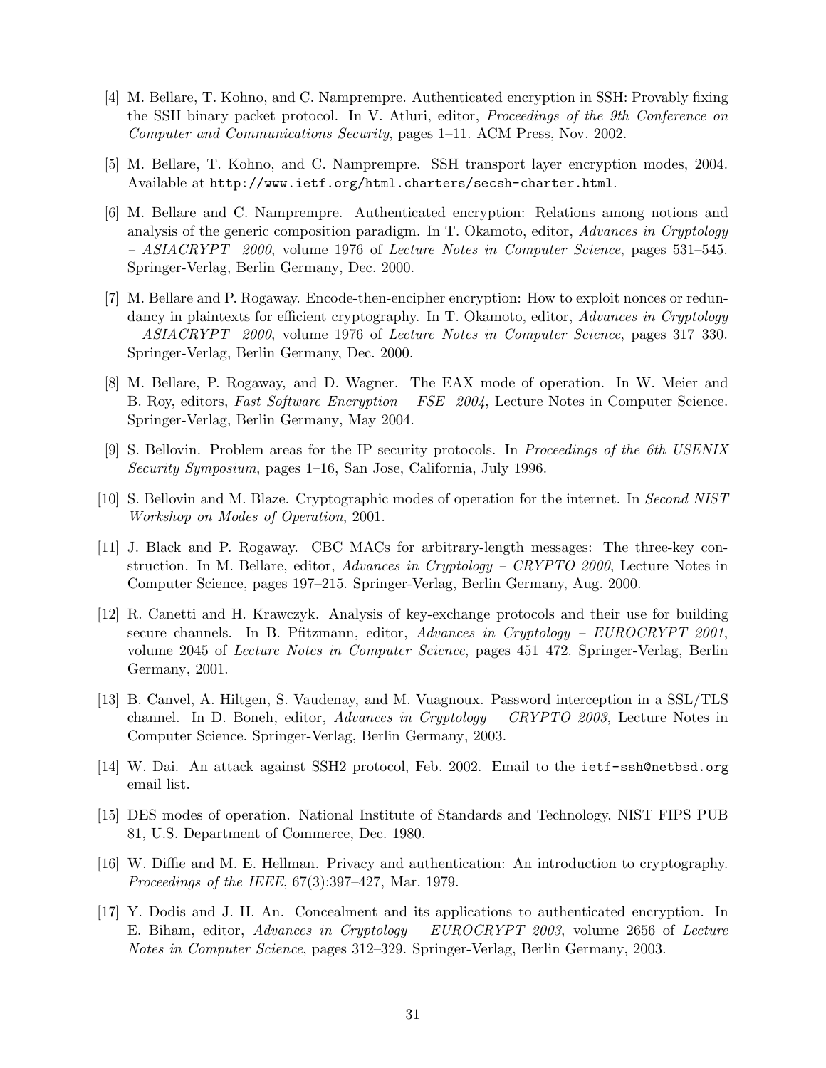[4] M. Bellare, T. Kohno, and C. Namprempre. Authenticated encryption in SSH: Provably fixing the SSH binary packet protocol. In V. Atluri, editor, *Proceedings of the 9th Conference on Computer and Communications Security*, pages 1–11. ACM Press, Nov. 2002.

[5] M. Bellare, T. Kohno, and C. Namprempre. SSH transport layer encryption modes, 2004. Available at `http://www.ietf.org/html.charters/secsh-charter.html`.

[6] M. Bellare and C. Namprempre. Authenticated encryption: Relations among notions and analysis of the generic composition paradigm. In T. Okamoto, editor, *Advances in Cryptology – ASIACRYPT 2000*, volume 1976 of *Lecture Notes in Computer Science*, pages 531–545. Springer-Verlag, Berlin Germany, Dec. 2000.

[7] M. Bellare and P. Rogaway. Encode-then-encipher encryption: How to exploit nonces or redundancy in plaintexts for efficient cryptography. In T. Okamoto, editor, *Advances in Cryptology – ASIACRYPT 2000*, volume 1976 of *Lecture Notes in Computer Science*, pages 317–330. Springer-Verlag, Berlin Germany, Dec. 2000.

[8] M. Bellare, P. Rogaway, and D. Wagner. The EAX mode of operation. In W. Meier and B. Roy, editors, *Fast Software Encryption – FSE 2004*, Lecture Notes in Computer Science. Springer-Verlag, Berlin Germany, May 2004.

[9] S. Bellovin. Problem areas for the IP security protocols. In *Proceedings of the 6th USENIX Security Symposium*, pages 1–16, San Jose, California, July 1996.

[10] S. Bellovin and M. Blaze. Cryptographic modes of operation for the internet. In *Second NIST Workshop on Modes of Operation*, 2001.

[11] J. Black and P. Rogaway. CBC MACs for arbitrary-length messages: The three-key construction. In M. Bellare, editor, *Advances in Cryptology – CRYPTO 2000*, Lecture Notes in Computer Science, pages 197–215. Springer-Verlag, Berlin Germany, Aug. 2000.

[12] R. Canetti and H. Krawczyk. Analysis of key-exchange protocols and their use for building secure channels. In B. Pfitzmann, editor, *Advances in Cryptology – EUROCRYPT 2001*, volume 2045 of *Lecture Notes in Computer Science*, pages 451–472. Springer-Verlag, Berlin Germany, 2001.

[13] B. Canvel, A. Hiltgen, S. Vaudenay, and M. Vuagnoux. Password interception in a SSL/TLS channel. In D. Boneh, editor, *Advances in Cryptology – CRYPTO 2003*, Lecture Notes in Computer Science. Springer-Verlag, Berlin Germany, 2003.

[14] W. Dai. An attack against SSH2 protocol, Feb. 2002. Email to the `ietf-ssh@netbsd.org` email list.

[15] DES modes of operation. National Institute of Standards and Technology, NIST FIPS PUB 81, U.S. Department of Commerce, Dec. 1980.

[16] W. Diffie and M. E. Hellman. Privacy and authentication: An introduction to cryptography. *Proceedings of the IEEE*, 67(3):397–427, Mar. 1979.

[17] Y. Dodis and J. H. An. Concealment and its applications to authenticated encryption. In E. Biham, editor, *Advances in Cryptology – EUROCRYPT 2003*, volume 2656 of *Lecture Notes in Computer Science*, pages 312–329. Springer-Verlag, Berlin Germany, 2003.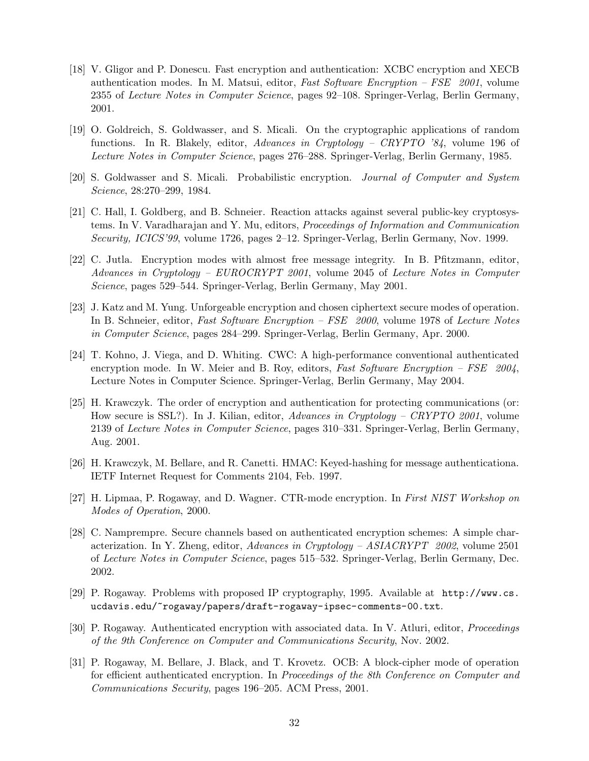[18] V. Gligor and P. Donescu. Fast encryption and authentication: XCBC encryption and XECB authentication modes. In M. Matsui, editor, *Fast Software Encryption – FSE 2001*, volume 2355 of *Lecture Notes in Computer Science*, pages 92–108. Springer-Verlag, Berlin Germany, 2001.

[19] O. Goldreich, S. Goldwasser, and S. Micali. On the cryptographic applications of random functions. In R. Blakely, editor, *Advances in Cryptology – CRYPTO '84*, volume 196 of *Lecture Notes in Computer Science*, pages 276–288. Springer-Verlag, Berlin Germany, 1985.

[20] S. Goldwasser and S. Micali. Probabilistic encryption. *Journal of Computer and System Science*, 28:270–299, 1984.

[21] C. Hall, I. Goldberg, and B. Schneier. Reaction attacks against several public-key cryptosystems. In V. Varadharajan and Y. Mu, editors, *Proceedings of Information and Communication Security, ICICS'99*, volume 1726, pages 2–12. Springer-Verlag, Berlin Germany, Nov. 1999.

[22] C. Jutla. Encryption modes with almost free message integrity. In B. Pfitzmann, editor, *Advances in Cryptology – EUROCRYPT 2001*, volume 2045 of *Lecture Notes in Computer Science*, pages 529–544. Springer-Verlag, Berlin Germany, May 2001.

[23] J. Katz and M. Yung. Unforgeable encryption and chosen ciphertext secure modes of operation. In B. Schneier, editor, *Fast Software Encryption – FSE 2000*, volume 1978 of *Lecture Notes in Computer Science*, pages 284–299. Springer-Verlag, Berlin Germany, Apr. 2000.

[24] T. Kohno, J. Viega, and D. Whiting. CWC: A high-performance conventional authenticated encryption mode. In W. Meier and B. Roy, editors, *Fast Software Encryption – FSE 2004*, Lecture Notes in Computer Science. Springer-Verlag, Berlin Germany, May 2004.

[25] H. Krawczyk. The order of encryption and authentication for protecting communications (or: How secure is SSL?). In J. Kilian, editor, *Advances in Cryptology – CRYPTO 2001*, volume 2139 of *Lecture Notes in Computer Science*, pages 310–331. Springer-Verlag, Berlin Germany, Aug. 2001.

[26] H. Krawczyk, M. Bellare, and R. Canetti. HMAC: Keyed-hashing for message authenticationa. IETF Internet Request for Comments 2104, Feb. 1997.

[27] H. Lipmaa, P. Rogaway, and D. Wagner. CTR-mode encryption. In *First NIST Workshop on Modes of Operation*, 2000.

[28] C. Namprempre. Secure channels based on authenticated encryption schemes: A simple characterization. In Y. Zheng, editor, *Advances in Cryptology – ASIACRYPT 2002*, volume 2501 of *Lecture Notes in Computer Science*, pages 515–532. Springer-Verlag, Berlin Germany, Dec. 2002.

[29] P. Rogaway. Problems with proposed IP cryptography, 1995. Available at `http://www.cs.ucdavis.edu/~rogaway/papers/draft-rogaway-ipsec-comments-00.txt`.

[30] P. Rogaway. Authenticated encryption with associated data. In V. Atluri, editor, *Proceedings of the 9th Conference on Computer and Communications Security*, Nov. 2002.

[31] P. Rogaway, M. Bellare, J. Black, and T. Krovetz. OCB: A block-cipher mode of operation for efficient authenticated encryption. In *Proceedings of the 8th Conference on Computer and Communications Security*, pages 196–205. ACM Press, 2001.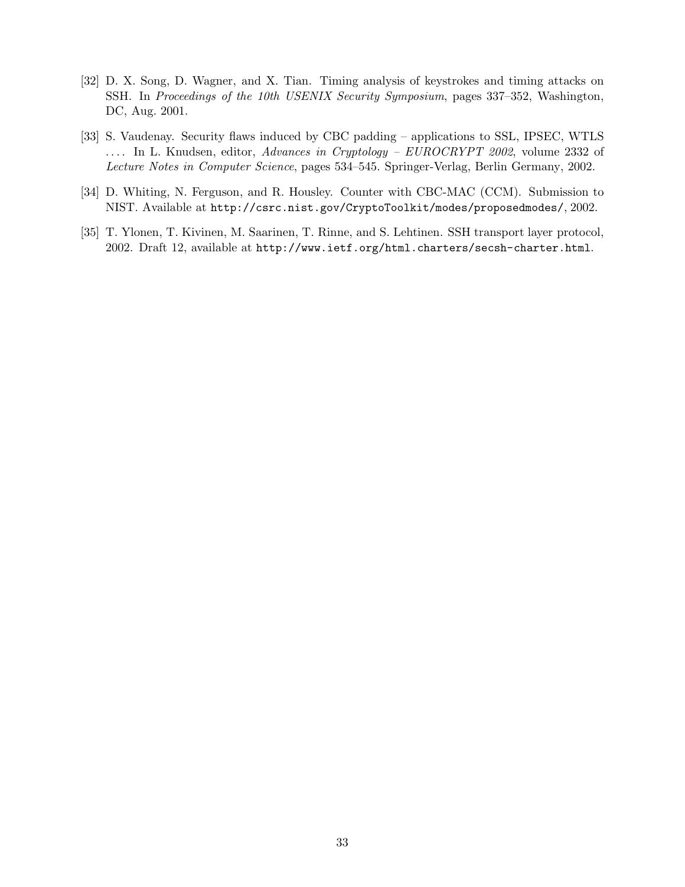[32] D. X. Song, D. Wagner, and X. Tian. Timing analysis of keystrokes and timing attacks on SSH. In *Proceedings of the 10th USENIX Security Symposium*, pages 337–352, Washington, DC, Aug. 2001.

[33] S. Vaudenay. Security flaws induced by CBC padding – applications to SSL, IPSEC, WTLS .... In L. Knudsen, editor, *Advances in Cryptology – EUROCRYPT 2002*, volume 2332 of *Lecture Notes in Computer Science*, pages 534–545. Springer-Verlag, Berlin Germany, 2002.

[34] D. Whiting, N. Ferguson, and R. Housley. Counter with CBC-MAC (CCM). Submission to NIST. Available at `http://csrc.nist.gov/CryptoToolkit/modes/proposedmodes/`, 2002.

[35] T. Ylonen, T. Kivinen, M. Saarinen, T. Rinne, and S. Lehtinen. SSH transport layer protocol, 2002. Draft 12, available at `http://www.ietf.org/html.charters/secsh-charter.html`.